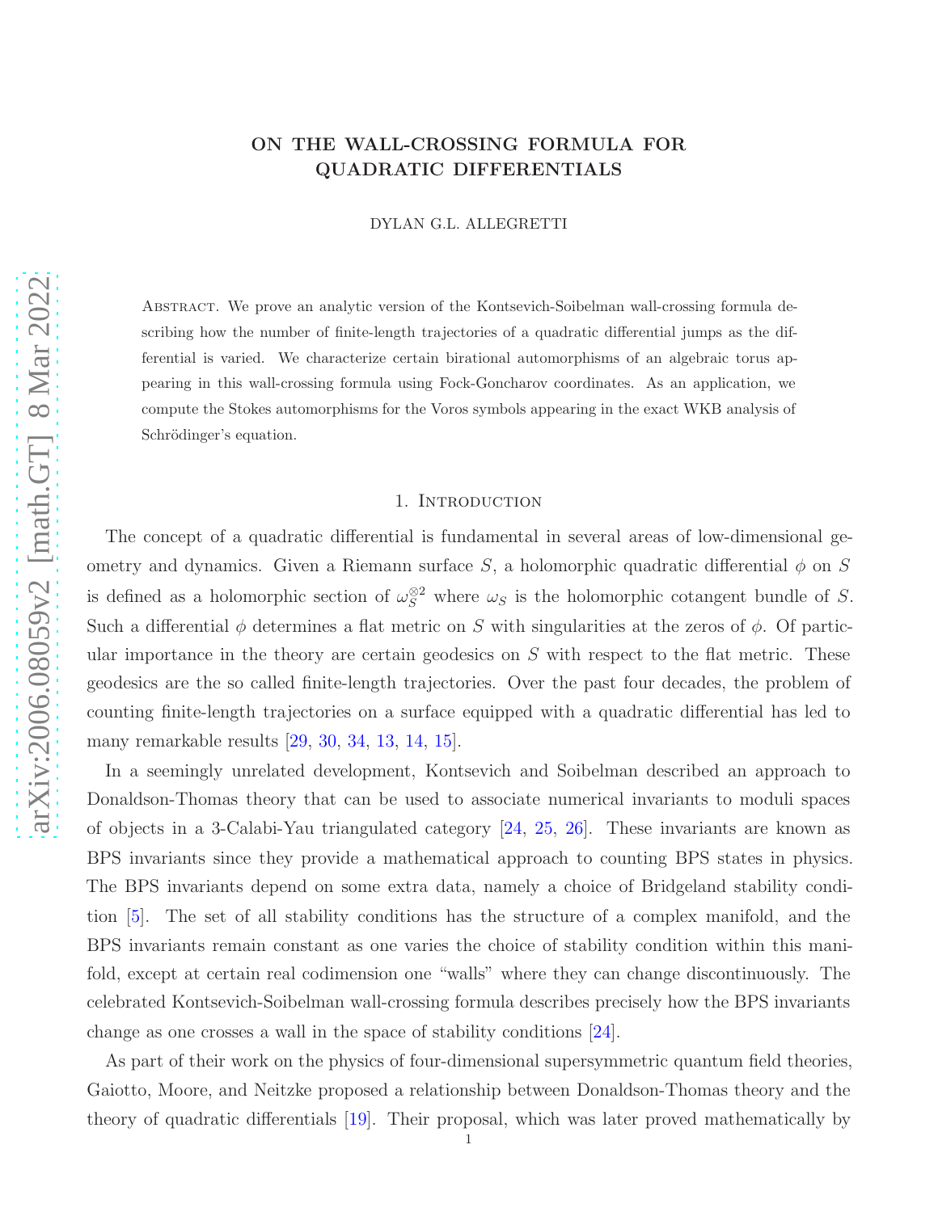# ON THE WALL-CROSSING FORMULA FOR QUADRATIC DIFFERENTIALS

DYLAN G.L. ALLEGRETTI

Abstract. We prove an analytic version of the Kontsevich-Soibelman wall-crossing formula describing how the number of finite-length trajectories of a quadratic differential jumps as the differential is varied. We characterize certain birational automorphisms of an algebraic torus appearing in this wall-crossing formula using Fock-Goncharov coordinates. As an application, we compute the Stokes automorphisms for the Voros symbols appearing in the exact WKB analysis of Schrödinger's equation.

## 1. Introduction

The concept of a quadratic differential is fundamental in several areas of low-dimensional geometry and dynamics. Given a Riemann surface $S$, a holomorphic quadratic differential $\phi$ on $S$ is defined as a holomorphic section of $\omega_S^{\otimes 2}$ where $\omega_S$ is the holomorphic cotangent bundle of $S$. Such a differential $\phi$ determines a flat metric on $S$ with singularities at the zeros of $\phi$. Of particular importance in the theory are certain geodesics on $S$ with respect to the flat metric. These geodesics are the so called finite-length trajectories. Over the past four decades, the problem of counting finite-length trajectories on a surface equipped with a quadratic differential has led to many remarkable results [29, 30, 34, 13, 14, 15].

In a seemingly unrelated development, Kontsevich and Soibelman described an approach to Donaldson-Thomas theory that can be used to associate numerical invariants to moduli spaces of objects in a 3-Calabi-Yau triangulated category [24, 25, 26]. These invariants are known as BPS invariants since they provide a mathematical approach to counting BPS states in physics. The BPS invariants depend on some extra data, namely a choice of Bridgeland stability condition [5]. The set of all stability conditions has the structure of a complex manifold, and the BPS invariants remain constant as one varies the choice of stability condition within this manifold, except at certain real codimension one "walls" where they can change discontinuously. The celebrated Kontsevich-Soibelman wall-crossing formula describes precisely how the BPS invariants change as one crosses a wall in the space of stability conditions [24].

As part of their work on the physics of four-dimensional supersymmetric quantum field theories, Gaiotto, Moore, and Neitzke proposed a relationship between Donaldson-Thomas theory and the theory of quadratic differentials [19]. Their proposal, which was later proved mathematically by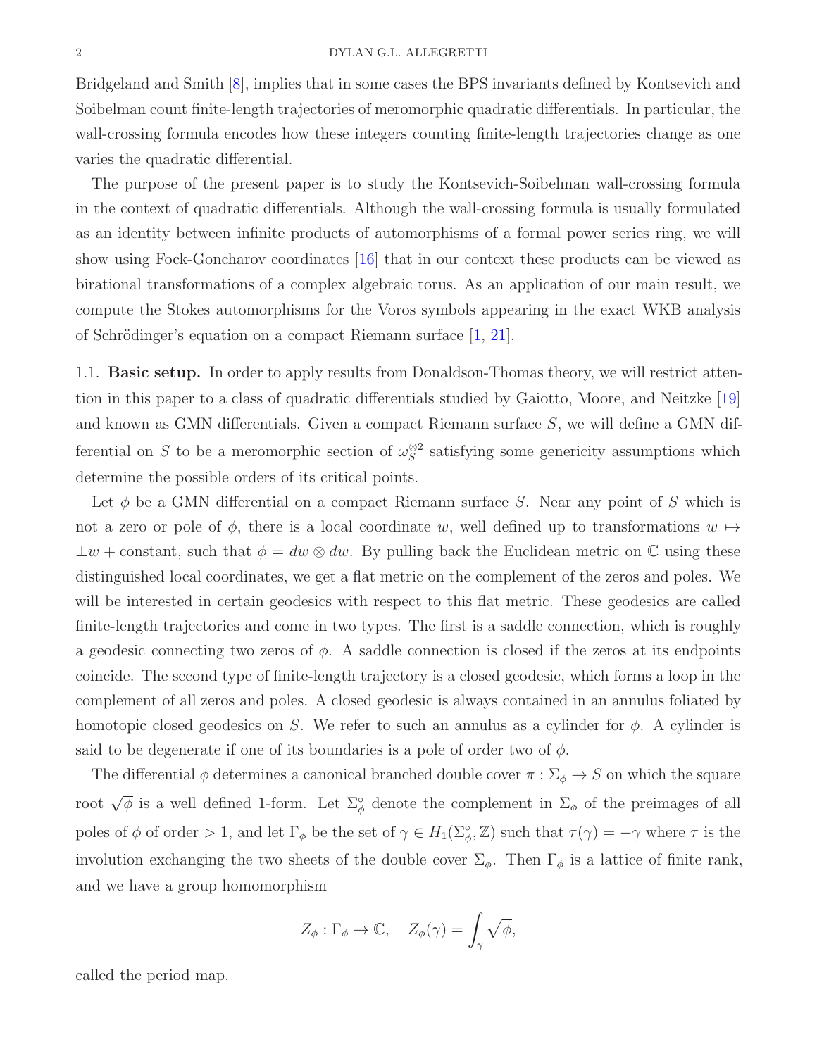Bridgeland and Smith [8], implies that in some cases the BPS invariants defined by Kontsevich and Soibelman count finite-length trajectories of meromorphic quadratic differentials. In particular, the wall-crossing formula encodes how these integers counting finite-length trajectories change as one varies the quadratic differential.

The purpose of the present paper is to study the Kontsevich-Soibelman wall-crossing formula in the context of quadratic differentials. Although the wall-crossing formula is usually formulated as an identity between infinite products of automorphisms of a formal power series ring, we will show using Fock-Goncharov coordinates [16] that in our context these products can be viewed as birational transformations of a complex algebraic torus. As an application of our main result, we compute the Stokes automorphisms for the Voros symbols appearing in the exact WKB analysis of Schrödinger's equation on a compact Riemann surface [1, 21].

1.1. **Basic setup.** In order to apply results from Donaldson-Thomas theory, we will restrict attention in this paper to a class of quadratic differentials studied by Gaiotto, Moore, and Neitzke [19] and known as GMN differentials. Given a compact Riemann surface $S$, we will define a GMN differential on $S$ to be a meromorphic section of $\omega_S^{\otimes 2}$ satisfying some genericity assumptions which determine the possible orders of its critical points.

Let $\phi$ be a GMN differential on a compact Riemann surface $S$. Near any point of $S$ which is not a zero or pole of $\phi$, there is a local coordinate $w$, well defined up to transformations $w \mapsto \pm w + \text{constant}$, such that $\phi = dw \otimes dw$. By pulling back the Euclidean metric on $\mathbb{C}$ using these distinguished local coordinates, we get a flat metric on the complement of the zeros and poles. We will be interested in certain geodesics with respect to this flat metric. These geodesics are called finite-length trajectories and come in two types. The first is a saddle connection, which is roughly a geodesic connecting two zeros of $\phi$. A saddle connection is closed if the zeros at its endpoints coincide. The second type of finite-length trajectory is a closed geodesic, which forms a loop in the complement of all zeros and poles. A closed geodesic is always contained in an annulus foliated by homotopic closed geodesics on $S$. We refer to such an annulus as a cylinder for $\phi$. A cylinder is said to be degenerate if one of its boundaries is a pole of order two of $\phi$.

The differential $\phi$ determines a canonical branched double cover $\pi : \Sigma_\phi \to S$ on which the square root $\sqrt{\phi}$ is a well defined 1-form. Let $\Sigma_\phi^\circ$ denote the complement in $\Sigma_\phi$ of the preimages of all poles of $\phi$ of order $> 1$, and let $\Gamma_\phi$ be the set of $\gamma \in H_1(\Sigma_\phi^\circ, \mathbb{Z})$ such that $\tau(\gamma) = -\gamma$ where $\tau$ is the involution exchanging the two sheets of the double cover $\Sigma_\phi$. Then $\Gamma_\phi$ is a lattice of finite rank, and we have a group homomorphism

$$Z_\phi : \Gamma_\phi \to \mathbb{C}, \quad Z_\phi(\gamma) = \int_\gamma \sqrt{\phi},$$

called the period map.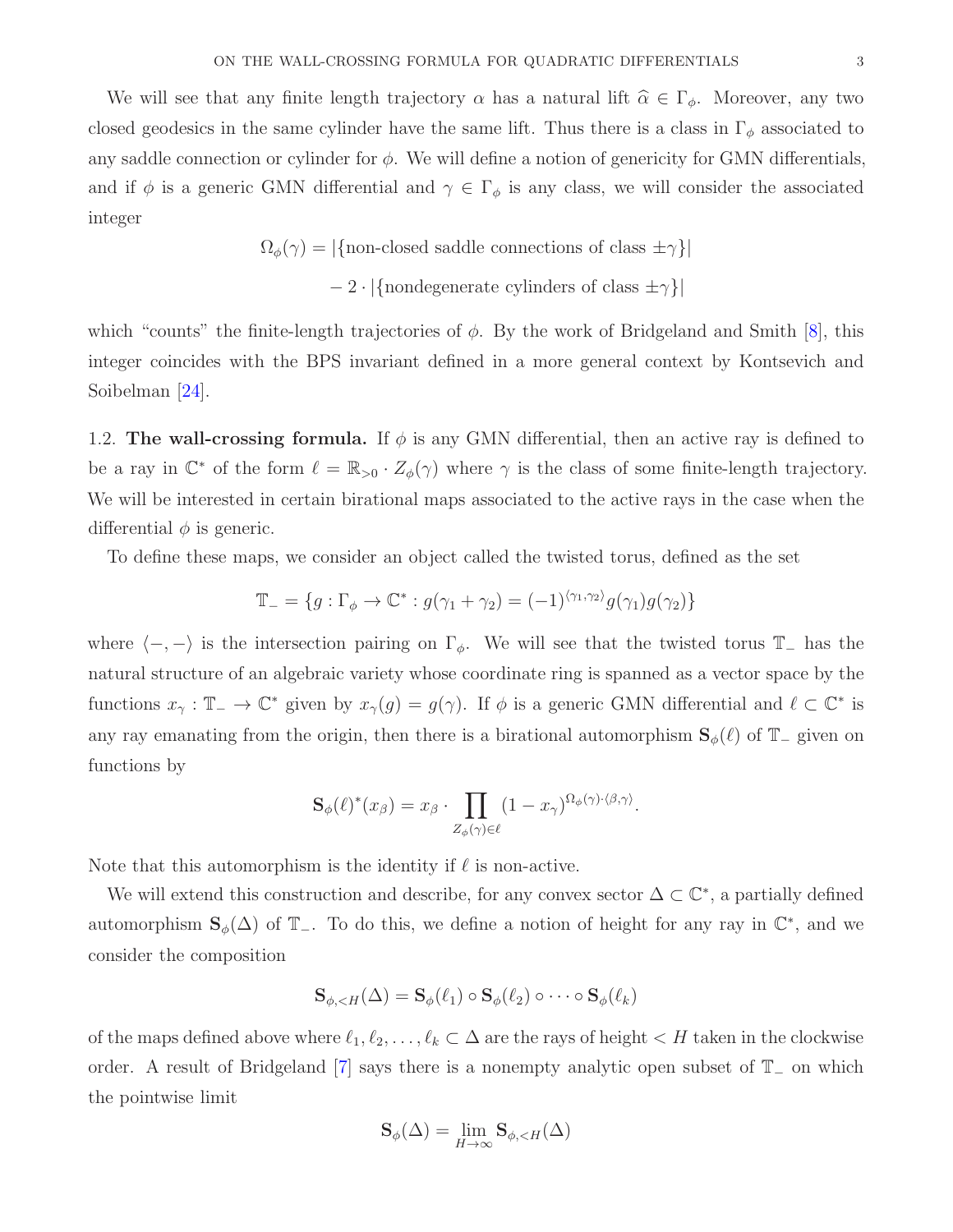We will see that any finite length trajectory $\alpha$ has a natural lift $\widehat{\alpha} \in \Gamma_\phi$. Moreover, any two closed geodesics in the same cylinder have the same lift. Thus there is a class in $\Gamma_\phi$ associated to any saddle connection or cylinder for $\phi$. We will define a notion of genericity for GMN differentials, and if $\phi$ is a generic GMN differential and $\gamma \in \Gamma_\phi$ is any class, we will consider the associated integer

$$
\begin{aligned}
\Omega_\phi(\gamma) = &\ |\{\text{non-closed saddle connections of class } \pm\gamma\}| \\
&- 2 \cdot |\{\text{nondegenerate cylinders of class } \pm\gamma\}|
\end{aligned}
$$

which "counts" the finite-length trajectories of $\phi$. By the work of Bridgeland and Smith [8], this integer coincides with the BPS invariant defined in a more general context by Kontsevich and Soibelman [24].

1.2. **The wall-crossing formula.** If $\phi$ is any GMN differential, then an active ray is defined to be a ray in $\mathbb{C}^*$ of the form $\ell = \mathbb{R}_{>0} \cdot Z_\phi(\gamma)$ where $\gamma$ is the class of some finite-length trajectory. We will be interested in certain birational maps associated to the active rays in the case when the differential $\phi$ is generic.

To define these maps, we consider an object called the twisted torus, defined as the set

$$
\mathbb{T}_- = \{g : \Gamma_\phi \to \mathbb{C}^* : g(\gamma_1 + \gamma_2) = (-1)^{\langle \gamma_1, \gamma_2 \rangle} g(\gamma_1) g(\gamma_2)\}
$$

where $\langle -, - \rangle$ is the intersection pairing on $\Gamma_\phi$. We will see that the twisted torus $\mathbb{T}_-$ has the natural structure of an algebraic variety whose coordinate ring is spanned as a vector space by the functions $x_\gamma : \mathbb{T}_- \to \mathbb{C}^*$ given by $x_\gamma(g) = g(\gamma)$. If $\phi$ is a generic GMN differential and $\ell \subset \mathbb{C}^*$ is any ray emanating from the origin, then there is a birational automorphism $\mathbf{S}_\phi(\ell)$ of $\mathbb{T}_-$ given on functions by

$$
\mathbf{S}_\phi(\ell)^*(x_\beta) = x_\beta \cdot \prod_{Z_\phi(\gamma) \in \ell} (1 - x_\gamma)^{\Omega_\phi(\gamma) \cdot \langle \beta, \gamma \rangle}.
$$

Note that this automorphism is the identity if $\ell$ is non-active.

We will extend this construction and describe, for any convex sector $\Delta \subset \mathbb{C}^*$, a partially defined automorphism $\mathbf{S}_\phi(\Delta)$ of $\mathbb{T}_-$. To do this, we define a notion of height for any ray in $\mathbb{C}^*$, and we consider the composition

$$
\mathbf{S}_{\phi, <H}(\Delta) = \mathbf{S}_\phi(\ell_1) \circ \mathbf{S}_\phi(\ell_2) \circ \cdots \circ \mathbf{S}_\phi(\ell_k)
$$

of the maps defined above where $\ell_1, \ell_2, \ldots, \ell_k \subset \Delta$ are the rays of height $< H$ taken in the clockwise order. A result of Bridgeland [7] says there is a nonempty analytic open subset of $\mathbb{T}_-$ on which the pointwise limit

$$
\mathbf{S}_\phi(\Delta) = \lim_{H \to \infty} \mathbf{S}_{\phi, <H}(\Delta)
$$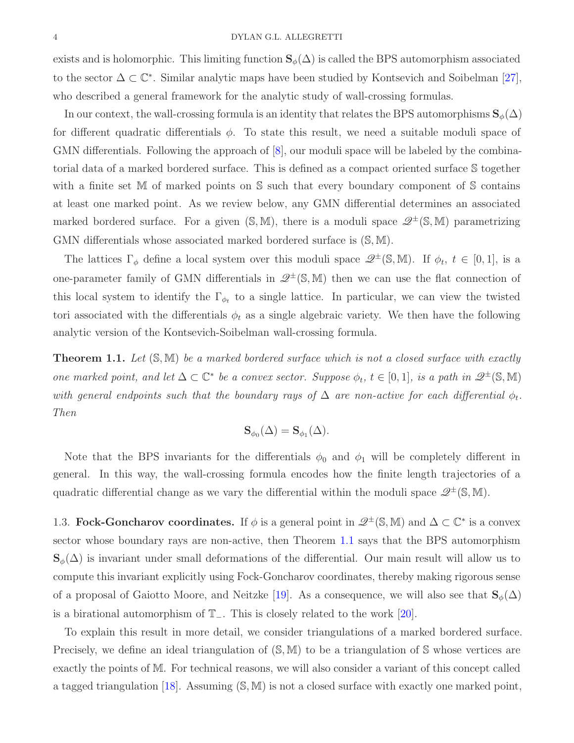exists and is holomorphic. This limiting function $\mathbf{S}_\phi(\Delta)$ is called the BPS automorphism associated to the sector $\Delta \subset \mathbb{C}^*$. Similar analytic maps have been studied by Kontsevich and Soibelman [27], who described a general framework for the analytic study of wall-crossing formulas.

In our context, the wall-crossing formula is an identity that relates the BPS automorphisms $\mathbf{S}_\phi(\Delta)$ for different quadratic differentials $\phi$. To state this result, we need a suitable moduli space of GMN differentials. Following the approach of [8], our moduli space will be labeled by the combinatorial data of a marked bordered surface. This is defined as a compact oriented surface $\mathbb{S}$ together with a finite set $\mathbb{M}$ of marked points on $\mathbb{S}$ such that every boundary component of $\mathbb{S}$ contains at least one marked point. As we review below, any GMN differential determines an associated marked bordered surface. For a given $(\mathbb{S}, \mathbb{M})$, there is a moduli space $\mathscr{Q}^\pm(\mathbb{S}, \mathbb{M})$ parametrizing GMN differentials whose associated marked bordered surface is $(\mathbb{S}, \mathbb{M})$.

The lattices $\Gamma_\phi$ define a local system over this moduli space $\mathscr{Q}^\pm(\mathbb{S}, \mathbb{M})$. If $\phi_t$, $t \in [0,1]$, is a one-parameter family of GMN differentials in $\mathscr{Q}^\pm(\mathbb{S}, \mathbb{M})$ then we can use the flat connection of this local system to identify the $\Gamma_{\phi_t}$ to a single lattice. In particular, we can view the twisted tori associated with the differentials $\phi_t$ as a single algebraic variety. We then have the following analytic version of the Kontsevich-Soibelman wall-crossing formula.

**Theorem 1.1.** *Let $(\mathbb{S}, \mathbb{M})$ be a marked bordered surface which is not a closed surface with exactly one marked point, and let $\Delta \subset \mathbb{C}^*$ be a convex sector. Suppose $\phi_t$, $t \in [0,1]$, is a path in $\mathscr{Q}^\pm(\mathbb{S}, \mathbb{M})$ with general endpoints such that the boundary rays of $\Delta$ are non-active for each differential $\phi_t$. Then*

$$\mathbf{S}_{\phi_0}(\Delta) = \mathbf{S}_{\phi_1}(\Delta).$$

Note that the BPS invariants for the differentials $\phi_0$ and $\phi_1$ will be completely different in general. In this way, the wall-crossing formula encodes how the finite length trajectories of a quadratic differential change as we vary the differential within the moduli space $\mathscr{Q}^\pm(\mathbb{S}, \mathbb{M})$.

### 1.3. Fock-Goncharov coordinates.

If $\phi$ is a general point in $\mathscr{Q}^\pm(\mathbb{S}, \mathbb{M})$ and $\Delta \subset \mathbb{C}^*$ is a convex sector whose boundary rays are non-active, then Theorem 1.1 says that the BPS automorphism $\mathbf{S}_\phi(\Delta)$ is invariant under small deformations of the differential. Our main result will allow us to compute this invariant explicitly using Fock-Goncharov coordinates, thereby making rigorous sense of a proposal of Gaiotto Moore, and Neitzke [19]. As a consequence, we will also see that $\mathbf{S}_\phi(\Delta)$ is a birational automorphism of $\mathbb{T}_-$. This is closely related to the work [20].

To explain this result in more detail, we consider triangulations of a marked bordered surface. Precisely, we define an ideal triangulation of $(\mathbb{S}, \mathbb{M})$ to be a triangulation of $\mathbb{S}$ whose vertices are exactly the points of $\mathbb{M}$. For technical reasons, we will also consider a variant of this concept called a tagged triangulation [18]. Assuming $(\mathbb{S}, \mathbb{M})$ is not a closed surface with exactly one marked point,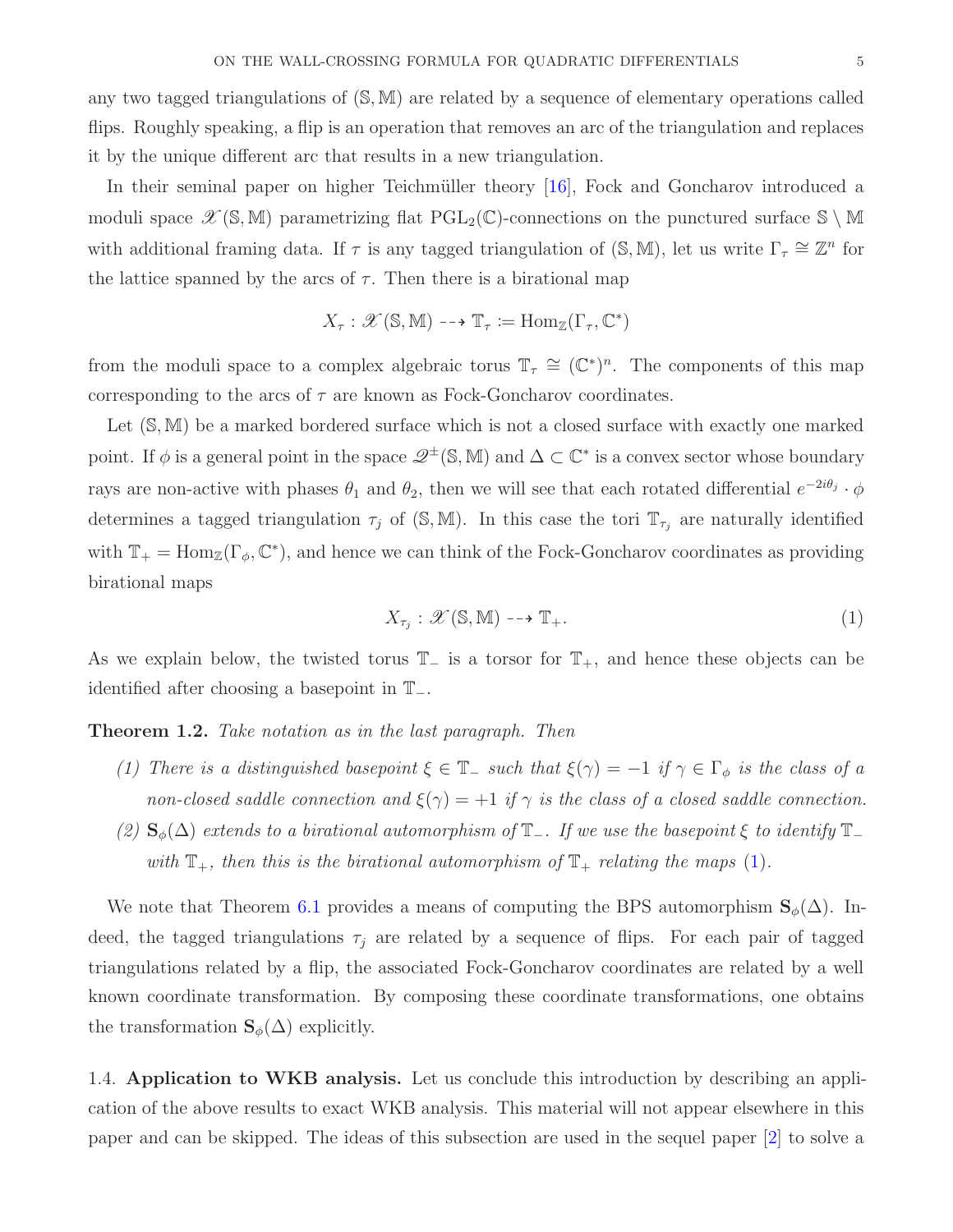any two tagged triangulations of $(\mathbb{S}, \mathbb{M})$ are related by a sequence of elementary operations called flips. Roughly speaking, a flip is an operation that removes an arc of the triangulation and replaces it by the unique different arc that results in a new triangulation.

In their seminal paper on higher Teichmüller theory [16], Fock and Goncharov introduced a moduli space $\mathscr{X}(\mathbb{S}, \mathbb{M})$ parametrizing flat $\mathrm{PGL}_2(\mathbb{C})$-connections on the punctured surface $\mathbb{S} \setminus \mathbb{M}$ with additional framing data. If $\tau$ is any tagged triangulation of $(\mathbb{S}, \mathbb{M})$, let us write $\Gamma_\tau \cong \mathbb{Z}^n$ for the lattice spanned by the arcs of $\tau$. Then there is a birational map

$$X_\tau : \mathscr{X}(\mathbb{S}, \mathbb{M}) \dashrightarrow \mathbb{T}_\tau := \mathrm{Hom}_{\mathbb{Z}}(\Gamma_\tau, \mathbb{C}^*)$$

from the moduli space to a complex algebraic torus $\mathbb{T}_\tau \cong (\mathbb{C}^*)^n$. The components of this map corresponding to the arcs of $\tau$ are known as Fock-Goncharov coordinates.

Let $(\mathbb{S}, \mathbb{M})$ be a marked bordered surface which is not a closed surface with exactly one marked point. If $\phi$ is a general point in the space $\mathscr{Q}^\pm(\mathbb{S}, \mathbb{M})$ and $\Delta \subset \mathbb{C}^*$ is a convex sector whose boundary rays are non-active with phases $\theta_1$ and $\theta_2$, then we will see that each rotated differential $e^{-2i\theta_j} \cdot \phi$ determines a tagged triangulation $\tau_j$ of $(\mathbb{S}, \mathbb{M})$. In this case the tori $\mathbb{T}_{\tau_j}$ are naturally identified with $\mathbb{T}_+ = \mathrm{Hom}_{\mathbb{Z}}(\Gamma_\phi, \mathbb{C}^*)$, and hence we can think of the Fock-Goncharov coordinates as providing birational maps

$$X_{\tau_j} : \mathscr{X}(\mathbb{S}, \mathbb{M}) \dashrightarrow \mathbb{T}_+. \tag{1}$$

As we explain below, the twisted torus $\mathbb{T}_-$ is a torsor for $\mathbb{T}_+$, and hence these objects can be identified after choosing a basepoint in $\mathbb{T}_-$.

**Theorem 1.2.** *Take notation as in the last paragraph. Then*

*(1) There is a distinguished basepoint $\xi \in \mathbb{T}_-$ such that $\xi(\gamma) = -1$ if $\gamma \in \Gamma_\phi$ is the class of a non-closed saddle connection and $\xi(\gamma) = +1$ if $\gamma$ is the class of a closed saddle connection.*

*(2) $\mathbf{S}_\phi(\Delta)$ extends to a birational automorphism of $\mathbb{T}_-$. If we use the basepoint $\xi$ to identify $\mathbb{T}_-$ with $\mathbb{T}_+$, then this is the birational automorphism of $\mathbb{T}_+$ relating the maps (1).*

We note that Theorem 6.1 provides a means of computing the BPS automorphism $\mathbf{S}_\phi(\Delta)$. Indeed, the tagged triangulations $\tau_j$ are related by a sequence of flips. For each pair of tagged triangulations related by a flip, the associated Fock-Goncharov coordinates are related by a well known coordinate transformation. By composing these coordinate transformations, one obtains the transformation $\mathbf{S}_\phi(\Delta)$ explicitly.

1.4. **Application to WKB analysis.** Let us conclude this introduction by describing an application of the above results to exact WKB analysis. This material will not appear elsewhere in this paper and can be skipped. The ideas of this subsection are used in the sequel paper [2] to solve a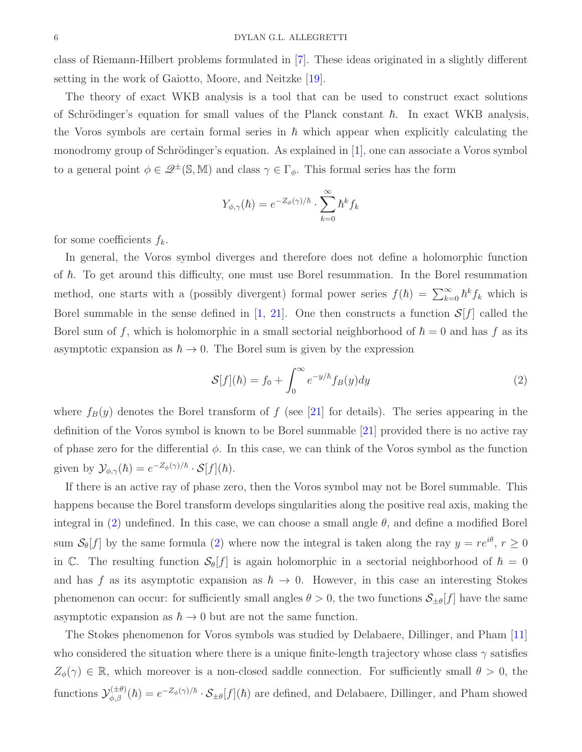class of Riemann-Hilbert problems formulated in [7]. These ideas originated in a slightly different setting in the work of Gaiotto, Moore, and Neitzke [19].

The theory of exact WKB analysis is a tool that can be used to construct exact solutions of Schrödinger's equation for small values of the Planck constant $\hbar$. In exact WKB analysis, the Voros symbols are certain formal series in $\hbar$ which appear when explicitly calculating the monodromy group of Schrödinger's equation. As explained in [1], one can associate a Voros symbol to a general point $\phi \in \mathcal{Q}^{\pm}(\mathbb{S}, \mathbb{M})$ and class $\gamma \in \Gamma_\phi$. This formal series has the form

$$Y_{\phi,\gamma}(\hbar) = e^{-Z_\phi(\gamma)/\hbar} \cdot \sum_{k=0}^{\infty} \hbar^k f_k$$

for some coefficients $f_k$.

In general, the Voros symbol diverges and therefore does not define a holomorphic function of $\hbar$. To get around this difficulty, one must use Borel resummation. In the Borel resummation method, one starts with a (possibly divergent) formal power series $f(\hbar) = \sum_{k=0}^{\infty} \hbar^k f_k$ which is Borel summable in the sense defined in [1, 21]. One then constructs a function $\mathcal{S}[f]$ called the Borel sum of $f$, which is holomorphic in a small sectorial neighborhood of $\hbar = 0$ and has $f$ as its asymptotic expansion as $\hbar \to 0$. The Borel sum is given by the expression

$$\mathcal{S}[f](\hbar) = f_0 + \int_0^{\infty} e^{-y/\hbar} f_B(y) dy \tag{2}$$

where $f_B(y)$ denotes the Borel transform of $f$ (see [21] for details). The series appearing in the definition of the Voros symbol is known to be Borel summable [21] provided there is no active ray of phase zero for the differential $\phi$. In this case, we can think of the Voros symbol as the function given by $\mathcal{Y}_{\phi,\gamma}(\hbar) = e^{-Z_\phi(\gamma)/\hbar} \cdot \mathcal{S}[f](\hbar)$.

If there is an active ray of phase zero, then the Voros symbol may not be Borel summable. This happens because the Borel transform develops singularities along the positive real axis, making the integral in (2) undefined. In this case, we can choose a small angle $\theta$, and define a modified Borel sum $\mathcal{S}_\theta[f]$ by the same formula (2) where now the integral is taken along the ray $y = re^{i\theta}$, $r \geq 0$ in $\mathbb{C}$. The resulting function $\mathcal{S}_\theta[f]$ is again holomorphic in a sectorial neighborhood of $\hbar = 0$ and has $f$ as its asymptotic expansion as $\hbar \to 0$. However, in this case an interesting Stokes phenomenon can occur: for sufficiently small angles $\theta > 0$, the two functions $\mathcal{S}_{\pm\theta}[f]$ have the same asymptotic expansion as $\hbar \to 0$ but are not the same function.

The Stokes phenomenon for Voros symbols was studied by Delabaere, Dillinger, and Pham [11] who considered the situation where there is a unique finite-length trajectory whose class $\gamma$ satisfies $Z_\phi(\gamma) \in \mathbb{R}$, which moreover is a non-closed saddle connection. For sufficiently small $\theta > 0$, the functions $\mathcal{Y}_{\phi,\beta}^{(\pm\theta)}(\hbar) = e^{-Z_\phi(\gamma)/\hbar} \cdot \mathcal{S}_{\pm\theta}[f](\hbar)$ are defined, and Delabaere, Dillinger, and Pham showed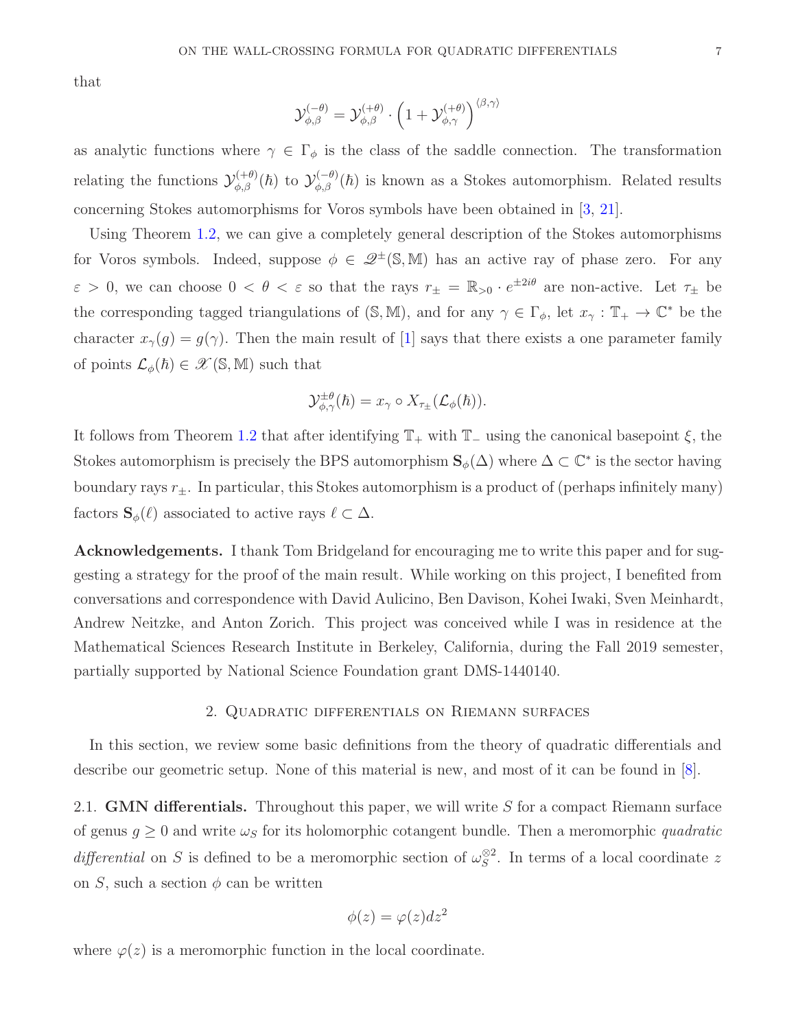that

$$\mathcal{Y}_{\phi,\beta}^{(-\theta)} = \mathcal{Y}_{\phi,\beta}^{(+\theta)} \cdot \left(1 + \mathcal{Y}_{\phi,\gamma}^{(+\theta)}\right)^{\langle \beta,\gamma\rangle}$$

as analytic functions where $\gamma \in \Gamma_\phi$ is the class of the saddle connection. The transformation relating the functions $\mathcal{Y}_{\phi,\beta}^{(+\theta)}(\hbar)$ to $\mathcal{Y}_{\phi,\beta}^{(-\theta)}(\hbar)$ is known as a Stokes automorphism. Related results concerning Stokes automorphisms for Voros symbols have been obtained in [3, 21].

Using Theorem 1.2, we can give a completely general description of the Stokes automorphisms for Voros symbols. Indeed, suppose $\phi \in \mathscr{Q}^{\pm}(\mathbb{S},\mathbb{M})$ has an active ray of phase zero. For any $\varepsilon > 0$, we can choose $0 < \theta < \varepsilon$ so that the rays $r_\pm = \mathbb{R}_{>0} \cdot e^{\pm 2i\theta}$ are non-active. Let $\tau_\pm$ be the corresponding tagged triangulations of $(\mathbb{S},\mathbb{M})$, and for any $\gamma \in \Gamma_\phi$, let $x_\gamma : \mathbb{T}_+ \to \mathbb{C}^*$ be the character $x_\gamma(g) = g(\gamma)$. Then the main result of [1] says that there exists a one parameter family of points $\mathcal{L}_\phi(\hbar) \in \mathscr{X}(\mathbb{S},\mathbb{M})$ such that

$$\mathcal{Y}_{\phi,\gamma}^{\pm\theta}(\hbar) = x_\gamma \circ X_{\tau_\pm}(\mathcal{L}_\phi(\hbar)).$$

It follows from Theorem 1.2 that after identifying $\mathbb{T}_+$ with $\mathbb{T}_-$ using the canonical basepoint $\xi$, the Stokes automorphism is precisely the BPS automorphism $\mathbf{S}_\phi(\Delta)$ where $\Delta \subset \mathbb{C}^*$ is the sector having boundary rays $r_\pm$. In particular, this Stokes automorphism is a product of (perhaps infinitely many) factors $\mathbf{S}_\phi(\ell)$ associated to active rays $\ell \subset \Delta$.

**Acknowledgements.** I thank Tom Bridgeland for encouraging me to write this paper and for suggesting a strategy for the proof of the main result. While working on this project, I benefited from conversations and correspondence with David Aulicino, Ben Davison, Kohei Iwaki, Sven Meinhardt, Andrew Neitzke, and Anton Zorich. This project was conceived while I was in residence at the Mathematical Sciences Research Institute in Berkeley, California, during the Fall 2019 semester, partially supported by National Science Foundation grant DMS-1440140.

## 2. Quadratic differentials on Riemann surfaces

In this section, we review some basic definitions from the theory of quadratic differentials and describe our geometric setup. None of this material is new, and most of it can be found in [8].

### 2.1. GMN differentials.

Throughout this paper, we will write $S$ for a compact Riemann surface of genus $g \geq 0$ and write $\omega_S$ for its holomorphic cotangent bundle. Then a meromorphic *quadratic differential* on $S$ is defined to be a meromorphic section of $\omega_S^{\otimes 2}$. In terms of a local coordinate $z$ on $S$, such a section $\phi$ can be written

$$\phi(z) = \varphi(z)dz^2$$

where $\varphi(z)$ is a meromorphic function in the local coordinate.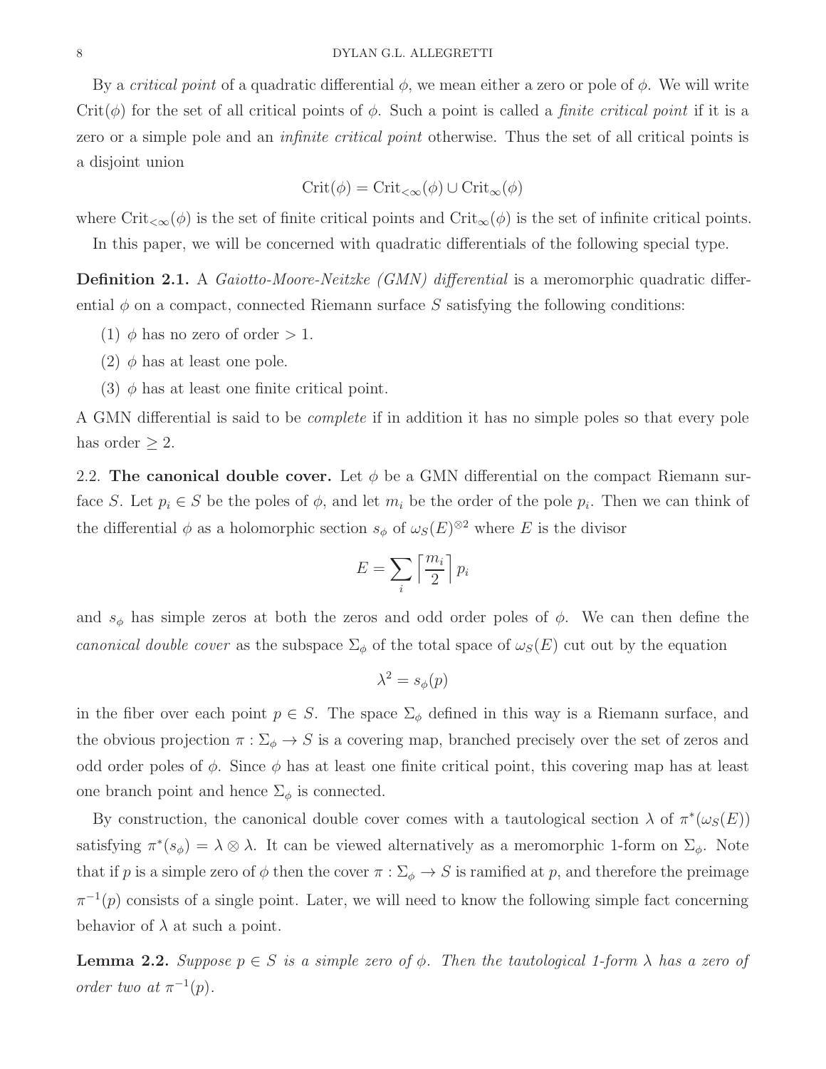By a *critical point* of a quadratic differential $\phi$, we mean either a zero or pole of $\phi$. We will write $\mathrm{Crit}(\phi)$ for the set of all critical points of $\phi$. Such a point is called a *finite critical point* if it is a zero or a simple pole and an *infinite critical point* otherwise. Thus the set of all critical points is a disjoint union

$$\mathrm{Crit}(\phi) = \mathrm{Crit}_{<\infty}(\phi) \cup \mathrm{Crit}_{\infty}(\phi)$$

where $\mathrm{Crit}_{<\infty}(\phi)$ is the set of finite critical points and $\mathrm{Crit}_{\infty}(\phi)$ is the set of infinite critical points.

In this paper, we will be concerned with quadratic differentials of the following special type.

**Definition 2.1.** A *Gaiotto-Moore-Neitzke (GMN) differential* is a meromorphic quadratic differential $\phi$ on a compact, connected Riemann surface $S$ satisfying the following conditions:

(1) $\phi$ has no zero of order $> 1$.
(2) $\phi$ has at least one pole.
(3) $\phi$ has at least one finite critical point.

A GMN differential is said to be *complete* if in addition it has no simple poles so that every pole has order $\geq 2$.

2.2. **The canonical double cover.** Let $\phi$ be a GMN differential on the compact Riemann surface $S$. Let $p_i \in S$ be the poles of $\phi$, and let $m_i$ be the order of the pole $p_i$. Then we can think of the differential $\phi$ as a holomorphic section $s_\phi$ of $\omega_S(E)^{\otimes 2}$ where $E$ is the divisor

$$E = \sum_i \left\lceil \frac{m_i}{2} \right\rceil p_i$$

and $s_\phi$ has simple zeros at both the zeros and odd order poles of $\phi$. We can then define the *canonical double cover* as the subspace $\Sigma_\phi$ of the total space of $\omega_S(E)$ cut out by the equation

$$\lambda^2 = s_\phi(p)$$

in the fiber over each point $p \in S$. The space $\Sigma_\phi$ defined in this way is a Riemann surface, and the obvious projection $\pi : \Sigma_\phi \to S$ is a covering map, branched precisely over the set of zeros and odd order poles of $\phi$. Since $\phi$ has at least one finite critical point, this covering map has at least one branch point and hence $\Sigma_\phi$ is connected.

By construction, the canonical double cover comes with a tautological section $\lambda$ of $\pi^*(\omega_S(E))$ satisfying $\pi^*(s_\phi) = \lambda \otimes \lambda$. It can be viewed alternatively as a meromorphic 1-form on $\Sigma_\phi$. Note that if $p$ is a simple zero of $\phi$ then the cover $\pi : \Sigma_\phi \to S$ is ramified at $p$, and therefore the preimage $\pi^{-1}(p)$ consists of a single point. Later, we will need to know the following simple fact concerning behavior of $\lambda$ at such a point.

**Lemma 2.2.** *Suppose $p \in S$ is a simple zero of $\phi$. Then the tautological 1-form $\lambda$ has a zero of order two at $\pi^{-1}(p)$.*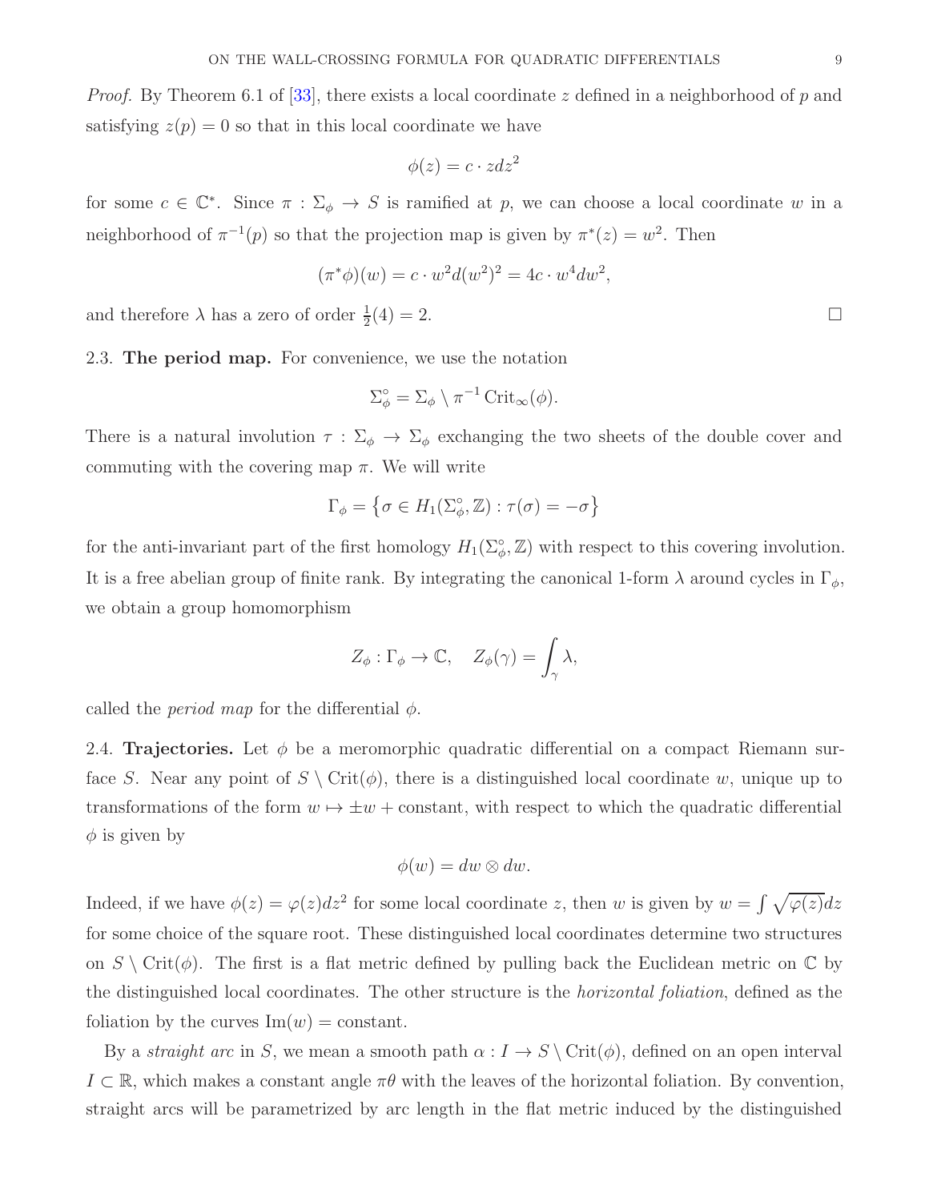*Proof.* By Theorem 6.1 of [33], there exists a local coordinate $z$ defined in a neighborhood of $p$ and satisfying $z(p) = 0$ so that in this local coordinate we have

$$\phi(z) = c \cdot z dz^2$$

for some $c \in \mathbb{C}^*$. Since $\pi : \Sigma_\phi \to S$ is ramified at $p$, we can choose a local coordinate $w$ in a neighborhood of $\pi^{-1}(p)$ so that the projection map is given by $\pi^*(z) = w^2$. Then

$$(\pi^*\phi)(w) = c \cdot w^2 d(w^2)^2 = 4c \cdot w^4 dw^2,$$

and therefore $\lambda$ has a zero of order $\frac{1}{2}(4) = 2$. $\square$

2.3. **The period map.** For convenience, we use the notation

$$\Sigma_\phi^\circ = \Sigma_\phi \setminus \pi^{-1} \operatorname{Crit}_\infty(\phi).$$

There is a natural involution $\tau : \Sigma_\phi \to \Sigma_\phi$ exchanging the two sheets of the double cover and commuting with the covering map $\pi$. We will write

$$\Gamma_\phi = \left\{ \sigma \in H_1(\Sigma_\phi^\circ, \mathbb{Z}) : \tau(\sigma) = -\sigma \right\}$$

for the anti-invariant part of the first homology $H_1(\Sigma_\phi^\circ, \mathbb{Z})$ with respect to this covering involution. It is a free abelian group of finite rank. By integrating the canonical 1-form $\lambda$ around cycles in $\Gamma_\phi$, we obtain a group homomorphism

$$Z_\phi : \Gamma_\phi \to \mathbb{C}, \quad Z_\phi(\gamma) = \int_\gamma \lambda,$$

called the *period map* for the differential $\phi$.

2.4. **Trajectories.** Let $\phi$ be a meromorphic quadratic differential on a compact Riemann surface $S$. Near any point of $S \setminus \operatorname{Crit}(\phi)$, there is a distinguished local coordinate $w$, unique up to transformations of the form $w \mapsto \pm w + \text{constant}$, with respect to which the quadratic differential $\phi$ is given by

$$\phi(w) = dw \otimes dw.$$

Indeed, if we have $\phi(z) = \varphi(z)dz^2$ for some local coordinate $z$, then $w$ is given by $w = \int \sqrt{\varphi(z)}dz$ for some choice of the square root. These distinguished local coordinates determine two structures on $S \setminus \operatorname{Crit}(\phi)$. The first is a flat metric defined by pulling back the Euclidean metric on $\mathbb{C}$ by the distinguished local coordinates. The other structure is the *horizontal foliation*, defined as the foliation by the curves $\operatorname{Im}(w) = \text{constant}$.

By a *straight arc* in $S$, we mean a smooth path $\alpha : I \to S \setminus \operatorname{Crit}(\phi)$, defined on an open interval $I \subset \mathbb{R}$, which makes a constant angle $\pi\theta$ with the leaves of the horizontal foliation. By convention, straight arcs will be parametrized by arc length in the flat metric induced by the distinguished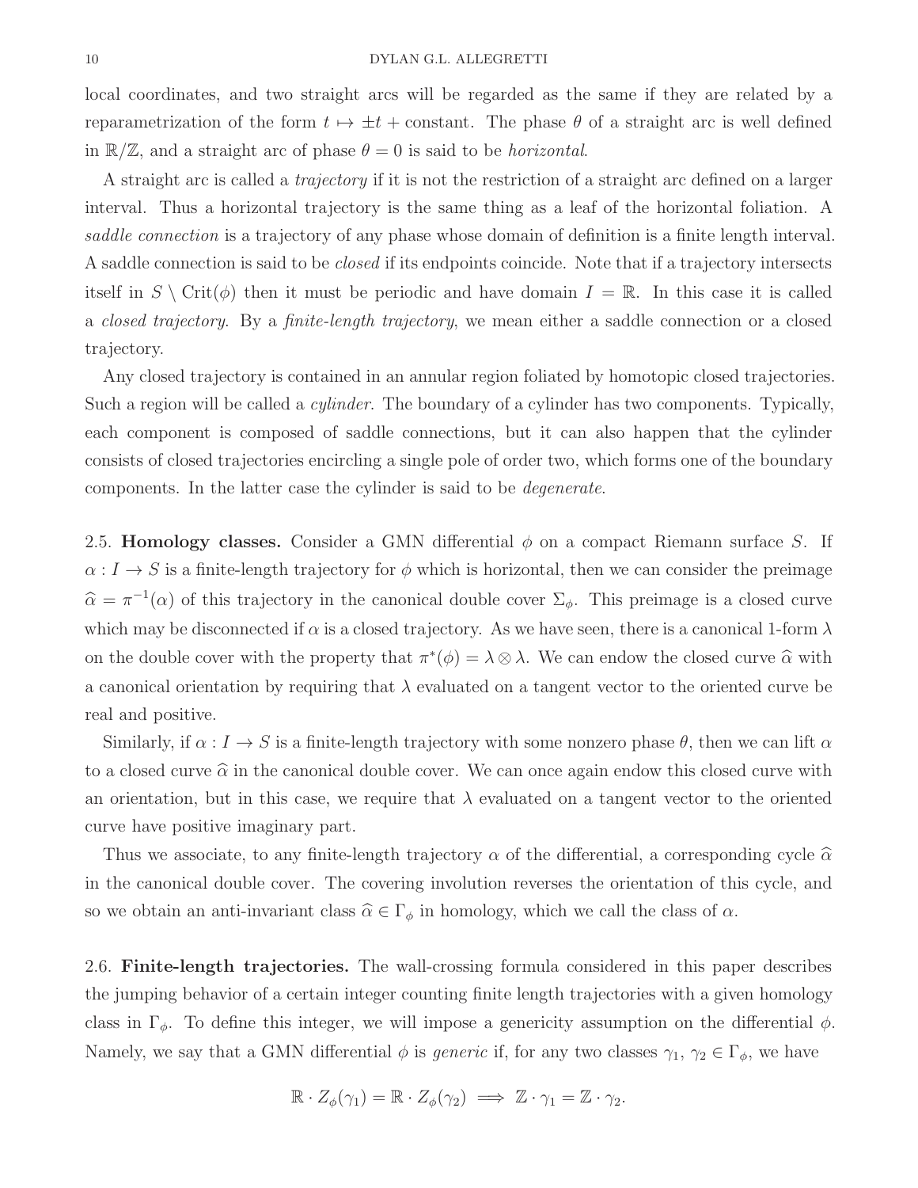local coordinates, and two straight arcs will be regarded as the same if they are related by a reparametrization of the form $t \mapsto \pm t + \text{constant}$. The phase $\theta$ of a straight arc is well defined in $\mathbb{R}/\mathbb{Z}$, and a straight arc of phase $\theta = 0$ is said to be *horizontal*.

A straight arc is called a *trajectory* if it is not the restriction of a straight arc defined on a larger interval. Thus a horizontal trajectory is the same thing as a leaf of the horizontal foliation. A *saddle connection* is a trajectory of any phase whose domain of definition is a finite length interval. A saddle connection is said to be *closed* if its endpoints coincide. Note that if a trajectory intersects itself in $S \setminus \mathrm{Crit}(\phi)$ then it must be periodic and have domain $I = \mathbb{R}$. In this case it is called a *closed trajectory*. By a *finite-length trajectory*, we mean either a saddle connection or a closed trajectory.

Any closed trajectory is contained in an annular region foliated by homotopic closed trajectories. Such a region will be called a *cylinder*. The boundary of a cylinder has two components. Typically, each component is composed of saddle connections, but it can also happen that the cylinder consists of closed trajectories encircling a single pole of order two, which forms one of the boundary components. In the latter case the cylinder is said to be *degenerate*.

2.5. **Homology classes.** Consider a GMN differential $\phi$ on a compact Riemann surface $S$. If $\alpha : I \to S$ is a finite-length trajectory for $\phi$ which is horizontal, then we can consider the preimage $\widehat{\alpha} = \pi^{-1}(\alpha)$ of this trajectory in the canonical double cover $\Sigma_\phi$. This preimage is a closed curve which may be disconnected if $\alpha$ is a closed trajectory. As we have seen, there is a canonical 1-form $\lambda$ on the double cover with the property that $\pi^*(\phi) = \lambda \otimes \lambda$. We can endow the closed curve $\widehat{\alpha}$ with a canonical orientation by requiring that $\lambda$ evaluated on a tangent vector to the oriented curve be real and positive.

Similarly, if $\alpha : I \to S$ is a finite-length trajectory with some nonzero phase $\theta$, then we can lift $\alpha$ to a closed curve $\widehat{\alpha}$ in the canonical double cover. We can once again endow this closed curve with an orientation, but in this case, we require that $\lambda$ evaluated on a tangent vector to the oriented curve have positive imaginary part.

Thus we associate, to any finite-length trajectory $\alpha$ of the differential, a corresponding cycle $\widehat{\alpha}$ in the canonical double cover. The covering involution reverses the orientation of this cycle, and so we obtain an anti-invariant class $\widehat{\alpha} \in \Gamma_\phi$ in homology, which we call the class of $\alpha$.

2.6. **Finite-length trajectories.** The wall-crossing formula considered in this paper describes the jumping behavior of a certain integer counting finite length trajectories with a given homology class in $\Gamma_\phi$. To define this integer, we will impose a genericity assumption on the differential $\phi$. Namely, we say that a GMN differential $\phi$ is *generic* if, for any two classes $\gamma_1, \gamma_2 \in \Gamma_\phi$, we have

$$\mathbb{R} \cdot Z_\phi(\gamma_1) = \mathbb{R} \cdot Z_\phi(\gamma_2) \implies \mathbb{Z} \cdot \gamma_1 = \mathbb{Z} \cdot \gamma_2.$$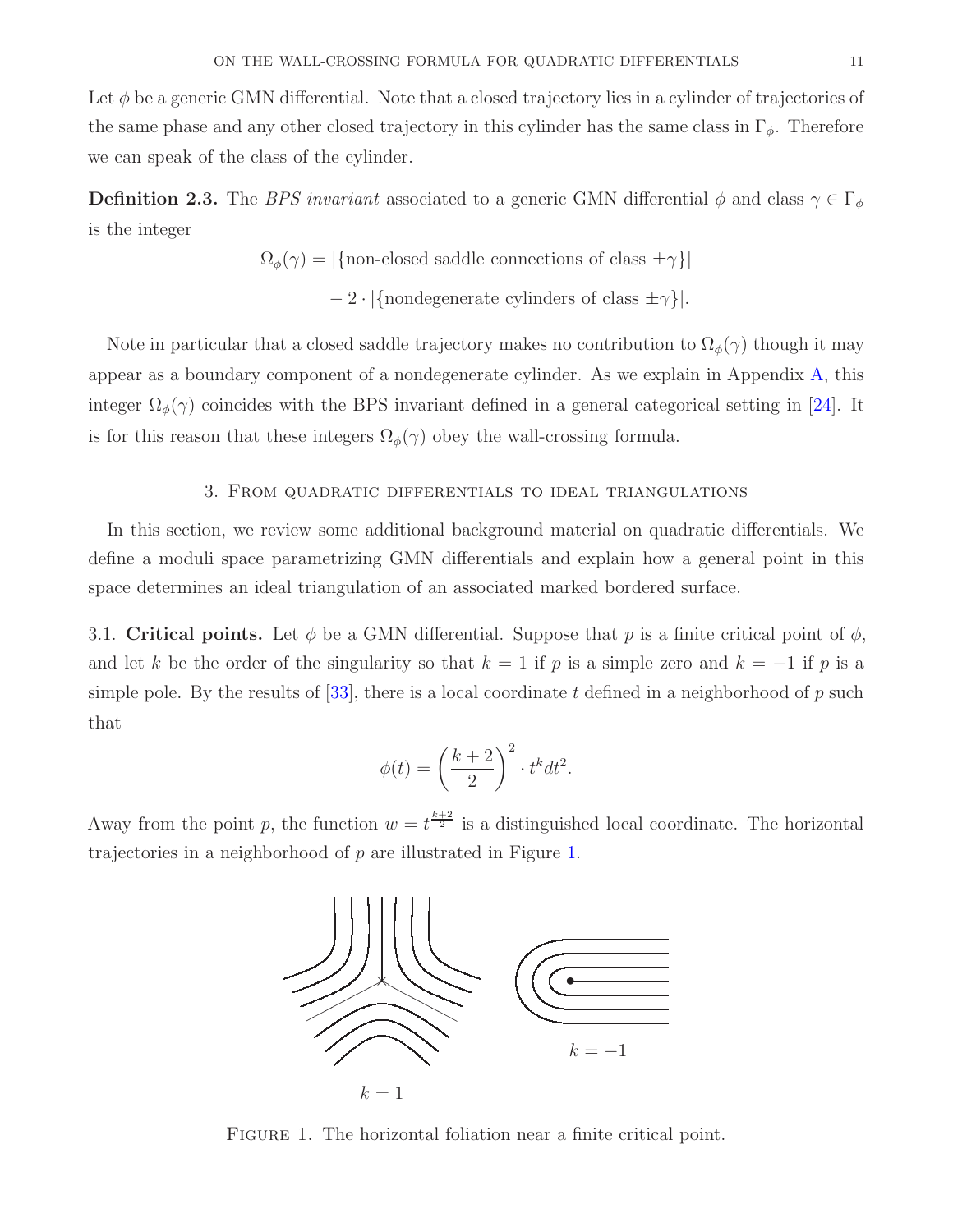Let $\phi$ be a generic GMN differential. Note that a closed trajectory lies in a cylinder of trajectories of the same phase and any other closed trajectory in this cylinder has the same class in $\Gamma_\phi$. Therefore we can speak of the class of the cylinder.

**Definition 2.3.** The *BPS invariant* associated to a generic GMN differential $\phi$ and class $\gamma \in \Gamma_\phi$ is the integer

$$\Omega_\phi(\gamma) = |\{\text{non-closed saddle connections of class } \pm\gamma\}|$$
$$- 2 \cdot |\{\text{nondegenerate cylinders of class } \pm\gamma\}|.$$

Note in particular that a closed saddle trajectory makes no contribution to $\Omega_\phi(\gamma)$ though it may appear as a boundary component of a nondegenerate cylinder. As we explain in Appendix A, this integer $\Omega_\phi(\gamma)$ coincides with the BPS invariant defined in a general categorical setting in [24]. It is for this reason that these integers $\Omega_\phi(\gamma)$ obey the wall-crossing formula.

## 3. From quadratic differentials to ideal triangulations

In this section, we review some additional background material on quadratic differentials. We define a moduli space parametrizing GMN differentials and explain how a general point in this space determines an ideal triangulation of an associated marked bordered surface.

3.1. **Critical points.** Let $\phi$ be a GMN differential. Suppose that $p$ is a finite critical point of $\phi$, and let $k$ be the order of the singularity so that $k = 1$ if $p$ is a simple zero and $k = -1$ if $p$ is a simple pole. By the results of [33], there is a local coordinate $t$ defined in a neighborhood of $p$ such that

$$\phi(t) = \left(\frac{k+2}{2}\right)^2 \cdot t^k dt^2.$$

Away from the point $p$, the function $w = t^{\frac{k+2}{2}}$ is a distinguished local coordinate. The horizontal trajectories in a neighborhood of $p$ are illustrated in Figure 1.

$k = 1$ $\qquad$ $k = -1$

Figure 1. The horizontal foliation near a finite critical point.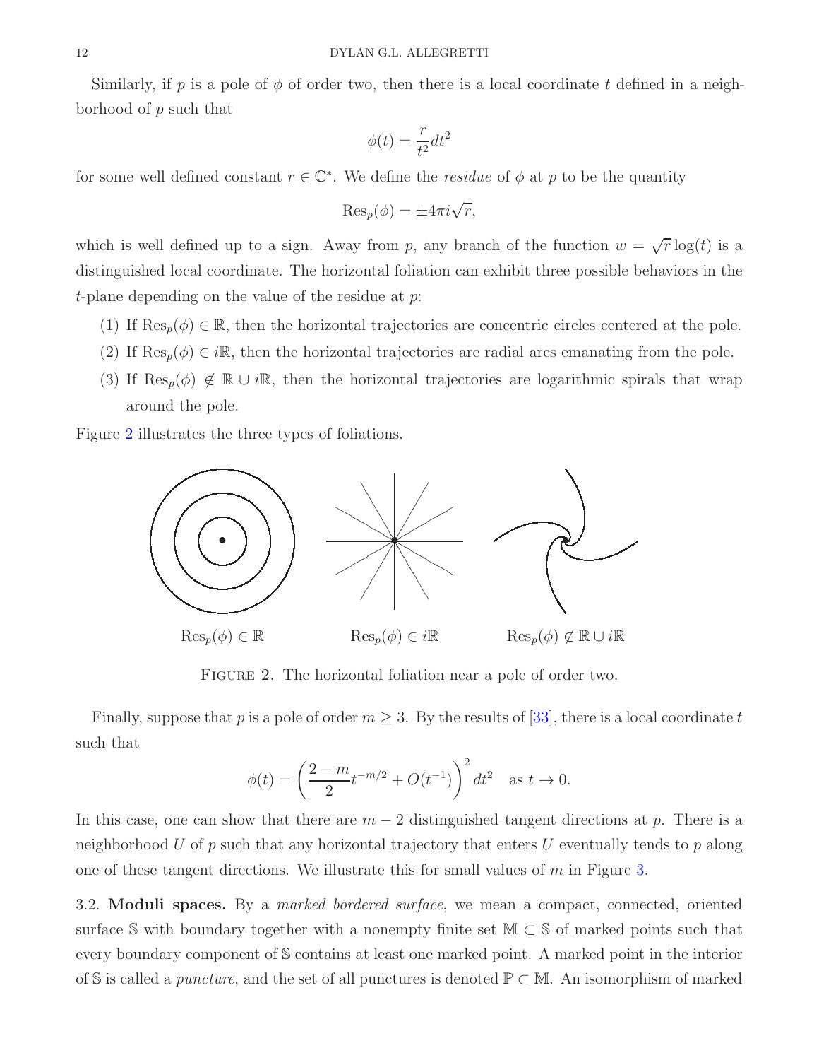Similarly, if $p$ is a pole of $\phi$ of order two, then there is a local coordinate $t$ defined in a neighborhood of $p$ such that

$$\phi(t) = \frac{r}{t^2}dt^2$$

for some well defined constant $r \in \mathbb{C}^*$. We define the *residue* of $\phi$ at $p$ to be the quantity

$$\mathrm{Res}_p(\phi) = \pm 4\pi i \sqrt{r},$$

which is well defined up to a sign. Away from $p$, any branch of the function $w = \sqrt{r}\log(t)$ is a distinguished local coordinate. The horizontal foliation can exhibit three possible behaviors in the $t$-plane depending on the value of the residue at $p$:

1. If $\mathrm{Res}_p(\phi) \in \mathbb{R}$, then the horizontal trajectories are concentric circles centered at the pole.
2. If $\mathrm{Res}_p(\phi) \in i\mathbb{R}$, then the horizontal trajectories are radial arcs emanating from the pole.
3. If $\mathrm{Res}_p(\phi) \notin \mathbb{R} \cup i\mathbb{R}$, then the horizontal trajectories are logarithmic spirals that wrap around the pole.

Figure 2 illustrates the three types of foliations.

$\mathrm{Res}_p(\phi) \in \mathbb{R}$ $\qquad$ $\mathrm{Res}_p(\phi) \in i\mathbb{R}$ $\qquad$ $\mathrm{Res}_p(\phi) \notin \mathbb{R} \cup i\mathbb{R}$

FIGURE 2. The horizontal foliation near a pole of order two.

Finally, suppose that $p$ is a pole of order $m \geq 3$. By the results of [33], there is a local coordinate $t$ such that

$$\phi(t) = \left(\frac{2-m}{2}t^{-m/2} + O(t^{-1})\right)^2 dt^2 \quad \text{as } t \to 0.$$

In this case, one can show that there are $m-2$ distinguished tangent directions at $p$. There is a neighborhood $U$ of $p$ such that any horizontal trajectory that enters $U$ eventually tends to $p$ along one of these tangent directions. We illustrate this for small values of $m$ in Figure 3.

3.2. **Moduli spaces.** By a *marked bordered surface*, we mean a compact, connected, oriented surface $\mathbb{S}$ with boundary together with a nonempty finite set $\mathbb{M} \subset \mathbb{S}$ of marked points such that every boundary component of $\mathbb{S}$ contains at least one marked point. A marked point in the interior of $\mathbb{S}$ is called a *puncture*, and the set of all punctures is denoted $\mathbb{P} \subset \mathbb{M}$. An isomorphism of marked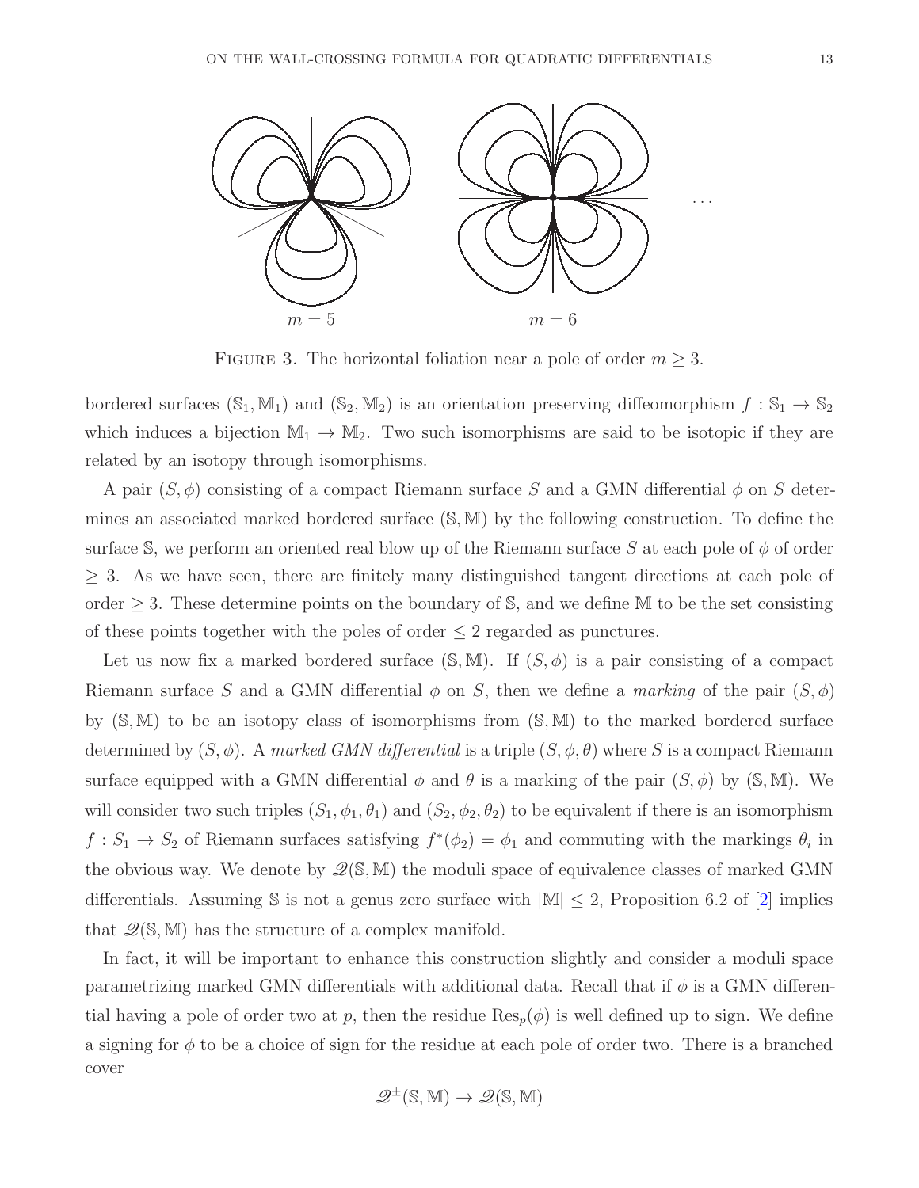FIGURE 3. The horizontal foliation near a pole of order $m \geq 3$.

bordered surfaces $(\mathbb{S}_1, \mathbb{M}_1)$ and $(\mathbb{S}_2, \mathbb{M}_2)$ is an orientation preserving diffeomorphism $f : \mathbb{S}_1 \to \mathbb{S}_2$ which induces a bijection $\mathbb{M}_1 \to \mathbb{M}_2$. Two such isomorphisms are said to be isotopic if they are related by an isotopy through isomorphisms.

A pair $(S, \phi)$ consisting of a compact Riemann surface $S$ and a GMN differential $\phi$ on $S$ determines an associated marked bordered surface $(\mathbb{S}, \mathbb{M})$ by the following construction. To define the surface $\mathbb{S}$, we perform an oriented real blow up of the Riemann surface $S$ at each pole of $\phi$ of order $\geq 3$. As we have seen, there are finitely many distinguished tangent directions at each pole of order $\geq 3$. These determine points on the boundary of $\mathbb{S}$, and we define $\mathbb{M}$ to be the set consisting of these points together with the poles of order $\leq 2$ regarded as punctures.

Let us now fix a marked bordered surface $(\mathbb{S}, \mathbb{M})$. If $(S, \phi)$ is a pair consisting of a compact Riemann surface $S$ and a GMN differential $\phi$ on $S$, then we define a *marking* of the pair $(S, \phi)$ by $(\mathbb{S}, \mathbb{M})$ to be an isotopy class of isomorphisms from $(\mathbb{S}, \mathbb{M})$ to the marked bordered surface determined by $(S, \phi)$. A *marked GMN differential* is a triple $(S, \phi, \theta)$ where $S$ is a compact Riemann surface equipped with a GMN differential $\phi$ and $\theta$ is a marking of the pair $(S, \phi)$ by $(\mathbb{S}, \mathbb{M})$. We will consider two such triples $(S_1, \phi_1, \theta_1)$ and $(S_2, \phi_2, \theta_2)$ to be equivalent if there is an isomorphism $f : S_1 \to S_2$ of Riemann surfaces satisfying $f^*(\phi_2) = \phi_1$ and commuting with the markings $\theta_i$ in the obvious way. We denote by $\mathscr{Q}(\mathbb{S}, \mathbb{M})$ the moduli space of equivalence classes of marked GMN differentials. Assuming $\mathbb{S}$ is not a genus zero surface with $|\mathbb{M}| \leq 2$, Proposition 6.2 of [2] implies that $\mathscr{Q}(\mathbb{S}, \mathbb{M})$ has the structure of a complex manifold.

In fact, it will be important to enhance this construction slightly and consider a moduli space parametrizing marked GMN differentials with additional data. Recall that if $\phi$ is a GMN differential having a pole of order two at $p$, then the residue $\operatorname{Res}_p(\phi)$ is well defined up to sign. We define a signing for $\phi$ to be a choice of sign for the residue at each pole of order two. There is a branched cover

$$\mathscr{Q}^{\pm}(\mathbb{S}, \mathbb{M}) \to \mathscr{Q}(\mathbb{S}, \mathbb{M})$$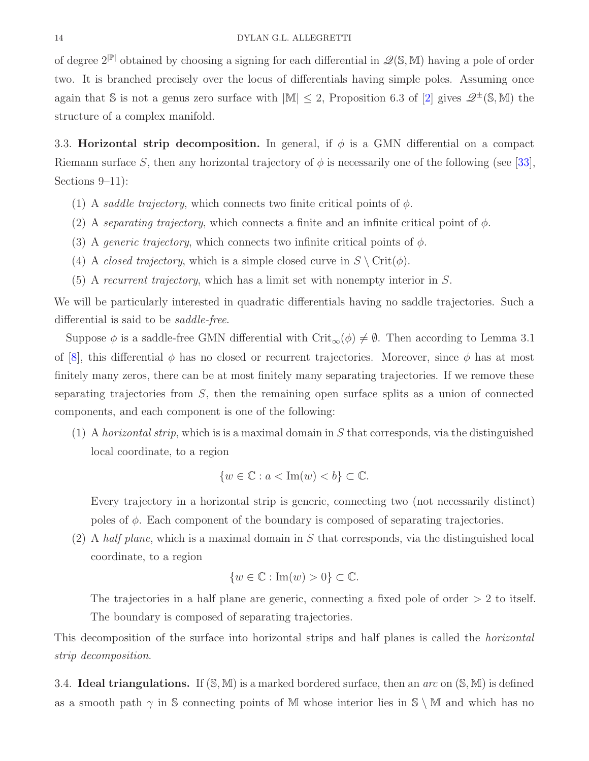of degree $2^{|\mathbb{P}|}$ obtained by choosing a signing for each differential in $\mathscr{Q}(\mathbb{S},\mathbb{M})$ having a pole of order two. It is branched precisely over the locus of differentials having simple poles. Assuming once again that $\mathbb{S}$ is not a genus zero surface with $|\mathbb{M}|\leq 2$, Proposition 6.3 of [2] gives $\mathscr{Q}^{\pm}(\mathbb{S},\mathbb{M})$ the structure of a complex manifold.

### 3.3. Horizontal strip decomposition.

In general, if $\phi$ is a GMN differential on a compact Riemann surface $S$, then any horizontal trajectory of $\phi$ is necessarily one of the following (see [33], Sections 9–11):

1. A *saddle trajectory*, which connects two finite critical points of $\phi$.
2. A *separating trajectory*, which connects a finite and an infinite critical point of $\phi$.
3. A *generic trajectory*, which connects two infinite critical points of $\phi$.
4. A *closed trajectory*, which is a simple closed curve in $S\setminus\mathrm{Crit}(\phi)$.
5. A *recurrent trajectory*, which has a limit set with nonempty interior in $S$.

We will be particularly interested in quadratic differentials having no saddle trajectories. Such a differential is said to be *saddle-free*.

Suppose $\phi$ is a saddle-free GMN differential with $\mathrm{Crit}_\infty(\phi)\neq\emptyset$. Then according to Lemma 3.1 of [8], this differential $\phi$ has no closed or recurrent trajectories. Moreover, since $\phi$ has at most finitely many zeros, there can be at most finitely many separating trajectories. If we remove these separating trajectories from $S$, then the remaining open surface splits as a union of connected components, and each component is one of the following:

1. A *horizontal strip*, which is is a maximal domain in $S$ that corresponds, via the distinguished local coordinate, to a region
$$\{w\in\mathbb{C}: a<\mathrm{Im}(w)<b\}\subset\mathbb{C}.$$
Every trajectory in a horizontal strip is generic, connecting two (not necessarily distinct) poles of $\phi$. Each component of the boundary is composed of separating trajectories.
2. A *half plane*, which is a maximal domain in $S$ that corresponds, via the distinguished local coordinate, to a region
$$\{w\in\mathbb{C}:\mathrm{Im}(w)>0\}\subset\mathbb{C}.$$
The trajectories in a half plane are generic, connecting a fixed pole of order $>2$ to itself. The boundary is composed of separating trajectories.

This decomposition of the surface into horizontal strips and half planes is called the *horizontal strip decomposition*.

### 3.4. Ideal triangulations.

If $(\mathbb{S},\mathbb{M})$ is a marked bordered surface, then an *arc* on $(\mathbb{S},\mathbb{M})$ is defined as a smooth path $\gamma$ in $\mathbb{S}$ connecting points of $\mathbb{M}$ whose interior lies in $\mathbb{S}\setminus\mathbb{M}$ and which has no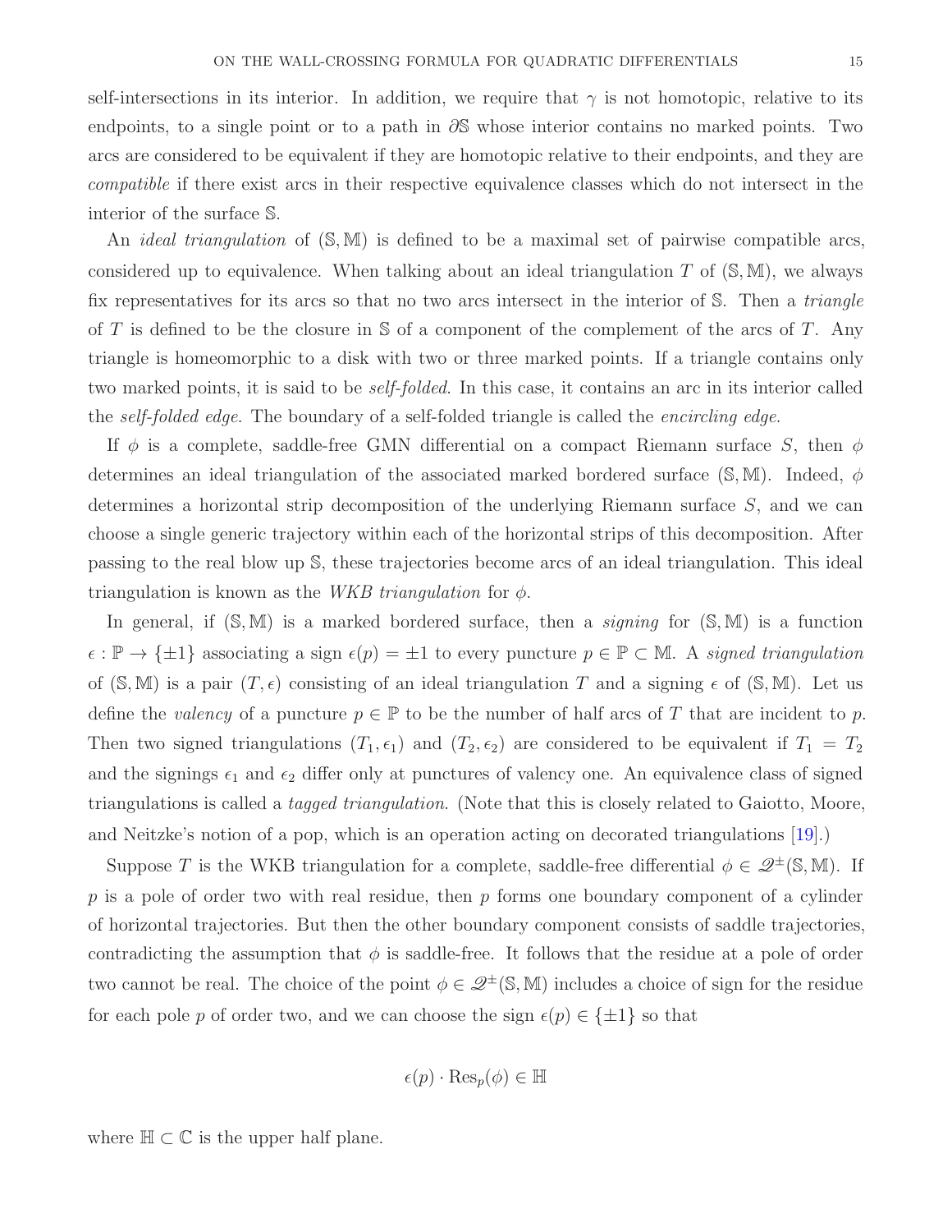self-intersections in its interior. In addition, we require that $\gamma$ is not homotopic, relative to its endpoints, to a single point or to a path in $\partial\mathbb{S}$ whose interior contains no marked points. Two arcs are considered to be equivalent if they are homotopic relative to their endpoints, and they are *compatible* if there exist arcs in their respective equivalence classes which do not intersect in the interior of the surface $\mathbb{S}$.

An *ideal triangulation* of $(\mathbb{S}, \mathbb{M})$ is defined to be a maximal set of pairwise compatible arcs, considered up to equivalence. When talking about an ideal triangulation $T$ of $(\mathbb{S}, \mathbb{M})$, we always fix representatives for its arcs so that no two arcs intersect in the interior of $\mathbb{S}$. Then a *triangle* of $T$ is defined to be the closure in $\mathbb{S}$ of a component of the complement of the arcs of $T$. Any triangle is homeomorphic to a disk with two or three marked points. If a triangle contains only two marked points, it is said to be *self-folded*. In this case, it contains an arc in its interior called the *self-folded edge*. The boundary of a self-folded triangle is called the *encircling edge*.

If $\phi$ is a complete, saddle-free GMN differential on a compact Riemann surface $S$, then $\phi$ determines an ideal triangulation of the associated marked bordered surface $(\mathbb{S}, \mathbb{M})$. Indeed, $\phi$ determines a horizontal strip decomposition of the underlying Riemann surface $S$, and we can choose a single generic trajectory within each of the horizontal strips of this decomposition. After passing to the real blow up $\mathbb{S}$, these trajectories become arcs of an ideal triangulation. This ideal triangulation is known as the *WKB triangulation* for $\phi$.

In general, if $(\mathbb{S}, \mathbb{M})$ is a marked bordered surface, then a *signing* for $(\mathbb{S}, \mathbb{M})$ is a function $\epsilon : \mathbb{P} \rightarrow \{\pm 1\}$ associating a sign $\epsilon(p) = \pm 1$ to every puncture $p \in \mathbb{P} \subset \mathbb{M}$. A *signed triangulation* of $(\mathbb{S}, \mathbb{M})$ is a pair $(T, \epsilon)$ consisting of an ideal triangulation $T$ and a signing $\epsilon$ of $(\mathbb{S}, \mathbb{M})$. Let us define the *valency* of a puncture $p \in \mathbb{P}$ to be the number of half arcs of $T$ that are incident to $p$. Then two signed triangulations $(T_1, \epsilon_1)$ and $(T_2, \epsilon_2)$ are considered to be equivalent if $T_1 = T_2$ and the signings $\epsilon_1$ and $\epsilon_2$ differ only at punctures of valency one. An equivalence class of signed triangulations is called a *tagged triangulation*. (Note that this is closely related to Gaiotto, Moore, and Neitzke's notion of a pop, which is an operation acting on decorated triangulations [19].)

Suppose $T$ is the WKB triangulation for a complete, saddle-free differential $\phi \in \mathscr{Q}^{\pm}(\mathbb{S}, \mathbb{M})$. If $p$ is a pole of order two with real residue, then $p$ forms one boundary component of a cylinder of horizontal trajectories. But then the other boundary component consists of saddle trajectories, contradicting the assumption that $\phi$ is saddle-free. It follows that the residue at a pole of order two cannot be real. The choice of the point $\phi \in \mathscr{Q}^{\pm}(\mathbb{S}, \mathbb{M})$ includes a choice of sign for the residue for each pole $p$ of order two, and we can choose the sign $\epsilon(p) \in \{\pm 1\}$ so that

$$\epsilon(p) \cdot \mathrm{Res}_p(\phi) \in \mathbb{H}$$

where $\mathbb{H} \subset \mathbb{C}$ is the upper half plane.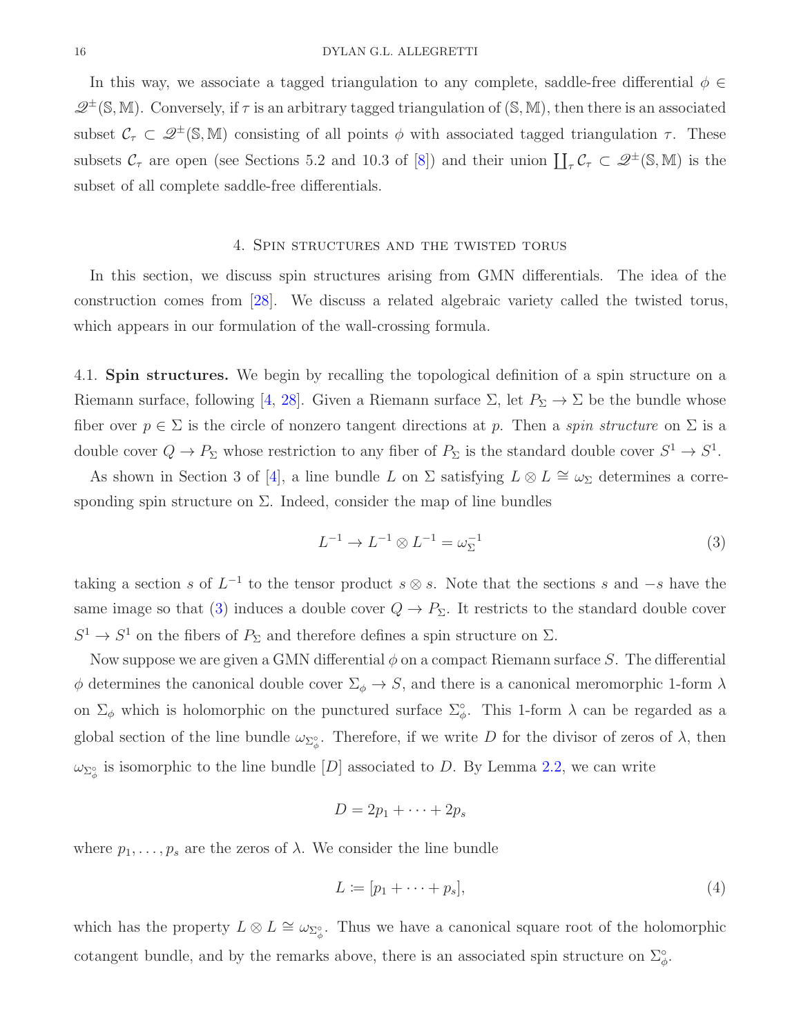In this way, we associate a tagged triangulation to any complete, saddle-free differential $\phi \in \mathscr{Q}^{\pm}(\mathbb{S}, \mathbb{M})$. Conversely, if $\tau$ is an arbitrary tagged triangulation of $(\mathbb{S}, \mathbb{M})$, then there is an associated subset $\mathcal{C}_\tau \subset \mathscr{Q}^{\pm}(\mathbb{S}, \mathbb{M})$ consisting of all points $\phi$ with associated tagged triangulation $\tau$. These subsets $\mathcal{C}_\tau$ are open (see Sections 5.2 and 10.3 of [8]) and their union $\coprod_\tau \mathcal{C}_\tau \subset \mathscr{Q}^{\pm}(\mathbb{S}, \mathbb{M})$ is the subset of all complete saddle-free differentials.

## 4. Spin structures and the twisted torus

In this section, we discuss spin structures arising from GMN differentials. The idea of the construction comes from [28]. We discuss a related algebraic variety called the twisted torus, which appears in our formulation of the wall-crossing formula.

4.1. **Spin structures.** We begin by recalling the topological definition of a spin structure on a Riemann surface, following [4, 28]. Given a Riemann surface $\Sigma$, let $P_\Sigma \to \Sigma$ be the bundle whose fiber over $p \in \Sigma$ is the circle of nonzero tangent directions at $p$. Then a *spin structure* on $\Sigma$ is a double cover $Q \to P_\Sigma$ whose restriction to any fiber of $P_\Sigma$ is the standard double cover $S^1 \to S^1$.

As shown in Section 3 of [4], a line bundle $L$ on $\Sigma$ satisfying $L \otimes L \cong \omega_\Sigma$ determines a corresponding spin structure on $\Sigma$. Indeed, consider the map of line bundles

$$L^{-1} \to L^{-1} \otimes L^{-1} = \omega_\Sigma^{-1} \tag{3}$$

taking a section $s$ of $L^{-1}$ to the tensor product $s \otimes s$. Note that the sections $s$ and $-s$ have the same image so that (3) induces a double cover $Q \to P_\Sigma$. It restricts to the standard double cover $S^1 \to S^1$ on the fibers of $P_\Sigma$ and therefore defines a spin structure on $\Sigma$.

Now suppose we are given a GMN differential $\phi$ on a compact Riemann surface $S$. The differential $\phi$ determines the canonical double cover $\Sigma_\phi \to S$, and there is a canonical meromorphic 1-form $\lambda$ on $\Sigma_\phi$ which is holomorphic on the punctured surface $\Sigma_\phi^\circ$. This 1-form $\lambda$ can be regarded as a global section of the line bundle $\omega_{\Sigma_\phi^\circ}$. Therefore, if we write $D$ for the divisor of zeros of $\lambda$, then $\omega_{\Sigma_\phi^\circ}$ is isomorphic to the line bundle $[D]$ associated to $D$. By Lemma 2.2, we can write

$$D = 2p_1 + \dots + 2p_s$$

where $p_1, \dots, p_s$ are the zeros of $\lambda$. We consider the line bundle

$$L \coloneqq [p_1 + \dots + p_s], \tag{4}$$

which has the property $L \otimes L \cong \omega_{\Sigma_\phi^\circ}$. Thus we have a canonical square root of the holomorphic cotangent bundle, and by the remarks above, there is an associated spin structure on $\Sigma_\phi^\circ$.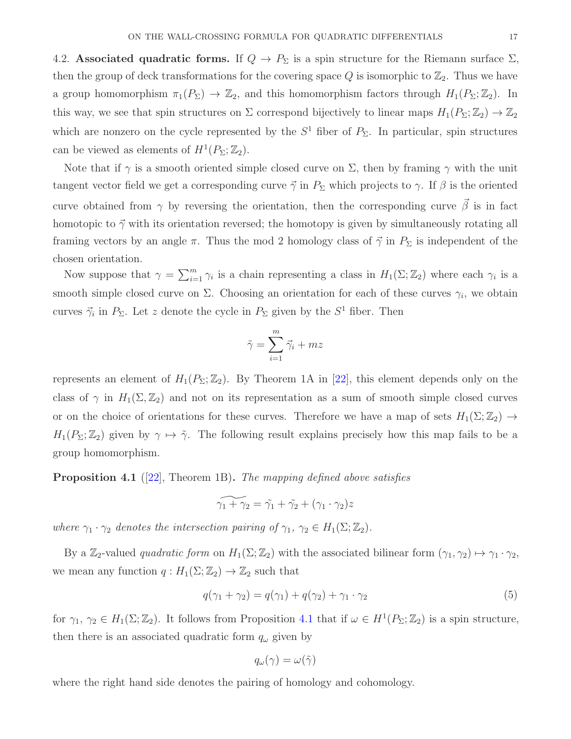4.2. **Associated quadratic forms.** If $Q \to P_\Sigma$ is a spin structure for the Riemann surface $\Sigma$, then the group of deck transformations for the covering space $Q$ is isomorphic to $\mathbb{Z}_2$. Thus we have a group homomorphism $\pi_1(P_\Sigma) \to \mathbb{Z}_2$, and this homomorphism factors through $H_1(P_\Sigma;\mathbb{Z}_2)$. In this way, we see that spin structures on $\Sigma$ correspond bijectively to linear maps $H_1(P_\Sigma;\mathbb{Z}_2) \to \mathbb{Z}_2$ which are nonzero on the cycle represented by the $S^1$ fiber of $P_\Sigma$. In particular, spin structures can be viewed as elements of $H^1(P_\Sigma;\mathbb{Z}_2)$.

Note that if $\gamma$ is a smooth oriented simple closed curve on $\Sigma$, then by framing $\gamma$ with the unit tangent vector field we get a corresponding curve $\vec{\gamma}$ in $P_\Sigma$ which projects to $\gamma$. If $\beta$ is the oriented curve obtained from $\gamma$ by reversing the orientation, then the corresponding curve $\vec{\beta}$ is in fact homotopic to $\vec{\gamma}$ with its orientation reversed; the homotopy is given by simultaneously rotating all framing vectors by an angle $\pi$. Thus the mod 2 homology class of $\vec{\gamma}$ in $P_\Sigma$ is independent of the chosen orientation.

Now suppose that $\gamma = \sum_{i=1}^m \gamma_i$ is a chain representing a class in $H_1(\Sigma;\mathbb{Z}_2)$ where each $\gamma_i$ is a smooth simple closed curve on $\Sigma$. Choosing an orientation for each of these curves $\gamma_i$, we obtain curves $\vec{\gamma}_i$ in $P_\Sigma$. Let $z$ denote the cycle in $P_\Sigma$ given by the $S^1$ fiber. Then

$$\tilde{\gamma} = \sum_{i=1}^m \vec{\gamma}_i + mz$$

represents an element of $H_1(P_\Sigma;\mathbb{Z}_2)$. By Theorem 1A in [22], this element depends only on the class of $\gamma$ in $H_1(\Sigma,\mathbb{Z}_2)$ and not on its representation as a sum of smooth simple closed curves or on the choice of orientations for these curves. Therefore we have a map of sets $H_1(\Sigma;\mathbb{Z}_2) \to H_1(P_\Sigma;\mathbb{Z}_2)$ given by $\gamma \mapsto \tilde{\gamma}$. The following result explains precisely how this map fails to be a group homomorphism.

**Proposition 4.1** ([22], Theorem 1B)**.** *The mapping defined above satisfies*

$$\widetilde{\gamma_1 + \gamma_2} = \tilde{\gamma_1} + \tilde{\gamma_2} + (\gamma_1 \cdot \gamma_2)z$$

*where $\gamma_1 \cdot \gamma_2$ denotes the intersection pairing of $\gamma_1$, $\gamma_2 \in H_1(\Sigma;\mathbb{Z}_2)$.*

By a $\mathbb{Z}_2$-valued *quadratic form* on $H_1(\Sigma;\mathbb{Z}_2)$ with the associated bilinear form $(\gamma_1,\gamma_2) \mapsto \gamma_1 \cdot \gamma_2$, we mean any function $q : H_1(\Sigma;\mathbb{Z}_2) \to \mathbb{Z}_2$ such that

$$q(\gamma_1 + \gamma_2) = q(\gamma_1) + q(\gamma_2) + \gamma_1 \cdot \gamma_2 \tag{5}$$

for $\gamma_1$, $\gamma_2 \in H_1(\Sigma;\mathbb{Z}_2)$. It follows from Proposition 4.1 that if $\omega \in H^1(P_\Sigma;\mathbb{Z}_2)$ is a spin structure, then there is an associated quadratic form $q_\omega$ given by

$$q_\omega(\gamma) = \omega(\tilde{\gamma})$$

where the right hand side denotes the pairing of homology and cohomology.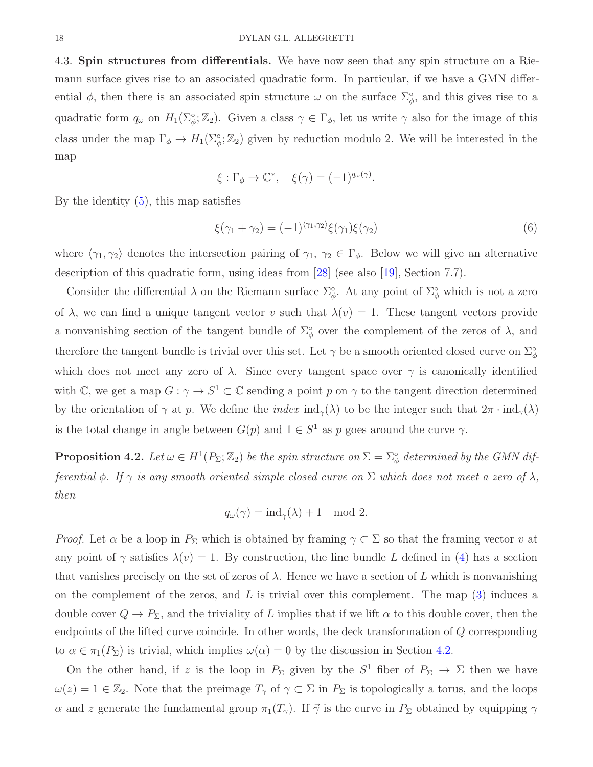4.3. **Spin structures from differentials.** We have now seen that any spin structure on a Riemann surface gives rise to an associated quadratic form. In particular, if we have a GMN differential $\phi$, then there is an associated spin structure $\omega$ on the surface $\Sigma_\phi^\circ$, and this gives rise to a quadratic form $q_\omega$ on $H_1(\Sigma_\phi^\circ;\mathbb{Z}_2)$. Given a class $\gamma\in\Gamma_\phi$, let us write $\gamma$ also for the image of this class under the map $\Gamma_\phi\rightarrow H_1(\Sigma_\phi^\circ;\mathbb{Z}_2)$ given by reduction modulo 2. We will be interested in the map

$$\xi:\Gamma_\phi\rightarrow\mathbb{C}^*,\quad \xi(\gamma)=(-1)^{q_\omega(\gamma)}.$$

By the identity (5), this map satisfies

$$\xi(\gamma_1+\gamma_2)=(-1)^{\langle\gamma_1,\gamma_2\rangle}\xi(\gamma_1)\xi(\gamma_2) \tag{6}$$

where $\langle\gamma_1,\gamma_2\rangle$ denotes the intersection pairing of $\gamma_1$, $\gamma_2\in\Gamma_\phi$. Below we will give an alternative description of this quadratic form, using ideas from [28] (see also [19], Section 7.7).

Consider the differential $\lambda$ on the Riemann surface $\Sigma_\phi^\circ$. At any point of $\Sigma_\phi^\circ$ which is not a zero of $\lambda$, we can find a unique tangent vector $v$ such that $\lambda(v)=1$. These tangent vectors provide a nonvanishing section of the tangent bundle of $\Sigma_\phi^\circ$ over the complement of the zeros of $\lambda$, and therefore the tangent bundle is trivial over this set. Let $\gamma$ be a smooth oriented closed curve on $\Sigma_\phi^\circ$ which does not meet any zero of $\lambda$. Since every tangent space over $\gamma$ is canonically identified with $\mathbb{C}$, we get a map $G:\gamma\rightarrow S^1\subset\mathbb{C}$ sending a point $p$ on $\gamma$ to the tangent direction determined by the orientation of $\gamma$ at $p$. We define the *index* $\operatorname{ind}_\gamma(\lambda)$ to be the integer such that $2\pi\cdot\operatorname{ind}_\gamma(\lambda)$ is the total change in angle between $G(p)$ and $1\in S^1$ as $p$ goes around the curve $\gamma$.

**Proposition 4.2.** *Let $\omega\in H^1(P_\Sigma;\mathbb{Z}_2)$ be the spin structure on $\Sigma=\Sigma_\phi^\circ$ determined by the GMN differential $\phi$. If $\gamma$ is any smooth oriented simple closed curve on $\Sigma$ which does not meet a zero of $\lambda$, then*

$$q_\omega(\gamma)=\operatorname{ind}_\gamma(\lambda)+1 \mod 2.$$

*Proof.* Let $\alpha$ be a loop in $P_\Sigma$ which is obtained by framing $\gamma\subset\Sigma$ so that the framing vector $v$ at any point of $\gamma$ satisfies $\lambda(v)=1$. By construction, the line bundle $L$ defined in (4) has a section that vanishes precisely on the set of zeros of $\lambda$. Hence we have a section of $L$ which is nonvanishing on the complement of the zeros, and $L$ is trivial over this complement. The map (3) induces a double cover $Q\rightarrow P_\Sigma$, and the triviality of $L$ implies that if we lift $\alpha$ to this double cover, then the endpoints of the lifted curve coincide. In other words, the deck transformation of $Q$ corresponding to $\alpha\in\pi_1(P_\Sigma)$ is trivial, which implies $\omega(\alpha)=0$ by the discussion in Section 4.2.

On the other hand, if $z$ is the loop in $P_\Sigma$ given by the $S^1$ fiber of $P_\Sigma\rightarrow\Sigma$ then we have $\omega(z)=1\in\mathbb{Z}_2$. Note that the preimage $T_\gamma$ of $\gamma\subset\Sigma$ in $P_\Sigma$ is topologically a torus, and the loops $\alpha$ and $z$ generate the fundamental group $\pi_1(T_\gamma)$. If $\vec{\gamma}$ is the curve in $P_\Sigma$ obtained by equipping $\gamma$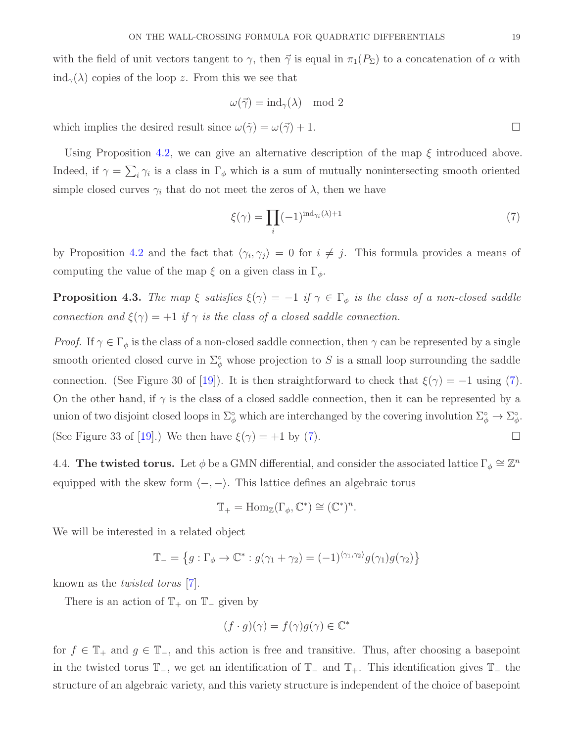with the field of unit vectors tangent to $\gamma$, then $\vec{\gamma}$ is equal in $\pi_1(P_\Sigma)$ to a concatenation of $\alpha$ with $\mathrm{ind}_\gamma(\lambda)$ copies of the loop $z$. From this we see that

$$\omega(\vec{\gamma}) = \mathrm{ind}_\gamma(\lambda) \mod 2$$

which implies the desired result since $\omega(\tilde{\gamma}) = \omega(\vec{\gamma}) + 1$. □

Using Proposition 4.2, we can give an alternative description of the map $\xi$ introduced above. Indeed, if $\gamma = \sum_i \gamma_i$ is a class in $\Gamma_\phi$ which is a sum of mutually nonintersecting smooth oriented simple closed curves $\gamma_i$ that do not meet the zeros of $\lambda$, then we have

$$\xi(\gamma) = \prod_i (-1)^{\mathrm{ind}_{\gamma_i}(\lambda)+1} \tag{7}$$

by Proposition 4.2 and the fact that $\langle \gamma_i, \gamma_j \rangle = 0$ for $i \neq j$. This formula provides a means of computing the value of the map $\xi$ on a given class in $\Gamma_\phi$.

**Proposition 4.3.** *The map $\xi$ satisfies $\xi(\gamma) = -1$ if $\gamma \in \Gamma_\phi$ is the class of a non-closed saddle connection and $\xi(\gamma) = +1$ if $\gamma$ is the class of a closed saddle connection.*

*Proof.* If $\gamma \in \Gamma_\phi$ is the class of a non-closed saddle connection, then $\gamma$ can be represented by a single smooth oriented closed curve in $\Sigma_\phi^\circ$ whose projection to $S$ is a small loop surrounding the saddle connection. (See Figure 30 of [19]). It is then straightforward to check that $\xi(\gamma) = -1$ using (7). On the other hand, if $\gamma$ is the class of a closed saddle connection, then it can be represented by a union of two disjoint closed loops in $\Sigma_\phi^\circ$ which are interchanged by the covering involution $\Sigma_\phi^\circ \to \Sigma_\phi^\circ$. (See Figure 33 of [19].) We then have $\xi(\gamma) = +1$ by (7). □

4.4. **The twisted torus.** Let $\phi$ be a GMN differential, and consider the associated lattice $\Gamma_\phi \cong \mathbb{Z}^n$ equipped with the skew form $\langle -, - \rangle$. This lattice defines an algebraic torus

$$\mathbb{T}_+ = \mathrm{Hom}_{\mathbb{Z}}(\Gamma_\phi, \mathbb{C}^*) \cong (\mathbb{C}^*)^n.$$

We will be interested in a related object

$$\mathbb{T}_- = \left\{ g : \Gamma_\phi \to \mathbb{C}^* : g(\gamma_1 + \gamma_2) = (-1)^{\langle \gamma_1, \gamma_2 \rangle} g(\gamma_1) g(\gamma_2) \right\}$$

known as the *twisted torus* [7].

There is an action of $\mathbb{T}_+$ on $\mathbb{T}_-$ given by

$$(f \cdot g)(\gamma) = f(\gamma) g(\gamma) \in \mathbb{C}^*$$

for $f \in \mathbb{T}_+$ and $g \in \mathbb{T}_-$, and this action is free and transitive. Thus, after choosing a basepoint in the twisted torus $\mathbb{T}_-$, we get an identification of $\mathbb{T}_-$ and $\mathbb{T}_+$. This identification gives $\mathbb{T}_-$ the structure of an algebraic variety, and this variety structure is independent of the choice of basepoint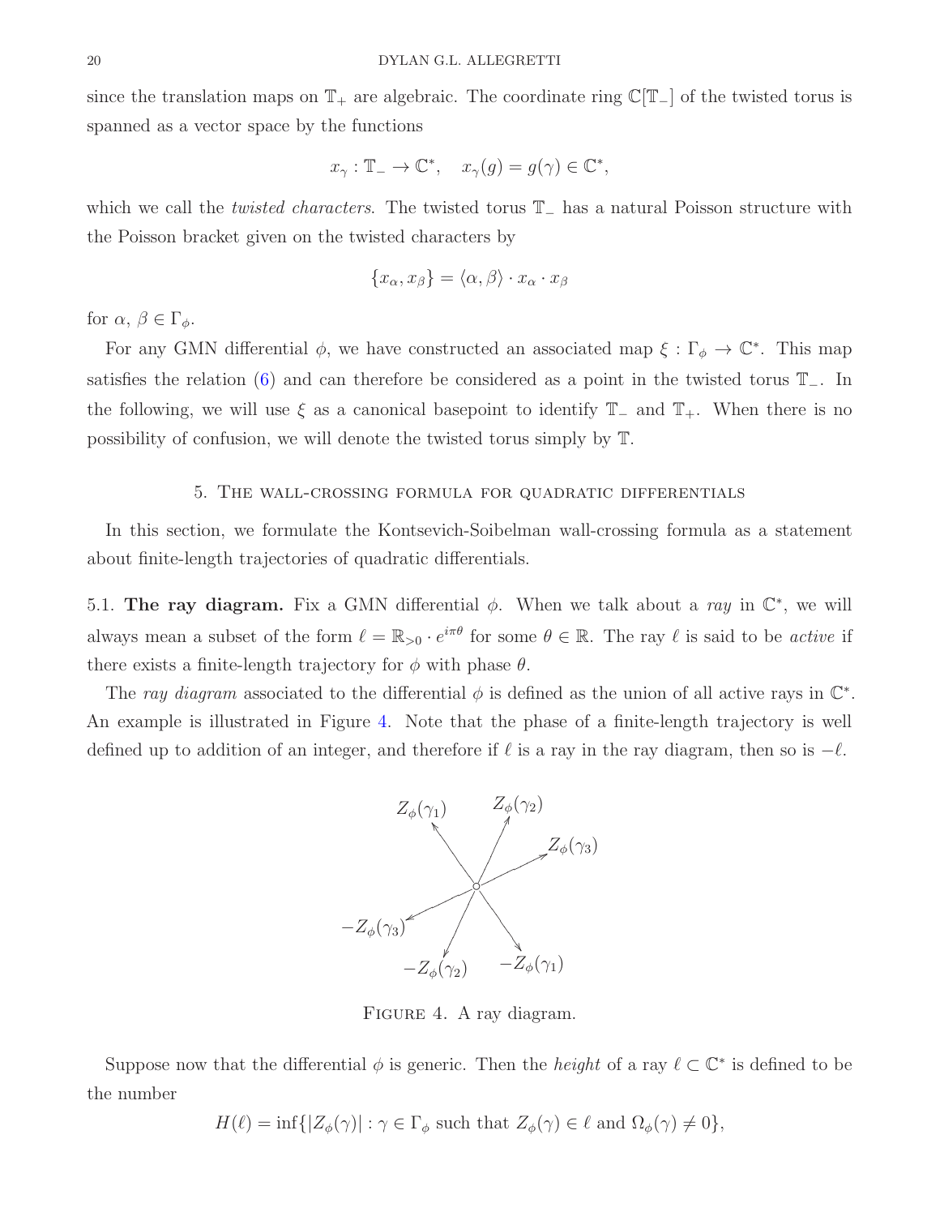since the translation maps on $\mathbb{T}_+$ are algebraic. The coordinate ring $\mathbb{C}[\mathbb{T}_-]$ of the twisted torus is spanned as a vector space by the functions

$$x_\gamma : \mathbb{T}_- \to \mathbb{C}^*, \quad x_\gamma(g) = g(\gamma) \in \mathbb{C}^*,$$

which we call the *twisted characters*. The twisted torus $\mathbb{T}_-$ has a natural Poisson structure with the Poisson bracket given on the twisted characters by

$$\{x_\alpha, x_\beta\} = \langle \alpha, \beta \rangle \cdot x_\alpha \cdot x_\beta$$

for $\alpha, \beta \in \Gamma_\phi$.

For any GMN differential $\phi$, we have constructed an associated map $\xi : \Gamma_\phi \to \mathbb{C}^*$. This map satisfies the relation (6) and can therefore be considered as a point in the twisted torus $\mathbb{T}_-$. In the following, we will use $\xi$ as a canonical basepoint to identify $\mathbb{T}_-$ and $\mathbb{T}_+$. When there is no possibility of confusion, we will denote the twisted torus simply by $\mathbb{T}$.

## 5. The wall-crossing formula for quadratic differentials

In this section, we formulate the Kontsevich-Soibelman wall-crossing formula as a statement about finite-length trajectories of quadratic differentials.

**5.1. The ray diagram.** Fix a GMN differential $\phi$. When we talk about a *ray* in $\mathbb{C}^*$, we will always mean a subset of the form $\ell = \mathbb{R}_{>0} \cdot e^{i\pi\theta}$ for some $\theta \in \mathbb{R}$. The ray $\ell$ is said to be *active* if there exists a finite-length trajectory for $\phi$ with phase $\theta$.

The *ray diagram* associated to the differential $\phi$ is defined as the union of all active rays in $\mathbb{C}^*$. An example is illustrated in Figure 4. Note that the phase of a finite-length trajectory is well defined up to addition of an integer, and therefore if $\ell$ is a ray in the ray diagram, then so is $-\ell$.

FIGURE 4. A ray diagram.

Suppose now that the differential $\phi$ is generic. Then the *height* of a ray $\ell \subset \mathbb{C}^*$ is defined to be the number

$$H(\ell) = \inf\{|Z_\phi(\gamma)| : \gamma \in \Gamma_\phi \text{ such that } Z_\phi(\gamma) \in \ell \text{ and } \Omega_\phi(\gamma) \neq 0\},$$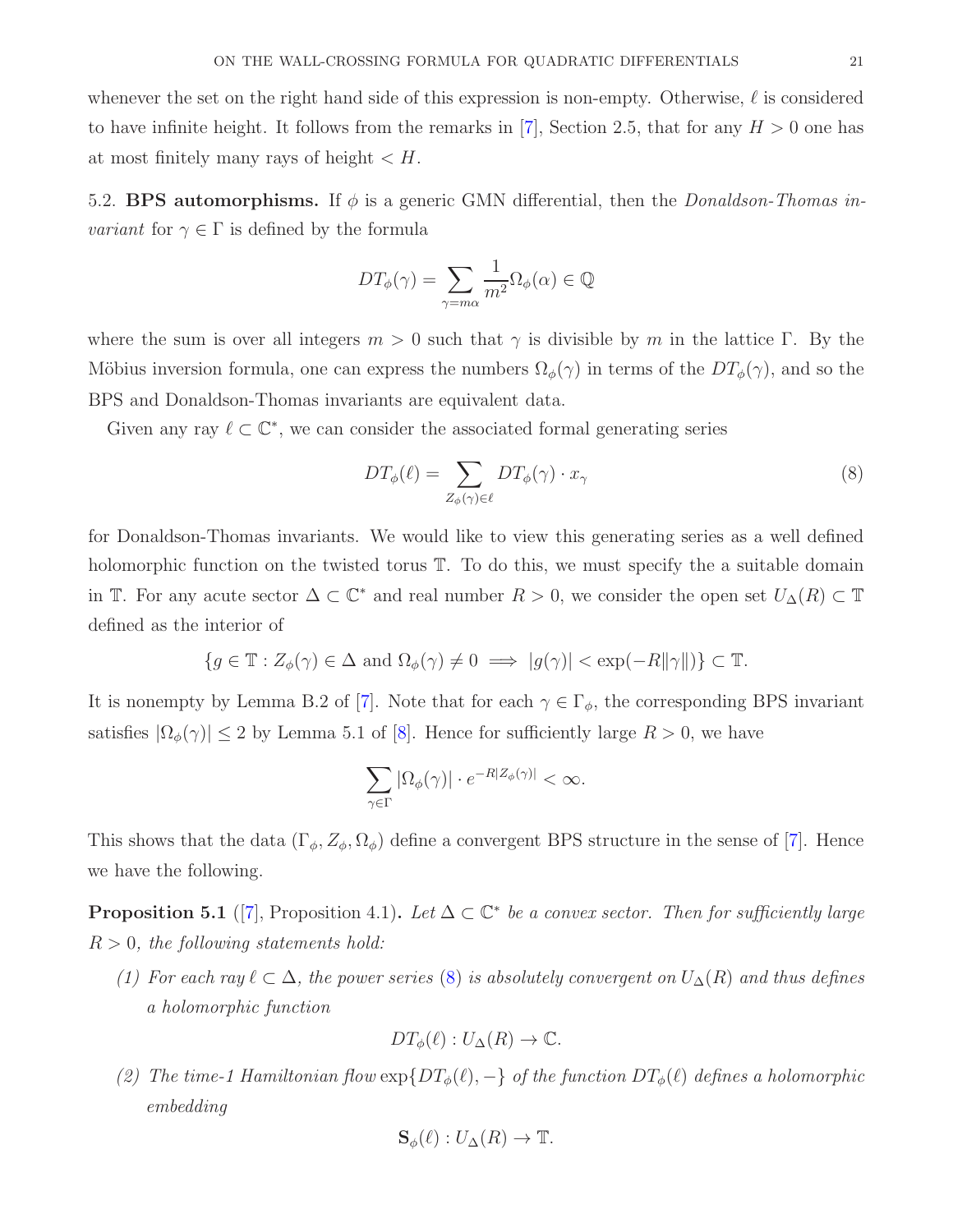whenever the set on the right hand side of this expression is non-empty. Otherwise, $\ell$ is considered to have infinite height. It follows from the remarks in [7], Section 2.5, that for any $H > 0$ one has at most finitely many rays of height $< H$.

5.2. **BPS automorphisms.** If $\phi$ is a generic GMN differential, then the *Donaldson-Thomas invariant* for $\gamma \in \Gamma$ is defined by the formula

$$DT_\phi(\gamma) = \sum_{\gamma = m\alpha} \frac{1}{m^2} \Omega_\phi(\alpha) \in \mathbb{Q}$$

where the sum is over all integers $m > 0$ such that $\gamma$ is divisible by $m$ in the lattice $\Gamma$. By the Möbius inversion formula, one can express the numbers $\Omega_\phi(\gamma)$ in terms of the $DT_\phi(\gamma)$, and so the BPS and Donaldson-Thomas invariants are equivalent data.

Given any ray $\ell \subset \mathbb{C}^*$, we can consider the associated formal generating series

$$DT_\phi(\ell) = \sum_{Z_\phi(\gamma) \in \ell} DT_\phi(\gamma) \cdot x_\gamma \tag{8}$$

for Donaldson-Thomas invariants. We would like to view this generating series as a well defined holomorphic function on the twisted torus $\mathbb{T}$. To do this, we must specify the a suitable domain in $\mathbb{T}$. For any acute sector $\Delta \subset \mathbb{C}^*$ and real number $R > 0$, we consider the open set $U_\Delta(R) \subset \mathbb{T}$ defined as the interior of

$$\{g \in \mathbb{T} : Z_\phi(\gamma) \in \Delta \text{ and } \Omega_\phi(\gamma) \neq 0 \implies |g(\gamma)| < \exp(-R\|\gamma\|)\} \subset \mathbb{T}.$$

It is nonempty by Lemma B.2 of [7]. Note that for each $\gamma \in \Gamma_\phi$, the corresponding BPS invariant satisfies $|\Omega_\phi(\gamma)| \leq 2$ by Lemma 5.1 of [8]. Hence for sufficiently large $R > 0$, we have

$$\sum_{\gamma \in \Gamma} |\Omega_\phi(\gamma)| \cdot e^{-R|Z_\phi(\gamma)|} < \infty.$$

This shows that the data $(\Gamma_\phi, Z_\phi, \Omega_\phi)$ define a convergent BPS structure in the sense of [7]. Hence we have the following.

**Proposition 5.1** ([7], Proposition 4.1)**.** *Let $\Delta \subset \mathbb{C}^*$ be a convex sector. Then for sufficiently large $R > 0$, the following statements hold:*

*(1) For each ray $\ell \subset \Delta$, the power series (8) is absolutely convergent on $U_\Delta(R)$ and thus defines a holomorphic function*

$$DT_\phi(\ell) : U_\Delta(R) \to \mathbb{C}.$$

*(2) The time-1 Hamiltonian flow $\exp\{DT_\phi(\ell), -\}$ of the function $DT_\phi(\ell)$ defines a holomorphic embedding*

$$\mathbf{S}_\phi(\ell) : U_\Delta(R) \to \mathbb{T}.$$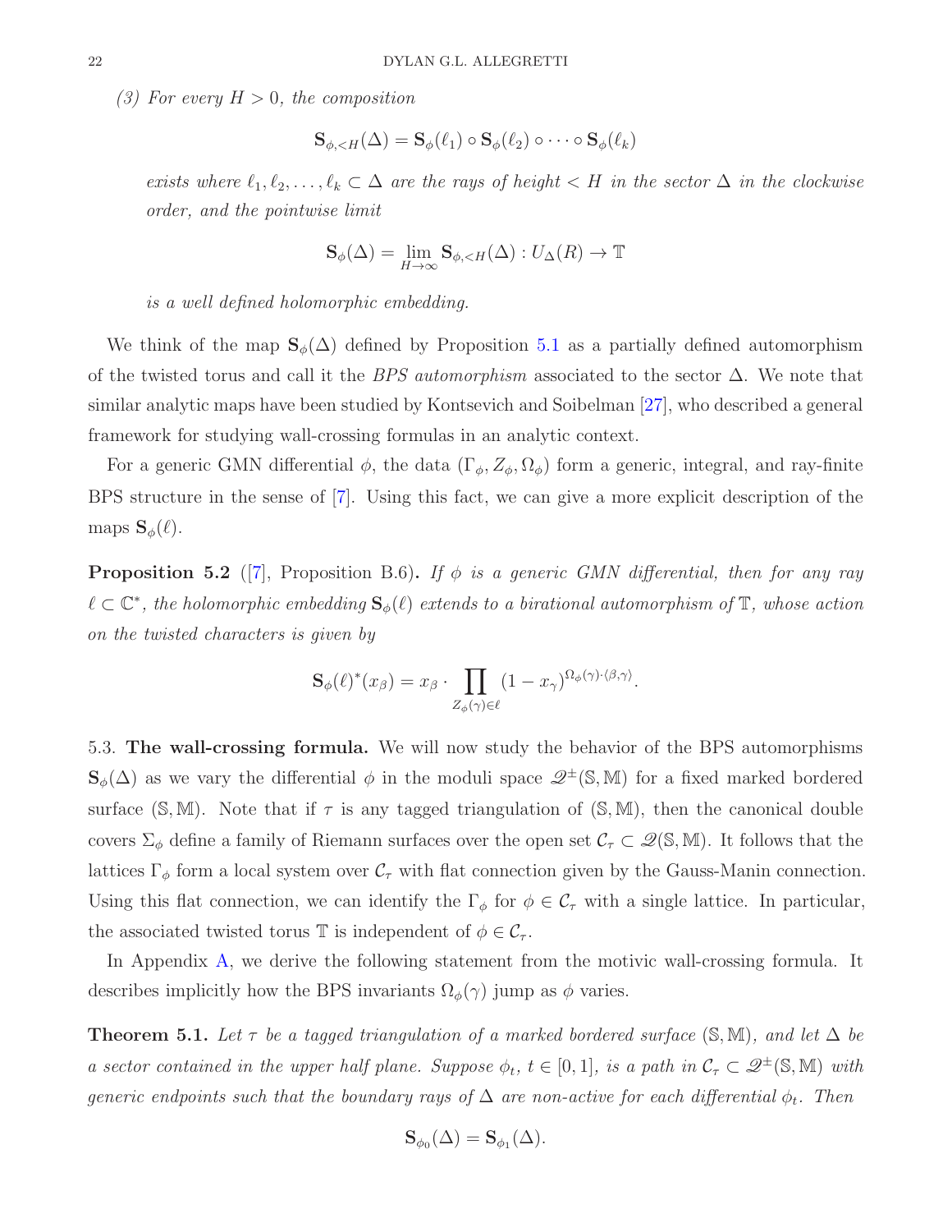*(3) For every $H > 0$, the composition*

$$\mathbf{S}_{\phi,<H}(\Delta) = \mathbf{S}_\phi(\ell_1) \circ \mathbf{S}_\phi(\ell_2) \circ \cdots \circ \mathbf{S}_\phi(\ell_k)$$

*exists where $\ell_1, \ell_2, \dots, \ell_k \subset \Delta$ are the rays of height $< H$ in the sector $\Delta$ in the clockwise order, and the pointwise limit*

$$\mathbf{S}_\phi(\Delta) = \lim_{H\to\infty} \mathbf{S}_{\phi,<H}(\Delta) : U_\Delta(R) \to \mathbb{T}$$

*is a well defined holomorphic embedding.*

We think of the map $\mathbf{S}_\phi(\Delta)$ defined by Proposition 5.1 as a partially defined automorphism of the twisted torus and call it the *BPS automorphism* associated to the sector $\Delta$. We note that similar analytic maps have been studied by Kontsevich and Soibelman [27], who described a general framework for studying wall-crossing formulas in an analytic context.

For a generic GMN differential $\phi$, the data $(\Gamma_\phi, Z_\phi, \Omega_\phi)$ form a generic, integral, and ray-finite BPS structure in the sense of [7]. Using this fact, we can give a more explicit description of the maps $\mathbf{S}_\phi(\ell)$.

**Proposition 5.2** ([7], Proposition B.6)**.** *If $\phi$ is a generic GMN differential, then for any ray $\ell \subset \mathbb{C}^*$, the holomorphic embedding $\mathbf{S}_\phi(\ell)$ extends to a birational automorphism of $\mathbb{T}$, whose action on the twisted characters is given by*

$$\mathbf{S}_\phi(\ell)^*(x_\beta) = x_\beta \cdot \prod_{Z_\phi(\gamma)\in\ell} (1 - x_\gamma)^{\Omega_\phi(\gamma)\cdot\langle\beta,\gamma\rangle}.$$

5.3. **The wall-crossing formula.** We will now study the behavior of the BPS automorphisms $\mathbf{S}_\phi(\Delta)$ as we vary the differential $\phi$ in the moduli space $\mathscr{Q}^\pm(\mathbb{S},\mathbb{M})$ for a fixed marked bordered surface $(\mathbb{S},\mathbb{M})$. Note that if $\tau$ is any tagged triangulation of $(\mathbb{S},\mathbb{M})$, then the canonical double covers $\Sigma_\phi$ define a family of Riemann surfaces over the open set $\mathcal{C}_\tau \subset \mathscr{Q}(\mathbb{S},\mathbb{M})$. It follows that the lattices $\Gamma_\phi$ form a local system over $\mathcal{C}_\tau$ with flat connection given by the Gauss-Manin connection. Using this flat connection, we can identify the $\Gamma_\phi$ for $\phi \in \mathcal{C}_\tau$ with a single lattice. In particular, the associated twisted torus $\mathbb{T}$ is independent of $\phi \in \mathcal{C}_\tau$.

In Appendix A, we derive the following statement from the motivic wall-crossing formula. It describes implicitly how the BPS invariants $\Omega_\phi(\gamma)$ jump as $\phi$ varies.

**Theorem 5.1.** *Let $\tau$ be a tagged triangulation of a marked bordered surface $(\mathbb{S},\mathbb{M})$, and let $\Delta$ be a sector contained in the upper half plane. Suppose $\phi_t$, $t \in [0,1]$, is a path in $\mathcal{C}_\tau \subset \mathscr{Q}^\pm(\mathbb{S},\mathbb{M})$ with generic endpoints such that the boundary rays of $\Delta$ are non-active for each differential $\phi_t$. Then*

$$\mathbf{S}_{\phi_0}(\Delta) = \mathbf{S}_{\phi_1}(\Delta).$$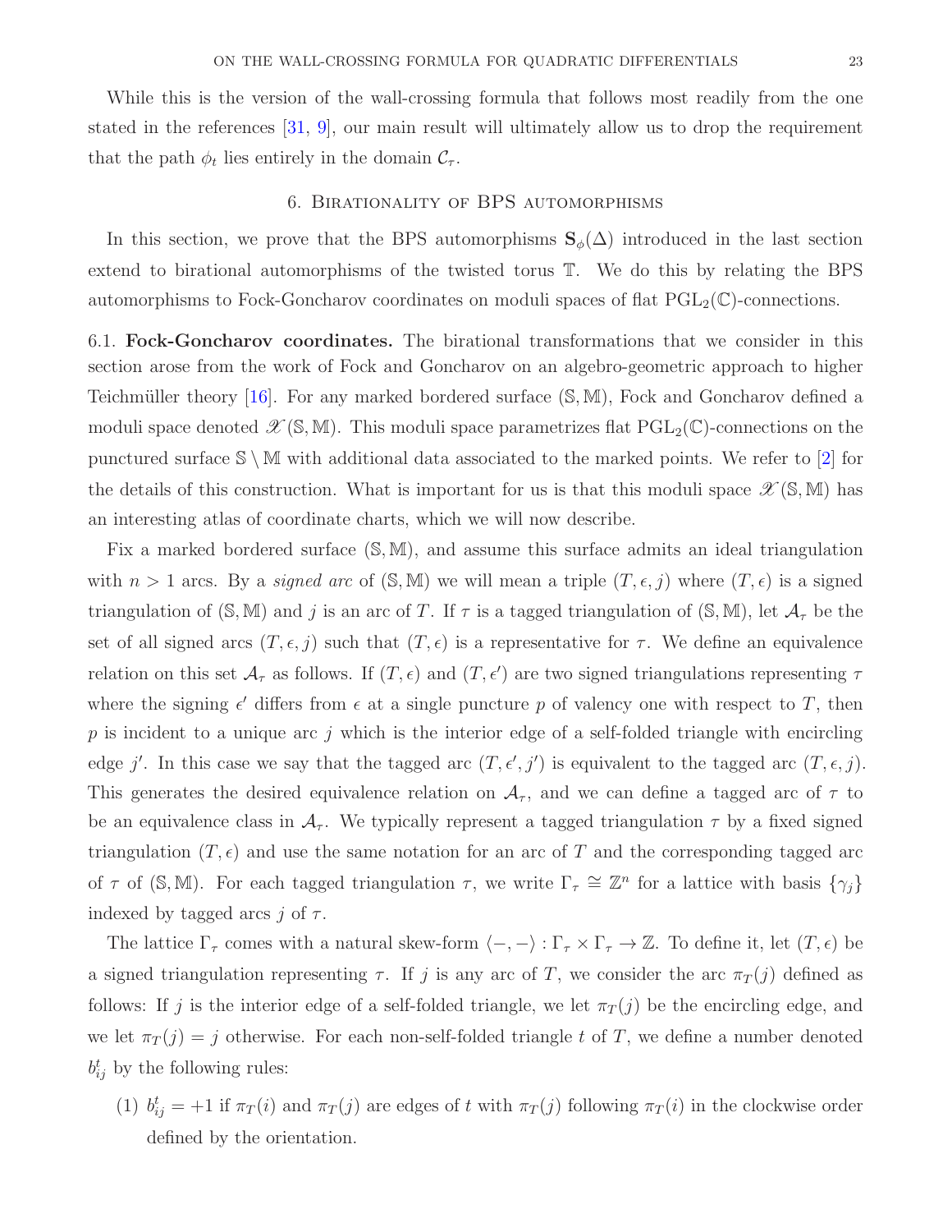While this is the version of the wall-crossing formula that follows most readily from the one stated in the references [31, 9], our main result will ultimately allow us to drop the requirement that the path $\phi_t$ lies entirely in the domain $\mathcal{C}_\tau$.

## 6. Birationality of BPS automorphisms

In this section, we prove that the BPS automorphisms $\mathbf{S}_\phi(\Delta)$ introduced in the last section extend to birational automorphisms of the twisted torus $\mathbb{T}$. We do this by relating the BPS automorphisms to Fock-Goncharov coordinates on moduli spaces of flat $\mathrm{PGL}_2(\mathbb{C})$-connections.

### 6.1. Fock-Goncharov coordinates.

The birational transformations that we consider in this section arose from the work of Fock and Goncharov on an algebro-geometric approach to higher Teichmüller theory [16]. For any marked bordered surface $(\mathbb{S}, \mathbb{M})$, Fock and Goncharov defined a moduli space denoted $\mathscr{X}(\mathbb{S}, \mathbb{M})$. This moduli space parametrizes flat $\mathrm{PGL}_2(\mathbb{C})$-connections on the punctured surface $\mathbb{S} \setminus \mathbb{M}$ with additional data associated to the marked points. We refer to [2] for the details of this construction. What is important for us is that this moduli space $\mathscr{X}(\mathbb{S}, \mathbb{M})$ has an interesting atlas of coordinate charts, which we will now describe.

Fix a marked bordered surface $(\mathbb{S}, \mathbb{M})$, and assume this surface admits an ideal triangulation with $n > 1$ arcs. By a *signed arc* of $(\mathbb{S}, \mathbb{M})$ we will mean a triple $(T, \epsilon, j)$ where $(T, \epsilon)$ is a signed triangulation of $(\mathbb{S}, \mathbb{M})$ and $j$ is an arc of $T$. If $\tau$ is a tagged triangulation of $(\mathbb{S}, \mathbb{M})$, let $\mathcal{A}_\tau$ be the set of all signed arcs $(T, \epsilon, j)$ such that $(T, \epsilon)$ is a representative for $\tau$. We define an equivalence relation on this set $\mathcal{A}_\tau$ as follows. If $(T, \epsilon)$ and $(T, \epsilon')$ are two signed triangulations representing $\tau$ where the signing $\epsilon'$ differs from $\epsilon$ at a single puncture $p$ of valency one with respect to $T$, then $p$ is incident to a unique arc $j$ which is the interior edge of a self-folded triangle with encircling edge $j'$. In this case we say that the tagged arc $(T, \epsilon', j')$ is equivalent to the tagged arc $(T, \epsilon, j)$. This generates the desired equivalence relation on $\mathcal{A}_\tau$, and we can define a tagged arc of $\tau$ to be an equivalence class in $\mathcal{A}_\tau$. We typically represent a tagged triangulation $\tau$ by a fixed signed triangulation $(T, \epsilon)$ and use the same notation for an arc of $T$ and the corresponding tagged arc of $\tau$ of $(\mathbb{S}, \mathbb{M})$. For each tagged triangulation $\tau$, we write $\Gamma_\tau \cong \mathbb{Z}^n$ for a lattice with basis $\{\gamma_j\}$ indexed by tagged arcs $j$ of $\tau$.

The lattice $\Gamma_\tau$ comes with a natural skew-form $\langle -, - \rangle : \Gamma_\tau \times \Gamma_\tau \to \mathbb{Z}$. To define it, let $(T, \epsilon)$ be a signed triangulation representing $\tau$. If $j$ is any arc of $T$, we consider the arc $\pi_T(j)$ defined as follows: If $j$ is the interior edge of a self-folded triangle, we let $\pi_T(j)$ be the encircling edge, and we let $\pi_T(j) = j$ otherwise. For each non-self-folded triangle $t$ of $T$, we define a number denoted $b_{ij}^t$ by the following rules:

1. $b_{ij}^t = +1$ if $\pi_T(i)$ and $\pi_T(j)$ are edges of $t$ with $\pi_T(j)$ following $\pi_T(i)$ in the clockwise order defined by the orientation.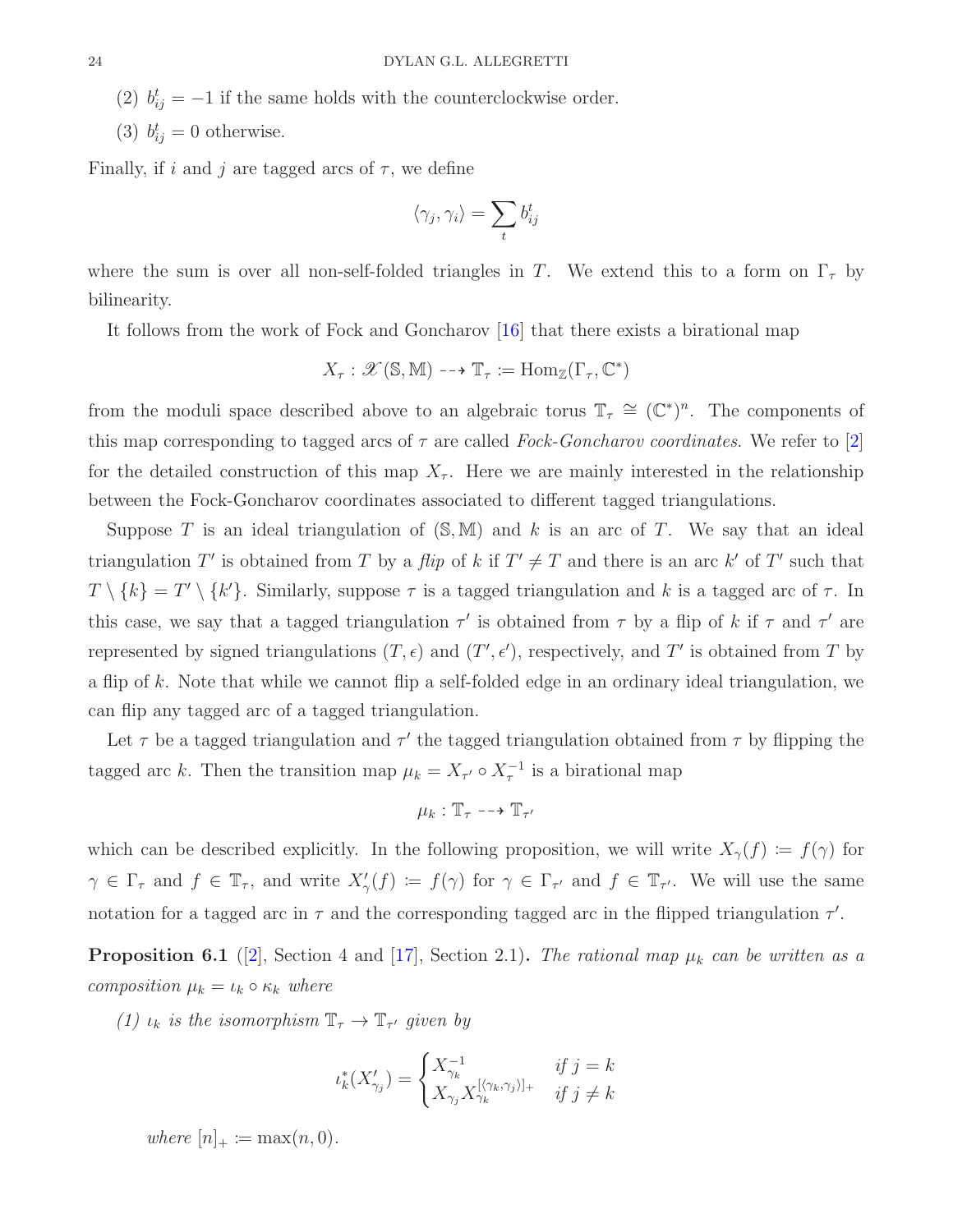(2) $b_{ij}^t = -1$ if the same holds with the counterclockwise order.

(3) $b_{ij}^t = 0$ otherwise.

Finally, if $i$ and $j$ are tagged arcs of $\tau$, we define

$$\langle \gamma_j, \gamma_i \rangle = \sum_t b_{ij}^t$$

where the sum is over all non-self-folded triangles in $T$. We extend this to a form on $\Gamma_\tau$ by bilinearity.

It follows from the work of Fock and Goncharov [16] that there exists a birational map

$$X_\tau : \mathscr{X}(\mathbb{S}, \mathbb{M}) \dashrightarrow \mathbb{T}_\tau := \operatorname{Hom}_{\mathbb{Z}}(\Gamma_\tau, \mathbb{C}^*)$$

from the moduli space described above to an algebraic torus $\mathbb{T}_\tau \cong (\mathbb{C}^*)^n$. The components of this map corresponding to tagged arcs of $\tau$ are called *Fock-Goncharov coordinates*. We refer to [2] for the detailed construction of this map $X_\tau$. Here we are mainly interested in the relationship between the Fock-Goncharov coordinates associated to different tagged triangulations.

Suppose $T$ is an ideal triangulation of $(\mathbb{S}, \mathbb{M})$ and $k$ is an arc of $T$. We say that an ideal triangulation $T'$ is obtained from $T$ by a *flip* of $k$ if $T' \neq T$ and there is an arc $k'$ of $T'$ such that $T \setminus \{k\} = T' \setminus \{k'\}$. Similarly, suppose $\tau$ is a tagged triangulation and $k$ is a tagged arc of $\tau$. In this case, we say that a tagged triangulation $\tau'$ is obtained from $\tau$ by a flip of $k$ if $\tau$ and $\tau'$ are represented by signed triangulations $(T, \epsilon)$ and $(T', \epsilon')$, respectively, and $T'$ is obtained from $T$ by a flip of $k$. Note that while we cannot flip a self-folded edge in an ordinary ideal triangulation, we can flip any tagged arc of a tagged triangulation.

Let $\tau$ be a tagged triangulation and $\tau'$ the tagged triangulation obtained from $\tau$ by flipping the tagged arc $k$. Then the transition map $\mu_k = X_{\tau'} \circ X_\tau^{-1}$ is a birational map

$$\mu_k : \mathbb{T}_\tau \dashrightarrow \mathbb{T}_{\tau'}$$

which can be described explicitly. In the following proposition, we will write $X_\gamma(f) := f(\gamma)$ for $\gamma \in \Gamma_\tau$ and $f \in \mathbb{T}_\tau$, and write $X'_\gamma(f) := f(\gamma)$ for $\gamma \in \Gamma_{\tau'}$ and $f \in \mathbb{T}_{\tau'}$. We will use the same notation for a tagged arc in $\tau$ and the corresponding tagged arc in the flipped triangulation $\tau'$.

**Proposition 6.1** ([2], Section 4 and [17], Section 2.1)**.** *The rational map $\mu_k$ can be written as a composition $\mu_k = \iota_k \circ \kappa_k$ where*

*(1) $\iota_k$ is the isomorphism $\mathbb{T}_\tau \to \mathbb{T}_{\tau'}$ given by*

$$\iota_k^*(X'_{\gamma_j}) = \begin{cases} X_{\gamma_k}^{-1} & \text{if } j = k \\ X_{\gamma_j} X_{\gamma_k}^{[\langle \gamma_k, \gamma_j \rangle]_+} & \text{if } j \neq k \end{cases}$$

*where $[n]_+ := \max(n, 0)$.*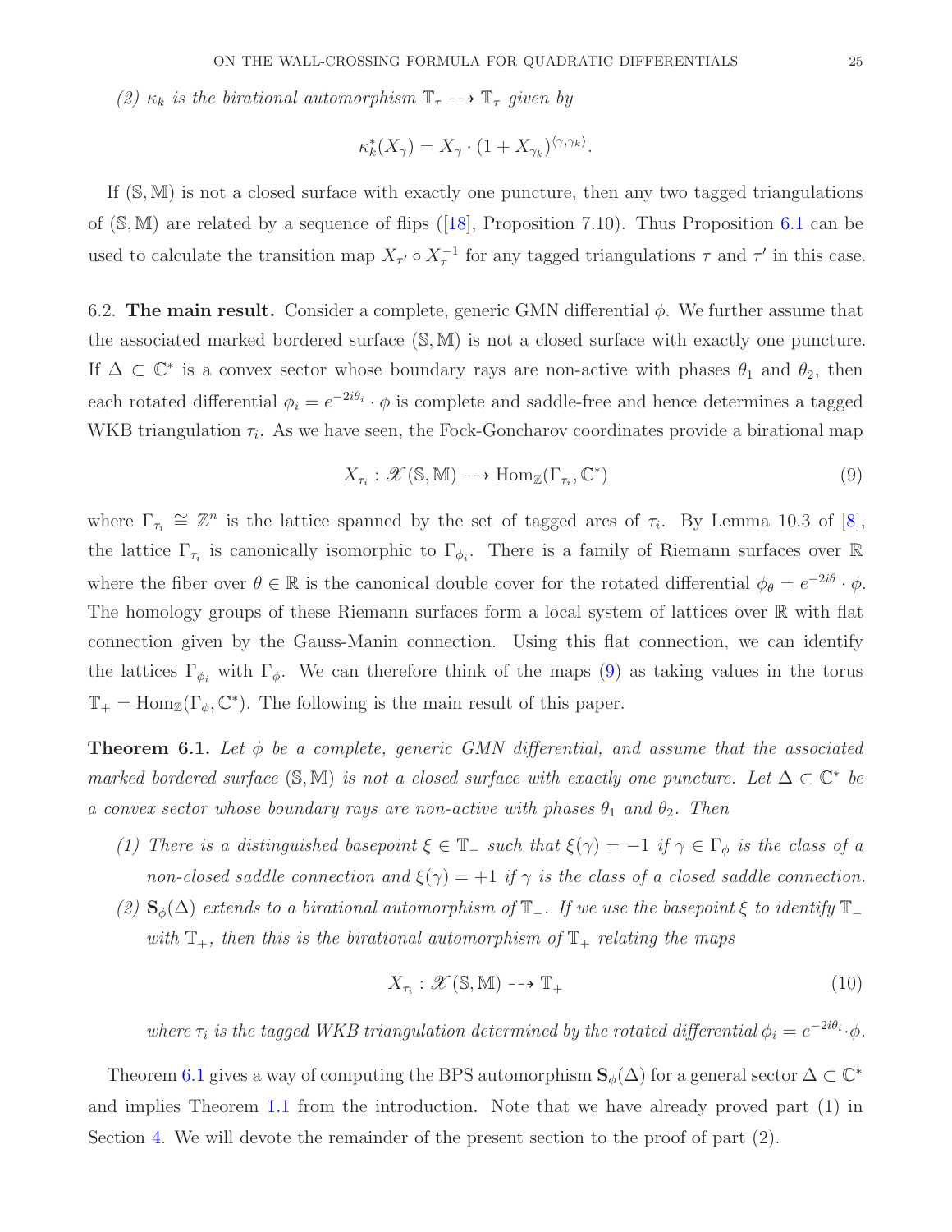*(2) $\kappa_k$ is the birational automorphism $\mathbb{T}_\tau \dashrightarrow \mathbb{T}_\tau$ given by*

$$\kappa_k^*(X_\gamma) = X_\gamma \cdot (1 + X_{\gamma_k})^{\langle \gamma, \gamma_k \rangle}.$$

If $(\mathbb{S}, \mathbb{M})$ is not a closed surface with exactly one puncture, then any two tagged triangulations of $(\mathbb{S}, \mathbb{M})$ are related by a sequence of flips ([18], Proposition 7.10). Thus Proposition 6.1 can be used to calculate the transition map $X_{\tau'} \circ X_\tau^{-1}$ for any tagged triangulations $\tau$ and $\tau'$ in this case.

6.2. **The main result.** Consider a complete, generic GMN differential $\phi$. We further assume that the associated marked bordered surface $(\mathbb{S}, \mathbb{M})$ is not a closed surface with exactly one puncture. If $\Delta \subset \mathbb{C}^*$ is a convex sector whose boundary rays are non-active with phases $\theta_1$ and $\theta_2$, then each rotated differential $\phi_i = e^{-2i\theta_i} \cdot \phi$ is complete and saddle-free and hence determines a tagged WKB triangulation $\tau_i$. As we have seen, the Fock-Goncharov coordinates provide a birational map

$$X_{\tau_i} : \mathscr{X}(\mathbb{S}, \mathbb{M}) \dashrightarrow \operatorname{Hom}_{\mathbb{Z}}(\Gamma_{\tau_i}, \mathbb{C}^*) \tag{9}$$

where $\Gamma_{\tau_i} \cong \mathbb{Z}^n$ is the lattice spanned by the set of tagged arcs of $\tau_i$. By Lemma 10.3 of [8], the lattice $\Gamma_{\tau_i}$ is canonically isomorphic to $\Gamma_{\phi_i}$. There is a family of Riemann surfaces over $\mathbb{R}$ where the fiber over $\theta \in \mathbb{R}$ is the canonical double cover for the rotated differential $\phi_\theta = e^{-2i\theta} \cdot \phi$. The homology groups of these Riemann surfaces form a local system of lattices over $\mathbb{R}$ with flat connection given by the Gauss-Manin connection. Using this flat connection, we can identify the lattices $\Gamma_{\phi_i}$ with $\Gamma_\phi$. We can therefore think of the maps (9) as taking values in the torus $\mathbb{T}_+ = \operatorname{Hom}_{\mathbb{Z}}(\Gamma_\phi, \mathbb{C}^*)$. The following is the main result of this paper.

**Theorem 6.1.** *Let $\phi$ be a complete, generic GMN differential, and assume that the associated marked bordered surface $(\mathbb{S}, \mathbb{M})$ is not a closed surface with exactly one puncture. Let $\Delta \subset \mathbb{C}^*$ be a convex sector whose boundary rays are non-active with phases $\theta_1$ and $\theta_2$. Then*

*(1) There is a distinguished basepoint $\xi \in \mathbb{T}_-$ such that $\xi(\gamma) = -1$ if $\gamma \in \Gamma_\phi$ is the class of a non-closed saddle connection and $\xi(\gamma) = +1$ if $\gamma$ is the class of a closed saddle connection.*

*(2) $\mathbf{S}_\phi(\Delta)$ extends to a birational automorphism of $\mathbb{T}_-$. If we use the basepoint $\xi$ to identify $\mathbb{T}_-$ with $\mathbb{T}_+$, then this is the birational automorphism of $\mathbb{T}_+$ relating the maps*

$$X_{\tau_i} : \mathscr{X}(\mathbb{S}, \mathbb{M}) \dashrightarrow \mathbb{T}_+ \tag{10}$$

*where $\tau_i$ is the tagged WKB triangulation determined by the rotated differential $\phi_i = e^{-2i\theta_i} \cdot \phi$.*

Theorem 6.1 gives a way of computing the BPS automorphism $\mathbf{S}_\phi(\Delta)$ for a general sector $\Delta \subset \mathbb{C}^*$ and implies Theorem 1.1 from the introduction. Note that we have already proved part (1) in Section 4. We will devote the remainder of the present section to the proof of part (2).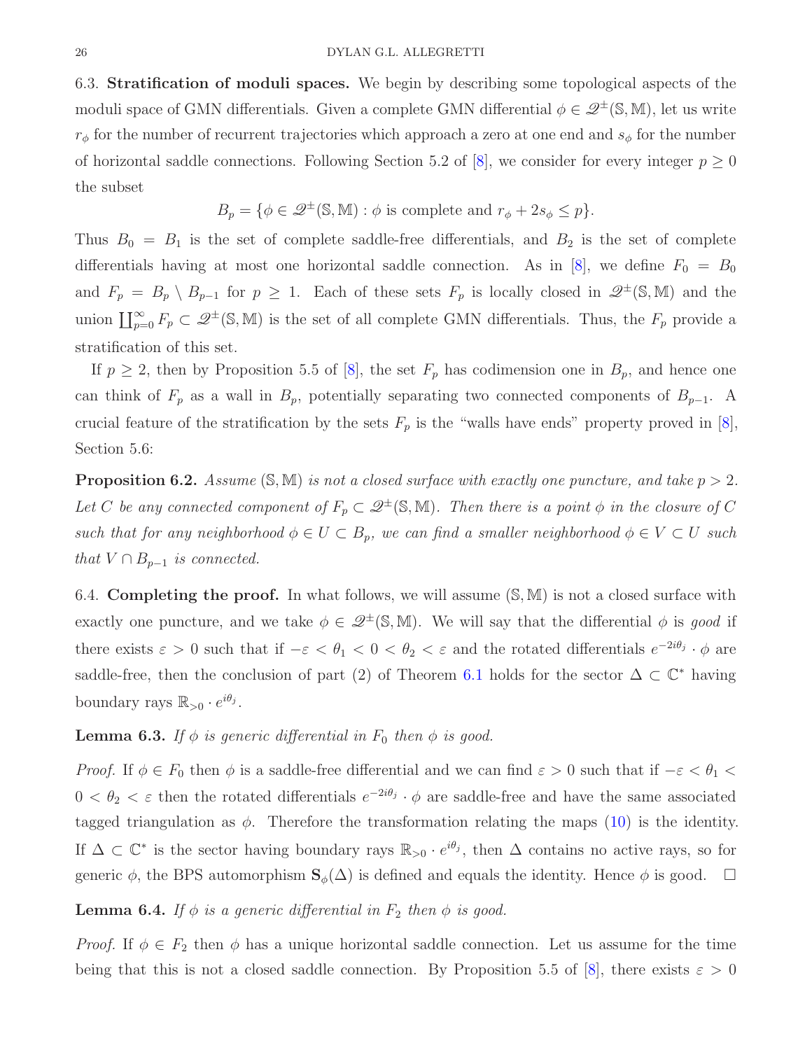6.3. **Stratification of moduli spaces.** We begin by describing some topological aspects of the moduli space of GMN differentials. Given a complete GMN differential $\phi \in \mathscr{Q}^{\pm}(\mathbb{S},\mathbb{M})$, let us write $r_\phi$ for the number of recurrent trajectories which approach a zero at one end and $s_\phi$ for the number of horizontal saddle connections. Following Section 5.2 of [8], we consider for every integer $p \geq 0$ the subset

$$B_p = \{\phi \in \mathscr{Q}^{\pm}(\mathbb{S},\mathbb{M}) : \phi \text{ is complete and } r_\phi + 2s_\phi \leq p\}.$$

Thus $B_0 = B_1$ is the set of complete saddle-free differentials, and $B_2$ is the set of complete differentials having at most one horizontal saddle connection. As in [8], we define $F_0 = B_0$ and $F_p = B_p \setminus B_{p-1}$ for $p \geq 1$. Each of these sets $F_p$ is locally closed in $\mathscr{Q}^{\pm}(\mathbb{S},\mathbb{M})$ and the union $\coprod_{p=0}^{\infty} F_p \subset \mathscr{Q}^{\pm}(\mathbb{S},\mathbb{M})$ is the set of all complete GMN differentials. Thus, the $F_p$ provide a stratification of this set.

If $p \geq 2$, then by Proposition 5.5 of [8], the set $F_p$ has codimension one in $B_p$, and hence one can think of $F_p$ as a wall in $B_p$, potentially separating two connected components of $B_{p-1}$. A crucial feature of the stratification by the sets $F_p$ is the "walls have ends" property proved in [8], Section 5.6:

**Proposition 6.2.** *Assume $(\mathbb{S},\mathbb{M})$ is not a closed surface with exactly one puncture, and take $p > 2$. Let $C$ be any connected component of $F_p \subset \mathscr{Q}^{\pm}(\mathbb{S},\mathbb{M})$. Then there is a point $\phi$ in the closure of $C$ such that for any neighborhood $\phi \in U \subset B_p$, we can find a smaller neighborhood $\phi \in V \subset U$ such that $V \cap B_{p-1}$ is connected.*

6.4. **Completing the proof.** In what follows, we will assume $(\mathbb{S},\mathbb{M})$ is not a closed surface with exactly one puncture, and we take $\phi \in \mathscr{Q}^{\pm}(\mathbb{S},\mathbb{M})$. We will say that the differential $\phi$ is *good* if there exists $\varepsilon > 0$ such that if $-\varepsilon < \theta_1 < 0 < \theta_2 < \varepsilon$ and the rotated differentials $e^{-2i\theta_j} \cdot \phi$ are saddle-free, then the conclusion of part (2) of Theorem 6.1 holds for the sector $\Delta \subset \mathbb{C}^*$ having boundary rays $\mathbb{R}_{>0} \cdot e^{i\theta_j}$.

**Lemma 6.3.** *If $\phi$ is generic differential in $F_0$ then $\phi$ is good.*

*Proof.* If $\phi \in F_0$ then $\phi$ is a saddle-free differential and we can find $\varepsilon > 0$ such that if $-\varepsilon < \theta_1 < 0 < \theta_2 < \varepsilon$ then the rotated differentials $e^{-2i\theta_j} \cdot \phi$ are saddle-free and have the same associated tagged triangulation as $\phi$. Therefore the transformation relating the maps (10) is the identity. If $\Delta \subset \mathbb{C}^*$ is the sector having boundary rays $\mathbb{R}_{>0} \cdot e^{i\theta_j}$, then $\Delta$ contains no active rays, so for generic $\phi$, the BPS automorphism $\mathbf{S}_\phi(\Delta)$ is defined and equals the identity. Hence $\phi$ is good. $\square$

**Lemma 6.4.** *If $\phi$ is a generic differential in $F_2$ then $\phi$ is good.*

*Proof.* If $\phi \in F_2$ then $\phi$ has a unique horizontal saddle connection. Let us assume for the time being that this is not a closed saddle connection. By Proposition 5.5 of [8], there exists $\varepsilon > 0$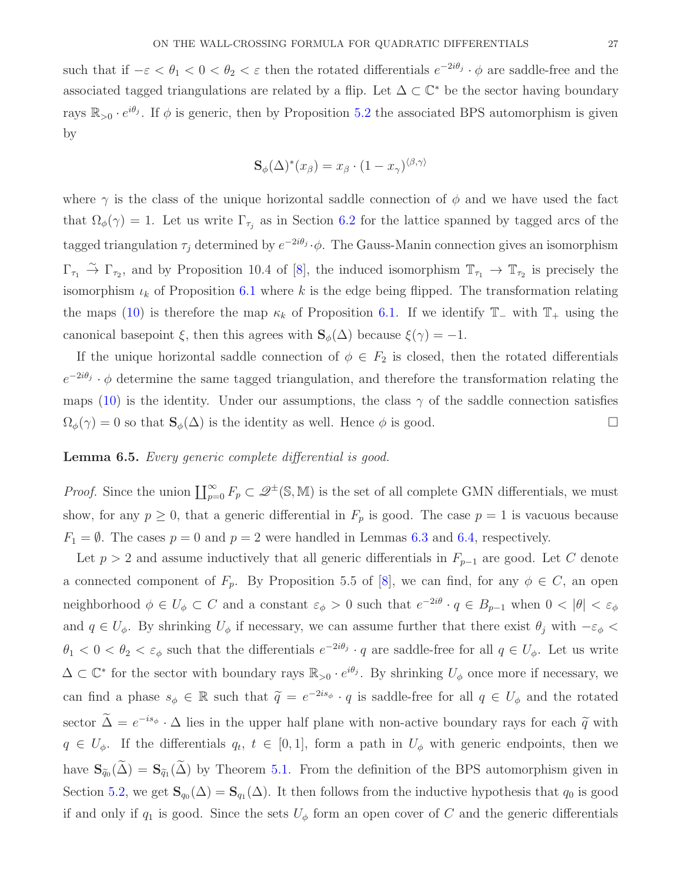such that if $-\varepsilon < \theta_1 < 0 < \theta_2 < \varepsilon$ then the rotated differentials $e^{-2i\theta_j} \cdot \phi$ are saddle-free and the associated tagged triangulations are related by a flip. Let $\Delta \subset \mathbb{C}^*$ be the sector having boundary rays $\mathbb{R}_{>0} \cdot e^{i\theta_j}$. If $\phi$ is generic, then by Proposition 5.2 the associated BPS automorphism is given by

$$\mathbf{S}_\phi(\Delta)^*(x_\beta) = x_\beta \cdot (1 - x_\gamma)^{\langle \beta, \gamma \rangle}$$

where $\gamma$ is the class of the unique horizontal saddle connection of $\phi$ and we have used the fact that $\Omega_\phi(\gamma) = 1$. Let us write $\Gamma_{\tau_j}$ as in Section 6.2 for the lattice spanned by tagged arcs of the tagged triangulation $\tau_j$ determined by $e^{-2i\theta_j} \cdot \phi$. The Gauss-Manin connection gives an isomorphism $\Gamma_{\tau_1} \xrightarrow{\sim} \Gamma_{\tau_2}$, and by Proposition 10.4 of [8], the induced isomorphism $\mathbb{T}_{\tau_1} \to \mathbb{T}_{\tau_2}$ is precisely the isomorphism $\iota_k$ of Proposition 6.1 where $k$ is the edge being flipped. The transformation relating the maps (10) is therefore the map $\kappa_k$ of Proposition 6.1. If we identify $\mathbb{T}_-$ with $\mathbb{T}_+$ using the canonical basepoint $\xi$, then this agrees with $\mathbf{S}_\phi(\Delta)$ because $\xi(\gamma) = -1$.

If the unique horizontal saddle connection of $\phi \in F_2$ is closed, then the rotated differentials $e^{-2i\theta_j} \cdot \phi$ determine the same tagged triangulation, and therefore the transformation relating the maps (10) is the identity. Under our assumptions, the class $\gamma$ of the saddle connection satisfies $\Omega_\phi(\gamma) = 0$ so that $\mathbf{S}_\phi(\Delta)$ is the identity as well. Hence $\phi$ is good. $\square$

**Lemma 6.5.** *Every generic complete differential is good.*

*Proof.* Since the union $\coprod_{p=0}^\infty F_p \subset \mathscr{Q}^\pm(\mathbb{S}, \mathbb{M})$ is the set of all complete GMN differentials, we must show, for any $p \geq 0$, that a generic differential in $F_p$ is good. The case $p = 1$ is vacuous because $F_1 = \emptyset$. The cases $p = 0$ and $p = 2$ were handled in Lemmas 6.3 and 6.4, respectively.

Let $p > 2$ and assume inductively that all generic differentials in $F_{p-1}$ are good. Let $C$ denote a connected component of $F_p$. By Proposition 5.5 of [8], we can find, for any $\phi \in C$, an open neighborhood $\phi \in U_\phi \subset C$ and a constant $\varepsilon_\phi > 0$ such that $e^{-2i\theta} \cdot q \in B_{p-1}$ when $0 < |\theta| < \varepsilon_\phi$ and $q \in U_\phi$. By shrinking $U_\phi$ if necessary, we can assume further that there exist $\theta_j$ with $-\varepsilon_\phi < \theta_1 < 0 < \theta_2 < \varepsilon_\phi$ such that the differentials $e^{-2i\theta_j} \cdot q$ are saddle-free for all $q \in U_\phi$. Let us write $\Delta \subset \mathbb{C}^*$ for the sector with boundary rays $\mathbb{R}_{>0} \cdot e^{i\theta_j}$. By shrinking $U_\phi$ once more if necessary, we can find a phase $s_\phi \in \mathbb{R}$ such that $\widetilde{q} = e^{-2is_\phi} \cdot q$ is saddle-free for all $q \in U_\phi$ and the rotated sector $\widetilde{\Delta} = e^{-is_\phi} \cdot \Delta$ lies in the upper half plane with non-active boundary rays for each $\widetilde{q}$ with $q \in U_\phi$. If the differentials $q_t$, $t \in [0,1]$, form a path in $U_\phi$ with generic endpoints, then we have $\mathbf{S}_{\widetilde{q}_0}(\widetilde{\Delta}) = \mathbf{S}_{\widetilde{q}_1}(\widetilde{\Delta})$ by Theorem 5.1. From the definition of the BPS automorphism given in Section 5.2, we get $\mathbf{S}_{q_0}(\Delta) = \mathbf{S}_{q_1}(\Delta)$. It then follows from the inductive hypothesis that $q_0$ is good if and only if $q_1$ is good. Since the sets $U_\phi$ form an open cover of $C$ and the generic differentials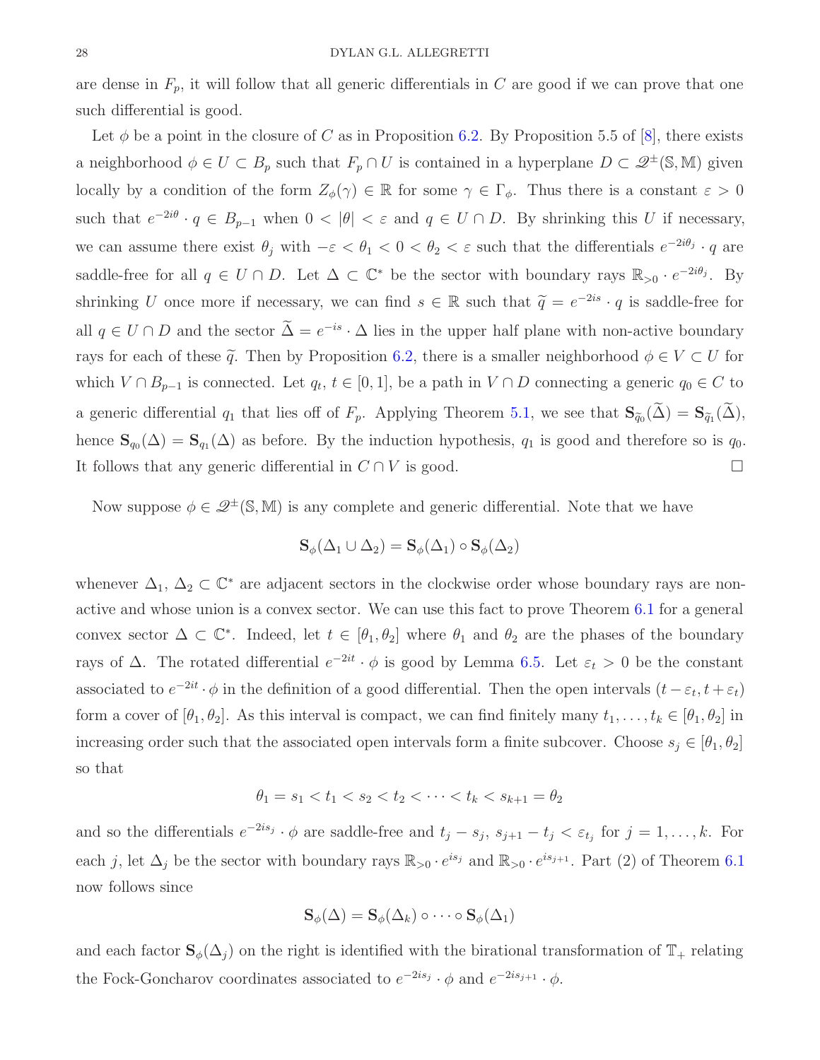are dense in $F_p$, it will follow that all generic differentials in $C$ are good if we can prove that one such differential is good.

Let $\phi$ be a point in the closure of $C$ as in Proposition 6.2. By Proposition 5.5 of [8], there exists a neighborhood $\phi \in U \subset B_p$ such that $F_p \cap U$ is contained in a hyperplane $D \subset \mathscr{Q}^{\pm}(\mathbb{S},\mathbb{M})$ given locally by a condition of the form $Z_\phi(\gamma) \in \mathbb{R}$ for some $\gamma \in \Gamma_\phi$. Thus there is a constant $\varepsilon > 0$ such that $e^{-2i\theta} \cdot q \in B_{p-1}$ when $0 < |\theta| < \varepsilon$ and $q \in U \cap D$. By shrinking this $U$ if necessary, we can assume there exist $\theta_j$ with $-\varepsilon < \theta_1 < 0 < \theta_2 < \varepsilon$ such that the differentials $e^{-2i\theta_j} \cdot q$ are saddle-free for all $q \in U \cap D$. Let $\Delta \subset \mathbb{C}^*$ be the sector with boundary rays $\mathbb{R}_{>0} \cdot e^{-2i\theta_j}$. By shrinking $U$ once more if necessary, we can find $s \in \mathbb{R}$ such that $\widetilde{q} = e^{-2is} \cdot q$ is saddle-free for all $q \in U \cap D$ and the sector $\widetilde{\Delta} = e^{-is} \cdot \Delta$ lies in the upper half plane with non-active boundary rays for each of these $\widetilde{q}$. Then by Proposition 6.2, there is a smaller neighborhood $\phi \in V \subset U$ for which $V \cap B_{p-1}$ is connected. Let $q_t$, $t \in [0,1]$, be a path in $V \cap D$ connecting a generic $q_0 \in C$ to a generic differential $q_1$ that lies off of $F_p$. Applying Theorem 5.1, we see that $\mathbf{S}_{\widetilde{q}_0}(\widetilde{\Delta}) = \mathbf{S}_{\widetilde{q}_1}(\widetilde{\Delta})$, hence $\mathbf{S}_{q_0}(\Delta) = \mathbf{S}_{q_1}(\Delta)$ as before. By the induction hypothesis, $q_1$ is good and therefore so is $q_0$. It follows that any generic differential in $C \cap V$ is good. $\square$

Now suppose $\phi \in \mathscr{Q}^{\pm}(\mathbb{S},\mathbb{M})$ is any complete and generic differential. Note that we have

$$\mathbf{S}_\phi(\Delta_1 \cup \Delta_2) = \mathbf{S}_\phi(\Delta_1) \circ \mathbf{S}_\phi(\Delta_2)$$

whenever $\Delta_1, \Delta_2 \subset \mathbb{C}^*$ are adjacent sectors in the clockwise order whose boundary rays are non-active and whose union is a convex sector. We can use this fact to prove Theorem 6.1 for a general convex sector $\Delta \subset \mathbb{C}^*$. Indeed, let $t \in [\theta_1, \theta_2]$ where $\theta_1$ and $\theta_2$ are the phases of the boundary rays of $\Delta$. The rotated differential $e^{-2it} \cdot \phi$ is good by Lemma 6.5. Let $\varepsilon_t > 0$ be the constant associated to $e^{-2it} \cdot \phi$ in the definition of a good differential. Then the open intervals $(t - \varepsilon_t, t + \varepsilon_t)$ form a cover of $[\theta_1, \theta_2]$. As this interval is compact, we can find finitely many $t_1, \dots, t_k \in [\theta_1, \theta_2]$ in increasing order such that the associated open intervals form a finite subcover. Choose $s_j \in [\theta_1, \theta_2]$ so that

$$\theta_1 = s_1 < t_1 < s_2 < t_2 < \dots < t_k < s_{k+1} = \theta_2$$

and so the differentials $e^{-2is_j} \cdot \phi$ are saddle-free and $t_j - s_j$, $s_{j+1} - t_j < \varepsilon_{t_j}$ for $j = 1, \dots, k$. For each $j$, let $\Delta_j$ be the sector with boundary rays $\mathbb{R}_{>0} \cdot e^{is_j}$ and $\mathbb{R}_{>0} \cdot e^{is_{j+1}}$. Part (2) of Theorem 6.1 now follows since

$$\mathbf{S}_\phi(\Delta) = \mathbf{S}_\phi(\Delta_k) \circ \dots \circ \mathbf{S}_\phi(\Delta_1)$$

and each factor $\mathbf{S}_\phi(\Delta_j)$ on the right is identified with the birational transformation of $\mathbb{T}_+$ relating the Fock-Goncharov coordinates associated to $e^{-2is_j} \cdot \phi$ and $e^{-2is_{j+1}} \cdot \phi$.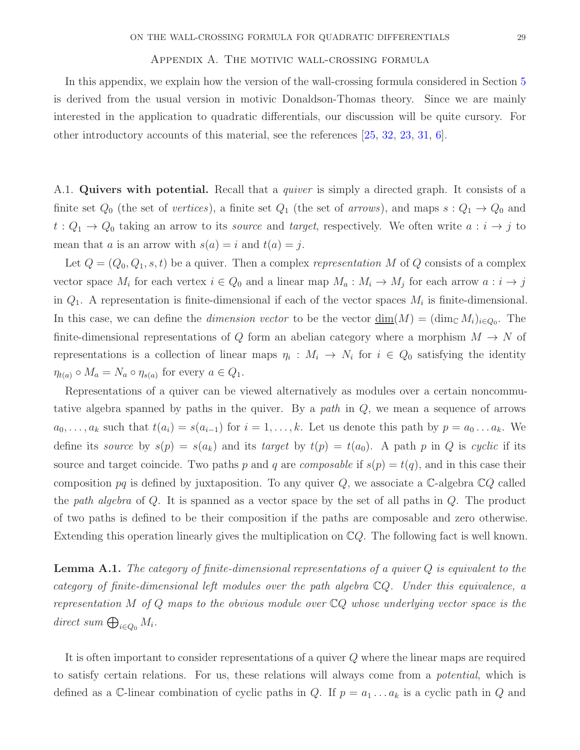## Appendix A. The motivic wall-crossing formula

In this appendix, we explain how the version of the wall-crossing formula considered in Section 5 is derived from the usual version in motivic Donaldson-Thomas theory. Since we are mainly interested in the application to quadratic differentials, our discussion will be quite cursory. For other introductory accounts of this material, see the references [25, 32, 23, 31, 6].

A.1. **Quivers with potential.** Recall that a *quiver* is simply a directed graph. It consists of a finite set $Q_0$ (the set of *vertices*), a finite set $Q_1$ (the set of *arrows*), and maps $s : Q_1 \to Q_0$ and $t : Q_1 \to Q_0$ taking an arrow to its *source* and *target*, respectively. We often write $a : i \to j$ to mean that $a$ is an arrow with $s(a) = i$ and $t(a) = j$.

Let $Q = (Q_0, Q_1, s, t)$ be a quiver. Then a complex *representation* $M$ of $Q$ consists of a complex vector space $M_i$ for each vertex $i \in Q_0$ and a linear map $M_a : M_i \to M_j$ for each arrow $a : i \to j$ in $Q_1$. A representation is finite-dimensional if each of the vector spaces $M_i$ is finite-dimensional. In this case, we can define the *dimension vector* to be the vector $\underline{\dim}(M) = (\dim_{\mathbb{C}} M_i)_{i \in Q_0}$. The finite-dimensional representations of $Q$ form an abelian category where a morphism $M \to N$ of representations is a collection of linear maps $\eta_i : M_i \to N_i$ for $i \in Q_0$ satisfying the identity $\eta_{t(a)} \circ M_a = N_a \circ \eta_{s(a)}$ for every $a \in Q_1$.

Representations of a quiver can be viewed alternatively as modules over a certain noncommutative algebra spanned by paths in the quiver. By a *path* in $Q$, we mean a sequence of arrows $a_0, \dots, a_k$ such that $t(a_i) = s(a_{i-1})$ for $i = 1, \dots, k$. Let us denote this path by $p = a_0 \dots a_k$. We define its *source* by $s(p) = s(a_k)$ and its *target* by $t(p) = t(a_0)$. A path $p$ in $Q$ is *cyclic* if its source and target coincide. Two paths $p$ and $q$ are *composable* if $s(p) = t(q)$, and in this case their composition $pq$ is defined by juxtaposition. To any quiver $Q$, we associate a $\mathbb{C}$-algebra $\mathbb{C}Q$ called the *path algebra* of $Q$. It is spanned as a vector space by the set of all paths in $Q$. The product of two paths is defined to be their composition if the paths are composable and zero otherwise. Extending this operation linearly gives the multiplication on $\mathbb{C}Q$. The following fact is well known.

**Lemma A.1.** *The category of finite-dimensional representations of a quiver $Q$ is equivalent to the category of finite-dimensional left modules over the path algebra $\mathbb{C}Q$. Under this equivalence, a representation $M$ of $Q$ maps to the obvious module over $\mathbb{C}Q$ whose underlying vector space is the direct sum $\bigoplus_{i \in Q_0} M_i$.*

It is often important to consider representations of a quiver $Q$ where the linear maps are required to satisfy certain relations. For us, these relations will always come from a *potential*, which is defined as a $\mathbb{C}$-linear combination of cyclic paths in $Q$. If $p = a_1 \dots a_k$ is a cyclic path in $Q$ and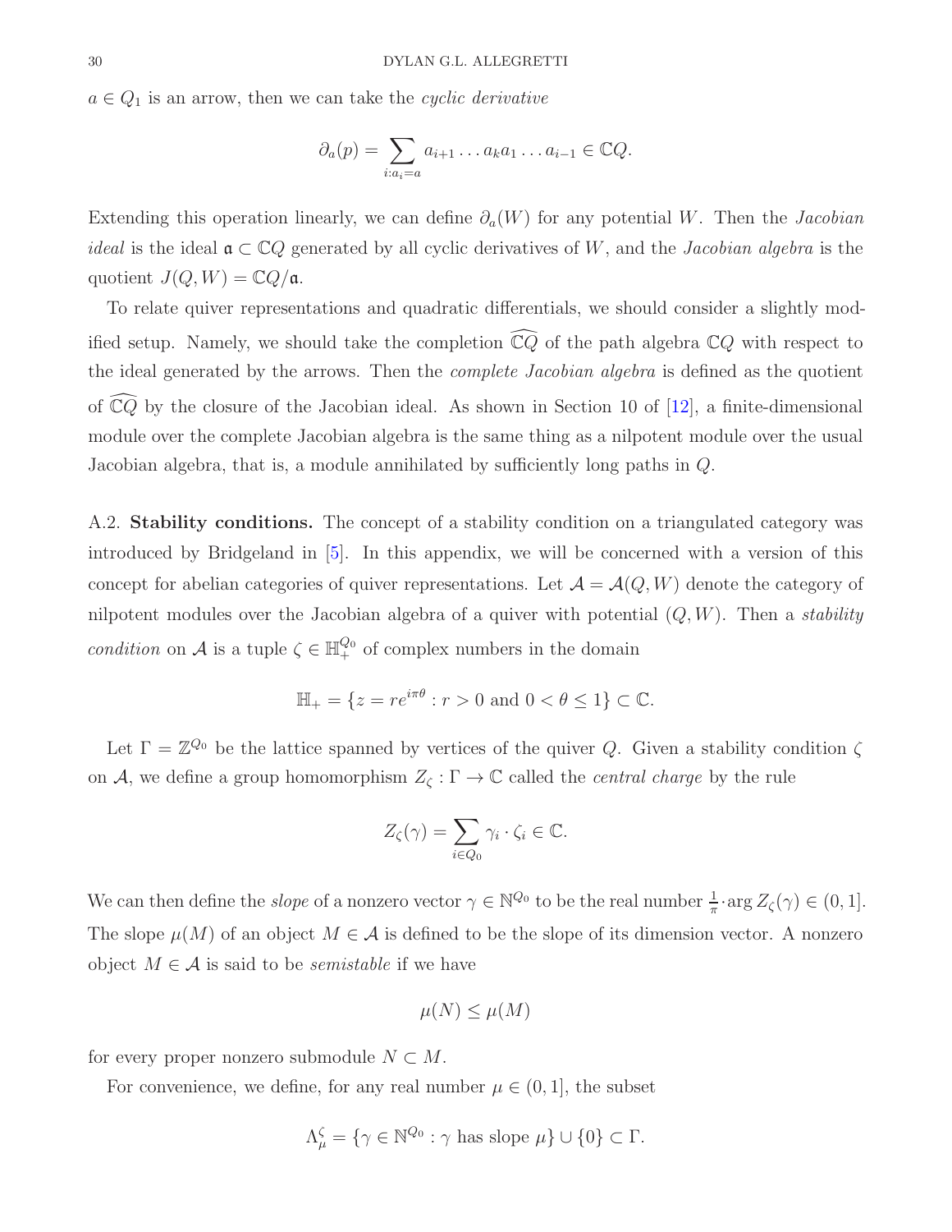$a \in Q_1$ is an arrow, then we can take the *cyclic derivative*

$$\partial_a(p) = \sum_{i:a_i=a} a_{i+1} \dots a_k a_1 \dots a_{i-1} \in \mathbb{C}Q.$$

Extending this operation linearly, we can define $\partial_a(W)$ for any potential $W$. Then the *Jacobian ideal* is the ideal $\mathfrak{a} \subset \mathbb{C}Q$ generated by all cyclic derivatives of $W$, and the *Jacobian algebra* is the quotient $J(Q,W) = \mathbb{C}Q/\mathfrak{a}$.

To relate quiver representations and quadratic differentials, we should consider a slightly modified setup. Namely, we should take the completion $\widehat{\mathbb{C}Q}$ of the path algebra $\mathbb{C}Q$ with respect to the ideal generated by the arrows. Then the *complete Jacobian algebra* is defined as the quotient of $\widehat{\mathbb{C}Q}$ by the closure of the Jacobian ideal. As shown in Section 10 of [12], a finite-dimensional module over the complete Jacobian algebra is the same thing as a nilpotent module over the usual Jacobian algebra, that is, a module annihilated by sufficiently long paths in $Q$.

A.2. **Stability conditions.** The concept of a stability condition on a triangulated category was introduced by Bridgeland in [5]. In this appendix, we will be concerned with a version of this concept for abelian categories of quiver representations. Let $\mathcal{A} = \mathcal{A}(Q,W)$ denote the category of nilpotent modules over the Jacobian algebra of a quiver with potential $(Q,W)$. Then a *stability condition* on $\mathcal{A}$ is a tuple $\zeta \in \mathbb{H}_+^{Q_0}$ of complex numbers in the domain

$$\mathbb{H}_+ = \{z = re^{i\pi\theta} : r > 0 \text{ and } 0 < \theta \leq 1\} \subset \mathbb{C}.$$

Let $\Gamma = \mathbb{Z}^{Q_0}$ be the lattice spanned by vertices of the quiver $Q$. Given a stability condition $\zeta$ on $\mathcal{A}$, we define a group homomorphism $Z_\zeta : \Gamma \to \mathbb{C}$ called the *central charge* by the rule

$$Z_\zeta(\gamma) = \sum_{i \in Q_0} \gamma_i \cdot \zeta_i \in \mathbb{C}.$$

We can then define the *slope* of a nonzero vector $\gamma \in \mathbb{N}^{Q_0}$ to be the real number $\frac{1}{\pi} \cdot \arg Z_\zeta(\gamma) \in (0,1]$. The slope $\mu(M)$ of an object $M \in \mathcal{A}$ is defined to be the slope of its dimension vector. A nonzero object $M \in \mathcal{A}$ is said to be *semistable* if we have

$$\mu(N) \leq \mu(M)$$

for every proper nonzero submodule $N \subset M$.

For convenience, we define, for any real number $\mu \in (0,1]$, the subset

$$\Lambda_\mu^\zeta = \{\gamma \in \mathbb{N}^{Q_0} : \gamma \text{ has slope } \mu\} \cup \{0\} \subset \Gamma.$$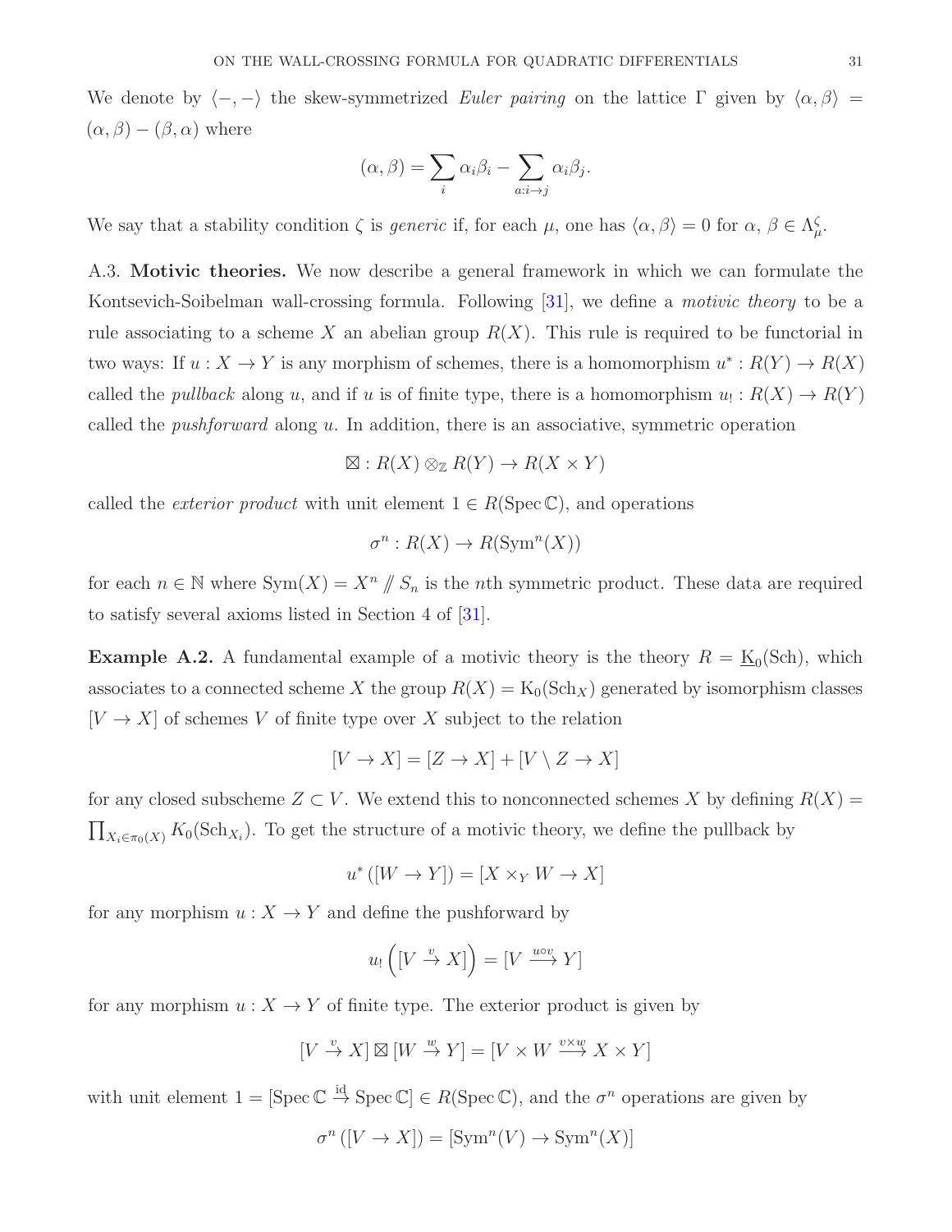We denote by $\langle -, - \rangle$ the skew-symmetrized *Euler pairing* on the lattice $\Gamma$ given by $\langle \alpha, \beta \rangle = (\alpha, \beta) - (\beta, \alpha)$ where

$$(\alpha, \beta) = \sum_i \alpha_i \beta_i - \sum_{a:i \to j} \alpha_i \beta_j.$$

We say that a stability condition $\zeta$ is *generic* if, for each $\mu$, one has $\langle \alpha, \beta \rangle = 0$ for $\alpha$, $\beta \in \Lambda_\mu^\zeta$.

A.3. **Motivic theories.** We now describe a general framework in which we can formulate the Kontsevich-Soibelman wall-crossing formula. Following [31], we define a *motivic theory* to be a rule associating to a scheme $X$ an abelian group $R(X)$. This rule is required to be functorial in two ways: If $u : X \to Y$ is any morphism of schemes, there is a homomorphism $u^* : R(Y) \to R(X)$ called the *pullback* along $u$, and if $u$ is of finite type, there is a homomorphism $u_! : R(X) \to R(Y)$ called the *pushforward* along $u$. In addition, there is an associative, symmetric operation

$$\boxtimes : R(X) \otimes_{\mathbb{Z}} R(Y) \to R(X \times Y)$$

called the *exterior product* with unit element $1 \in R(\operatorname{Spec} \mathbb{C})$, and operations

$$\sigma^n : R(X) \to R(\operatorname{Sym}^n(X))$$

for each $n \in \mathbb{N}$ where $\operatorname{Sym}(X) = X^n /\!\!/ S_n$ is the $n$th symmetric product. These data are required to satisfy several axioms listed in Section 4 of [31].

**Example A.2.** A fundamental example of a motivic theory is the theory $R = \underline{\mathrm{K}}_0(\mathrm{Sch})$, which associates to a connected scheme $X$ the group $R(X) = \mathrm{K}_0(\mathrm{Sch}_X)$ generated by isomorphism classes $[V \to X]$ of schemes $V$ of finite type over $X$ subject to the relation

$$[V \to X] = [Z \to X] + [V \setminus Z \to X]$$

for any closed subscheme $Z \subset V$. We extend this to nonconnected schemes $X$ by defining $R(X) = \prod_{X_i \in \pi_0(X)} K_0(\mathrm{Sch}_{X_i})$. To get the structure of a motivic theory, we define the pullback by

$$u^*\left([W \to Y]\right) = [X \times_Y W \to X]$$

for any morphism $u : X \to Y$ and define the pushforward by

$$u_!\left([V \xrightarrow{v} X]\right) = [V \xrightarrow{u \circ v} Y]$$

for any morphism $u : X \to Y$ of finite type. The exterior product is given by

$$[V \xrightarrow{v} X] \boxtimes [W \xrightarrow{w} Y] = [V \times W \xrightarrow{v \times w} X \times Y]$$

with unit element $1 = [\operatorname{Spec} \mathbb{C} \xrightarrow{\mathrm{id}} \operatorname{Spec} \mathbb{C}] \in R(\operatorname{Spec} \mathbb{C})$, and the $\sigma^n$ operations are given by

$$\sigma^n\left([V \to X]\right) = [\operatorname{Sym}^n(V) \to \operatorname{Sym}^n(X)]$$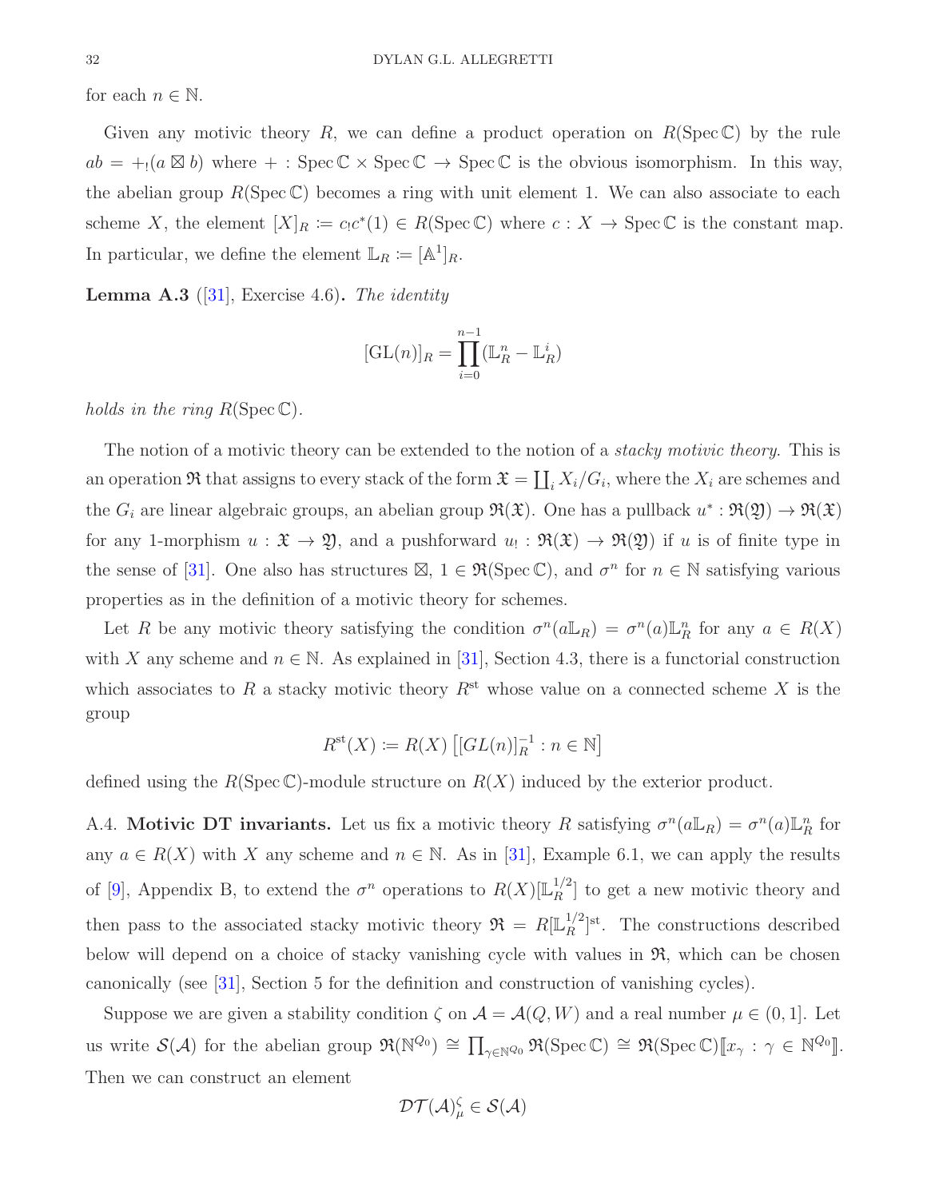for each $n \in \mathbb{N}$.

Given any motivic theory $R$, we can define a product operation on $R(\operatorname{Spec}\mathbb{C})$ by the rule $ab = +_!(a \boxtimes b)$ where $+ : \operatorname{Spec}\mathbb{C} \times \operatorname{Spec}\mathbb{C} \to \operatorname{Spec}\mathbb{C}$ is the obvious isomorphism. In this way, the abelian group $R(\operatorname{Spec}\mathbb{C})$ becomes a ring with unit element 1. We can also associate to each scheme $X$, the element $[X]_R \coloneqq c_! c^*(1) \in R(\operatorname{Spec}\mathbb{C})$ where $c : X \to \operatorname{Spec}\mathbb{C}$ is the constant map. In particular, we define the element $\mathbb{L}_R \coloneqq [\mathbb{A}^1]_R$.

**Lemma A.3** ([31], Exercise 4.6)**.** *The identity*

$$[\mathrm{GL}(n)]_R = \prod_{i=0}^{n-1} (\mathbb{L}_R^n - \mathbb{L}_R^i)$$

*holds in the ring* $R(\operatorname{Spec}\mathbb{C})$.

The notion of a motivic theory can be extended to the notion of a *stacky motivic theory*. This is an operation $\mathfrak{R}$ that assigns to every stack of the form $\mathfrak{X} = \coprod_i X_i/G_i$, where the $X_i$ are schemes and the $G_i$ are linear algebraic groups, an abelian group $\mathfrak{R}(\mathfrak{X})$. One has a pullback $u^* : \mathfrak{R}(\mathfrak{Y}) \to \mathfrak{R}(\mathfrak{X})$ for any 1-morphism $u : \mathfrak{X} \to \mathfrak{Y}$, and a pushforward $u_! : \mathfrak{R}(\mathfrak{X}) \to \mathfrak{R}(\mathfrak{Y})$ if $u$ is of finite type in the sense of [31]. One also has structures $\boxtimes$, $1 \in \mathfrak{R}(\operatorname{Spec}\mathbb{C})$, and $\sigma^n$ for $n \in \mathbb{N}$ satisfying various properties as in the definition of a motivic theory for schemes.

Let $R$ be any motivic theory satisfying the condition $\sigma^n(a\mathbb{L}_R) = \sigma^n(a)\mathbb{L}_R^n$ for any $a \in R(X)$ with $X$ any scheme and $n \in \mathbb{N}$. As explained in [31], Section 4.3, there is a functorial construction which associates to $R$ a stacky motivic theory $R^{\mathrm{st}}$ whose value on a connected scheme $X$ is the group

$$R^{\mathrm{st}}(X) \coloneqq R(X)\left[[GL(n)]_R^{-1} : n \in \mathbb{N}\right]$$

defined using the $R(\operatorname{Spec}\mathbb{C})$-module structure on $R(X)$ induced by the exterior product.

A.4. **Motivic DT invariants.** Let us fix a motivic theory $R$ satisfying $\sigma^n(a\mathbb{L}_R) = \sigma^n(a)\mathbb{L}_R^n$ for any $a \in R(X)$ with $X$ any scheme and $n \in \mathbb{N}$. As in [31], Example 6.1, we can apply the results of [9], Appendix B, to extend the $\sigma^n$ operations to $R(X)[\mathbb{L}_R^{1/2}]$ to get a new motivic theory and then pass to the associated stacky motivic theory $\mathfrak{R} = R[\mathbb{L}_R^{1/2}]^{\mathrm{st}}$. The constructions described below will depend on a choice of stacky vanishing cycle with values in $\mathfrak{R}$, which can be chosen canonically (see [31], Section 5 for the definition and construction of vanishing cycles).

Suppose we are given a stability condition $\zeta$ on $\mathcal{A} = \mathcal{A}(Q, W)$ and a real number $\mu \in (0, 1]$. Let us write $\mathcal{S}(\mathcal{A})$ for the abelian group $\mathfrak{R}(\mathbb{N}^{Q_0}) \cong \prod_{\gamma \in \mathbb{N}^{Q_0}} \mathfrak{R}(\operatorname{Spec}\mathbb{C}) \cong \mathfrak{R}(\operatorname{Spec}\mathbb{C})[\![x_\gamma : \gamma \in \mathbb{N}^{Q_0}]\!]$. Then we can construct an element

$$\mathcal{DT}(\mathcal{A})_\mu^\zeta \in \mathcal{S}(\mathcal{A})$$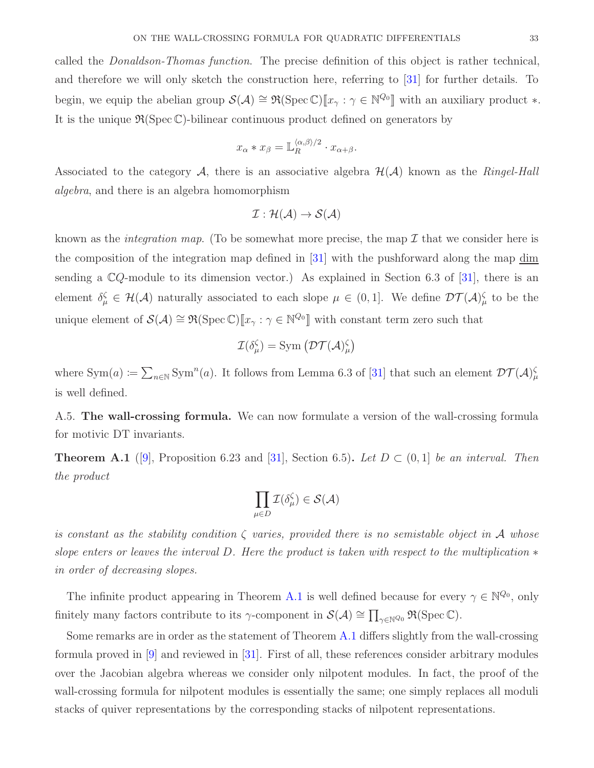called the *Donaldson-Thomas function*. The precise definition of this object is rather technical, and therefore we will only sketch the construction here, referring to [31] for further details. To begin, we equip the abelian group $\mathcal{S}(\mathcal{A}) \cong \mathfrak{R}(\operatorname{Spec}\mathbb{C})[\![x_\gamma : \gamma \in \mathbb{N}^{Q_0}]\!]$ with an auxiliary product $*$. It is the unique $\mathfrak{R}(\operatorname{Spec}\mathbb{C})$-bilinear continuous product defined on generators by

$$x_\alpha * x_\beta = \mathbb{L}_R^{\langle\alpha,\beta\rangle/2} \cdot x_{\alpha+\beta}.$$

Associated to the category $\mathcal{A}$, there is an associative algebra $\mathcal{H}(\mathcal{A})$ known as the *Ringel-Hall algebra*, and there is an algebra homomorphism

$$\mathcal{I} : \mathcal{H}(\mathcal{A}) \to \mathcal{S}(\mathcal{A})$$

known as the *integration map*. (To be somewhat more precise, the map $\mathcal{I}$ that we consider here is the composition of the integration map defined in [31] with the pushforward along the map $\underline{\dim}$ sending a $\mathbb{C}Q$-module to its dimension vector.) As explained in Section 6.3 of [31], there is an element $\delta_\mu^\zeta \in \mathcal{H}(\mathcal{A})$ naturally associated to each slope $\mu \in (0,1]$. We define $\mathcal{DT}(\mathcal{A})_\mu^\zeta$ to be the unique element of $\mathcal{S}(\mathcal{A}) \cong \mathfrak{R}(\operatorname{Spec}\mathbb{C})[\![x_\gamma : \gamma \in \mathbb{N}^{Q_0}]\!]$ with constant term zero such that

$$\mathcal{I}(\delta_\mu^\zeta) = \operatorname{Sym}\left(\mathcal{DT}(\mathcal{A})_\mu^\zeta\right)$$

where $\operatorname{Sym}(a) := \sum_{n\in\mathbb{N}} \operatorname{Sym}^n(a)$. It follows from Lemma 6.3 of [31] that such an element $\mathcal{DT}(\mathcal{A})_\mu^\zeta$ is well defined.

A.5. **The wall-crossing formula.** We can now formulate a version of the wall-crossing formula for motivic DT invariants.

**Theorem A.1** ([9], Proposition 6.23 and [31], Section 6.5)**.** *Let $D \subset (0,1]$ be an interval. Then the product*

$$\prod_{\mu\in D} \mathcal{I}(\delta_\mu^\zeta) \in \mathcal{S}(\mathcal{A})$$

*is constant as the stability condition $\zeta$ varies, provided there is no semistable object in $\mathcal{A}$ whose slope enters or leaves the interval $D$. Here the product is taken with respect to the multiplication $*$ in order of decreasing slopes.*

The infinite product appearing in Theorem A.1 is well defined because for every $\gamma \in \mathbb{N}^{Q_0}$, only finitely many factors contribute to its $\gamma$-component in $\mathcal{S}(\mathcal{A}) \cong \prod_{\gamma\in\mathbb{N}^{Q_0}} \mathfrak{R}(\operatorname{Spec}\mathbb{C})$.

Some remarks are in order as the statement of Theorem A.1 differs slightly from the wall-crossing formula proved in [9] and reviewed in [31]. First of all, these references consider arbitrary modules over the Jacobian algebra whereas we consider only nilpotent modules. In fact, the proof of the wall-crossing formula for nilpotent modules is essentially the same; one simply replaces all moduli stacks of quiver representations by the corresponding stacks of nilpotent representations.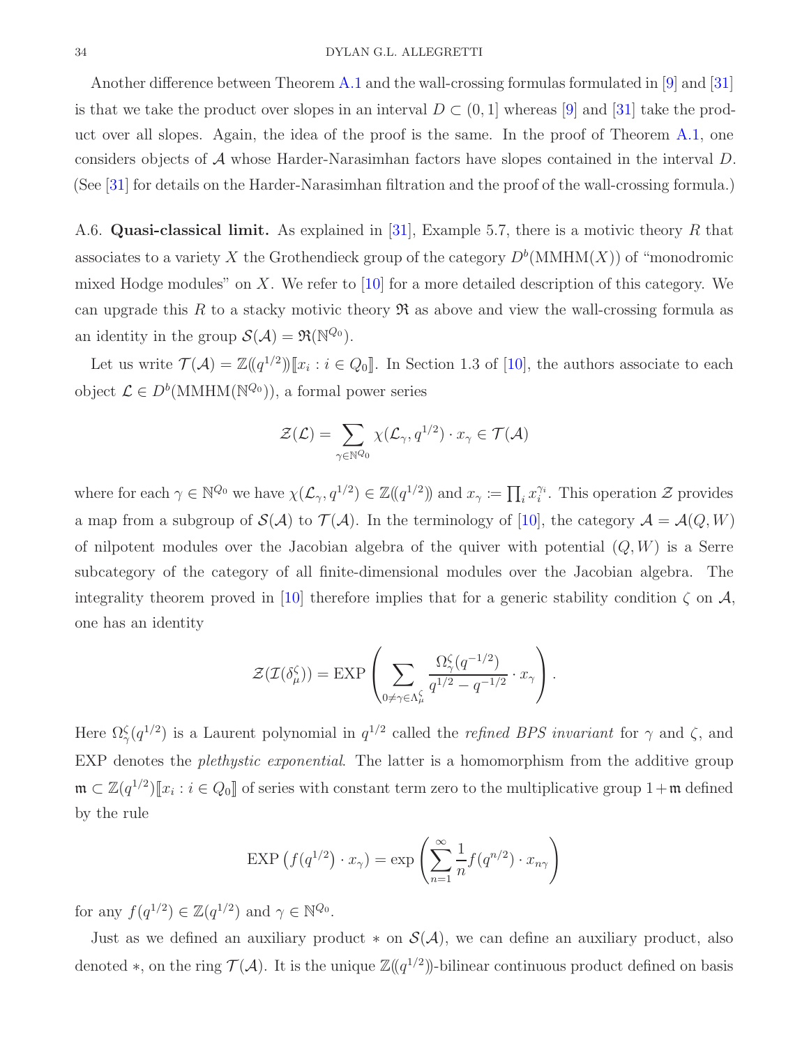Another difference between Theorem A.1 and the wall-crossing formulas formulated in [9] and [31] is that we take the product over slopes in an interval $D \subset (0, 1]$ whereas [9] and [31] take the product over all slopes. Again, the idea of the proof is the same. In the proof of Theorem A.1, one considers objects of $\mathcal{A}$ whose Harder-Narasimhan factors have slopes contained in the interval $D$. (See [31] for details on the Harder-Narasimhan filtration and the proof of the wall-crossing formula.)

A.6. **Quasi-classical limit.** As explained in [31], Example 5.7, there is a motivic theory $R$ that associates to a variety $X$ the Grothendieck group of the category $D^b(\mathrm{MMHM}(X))$ of "monodromic mixed Hodge modules" on $X$. We refer to [10] for a more detailed description of this category. We can upgrade this $R$ to a stacky motivic theory $\mathfrak{R}$ as above and view the wall-crossing formula as an identity in the group $\mathcal{S}(\mathcal{A}) = \mathfrak{R}(\mathbb{N}^{Q_0})$.

Let us write $\mathcal{T}(\mathcal{A}) = \mathbb{Z}(\!(q^{1/2})\!)[\![x_i : i \in Q_0]\!]$. In Section 1.3 of [10], the authors associate to each object $\mathcal{L} \in D^b(\mathrm{MMHM}(\mathbb{N}^{Q_0}))$, a formal power series

$$\mathcal{Z}(\mathcal{L}) = \sum_{\gamma \in \mathbb{N}^{Q_0}} \chi(\mathcal{L}_\gamma, q^{1/2}) \cdot x_\gamma \in \mathcal{T}(\mathcal{A})$$

where for each $\gamma \in \mathbb{N}^{Q_0}$ we have $\chi(\mathcal{L}_\gamma, q^{1/2}) \in \mathbb{Z}(\!(q^{1/2})\!)$ and $x_\gamma := \prod_i x_i^{\gamma_i}$. This operation $\mathcal{Z}$ provides a map from a subgroup of $\mathcal{S}(\mathcal{A})$ to $\mathcal{T}(\mathcal{A})$. In the terminology of [10], the category $\mathcal{A} = \mathcal{A}(Q, W)$ of nilpotent modules over the Jacobian algebra of the quiver with potential $(Q, W)$ is a Serre subcategory of the category of all finite-dimensional modules over the Jacobian algebra. The integrality theorem proved in [10] therefore implies that for a generic stability condition $\zeta$ on $\mathcal{A}$, one has an identity

$$\mathcal{Z}(\mathcal{I}(\delta_\mu^\zeta)) = \mathrm{EXP}\left(\sum_{0 \neq \gamma \in \Lambda_\mu^\zeta} \frac{\Omega_\gamma^\zeta(q^{-1/2})}{q^{1/2} - q^{-1/2}} \cdot x_\gamma\right).$$

Here $\Omega_\gamma^\zeta(q^{1/2})$ is a Laurent polynomial in $q^{1/2}$ called the *refined BPS invariant* for $\gamma$ and $\zeta$, and EXP denotes the *plethystic exponential*. The latter is a homomorphism from the additive group $\mathfrak{m} \subset \mathbb{Z}(q^{1/2})[\![x_i : i \in Q_0]\!]$ of series with constant term zero to the multiplicative group $1 + \mathfrak{m}$ defined by the rule

$$\mathrm{EXP}\left(f(q^{1/2}) \cdot x_\gamma\right) = \exp\left(\sum_{n=1}^{\infty} \frac{1}{n} f(q^{n/2}) \cdot x_{n\gamma}\right)$$

for any $f(q^{1/2}) \in \mathbb{Z}(q^{1/2})$ and $\gamma \in \mathbb{N}^{Q_0}$.

Just as we defined an auxiliary product $*$ on $\mathcal{S}(\mathcal{A})$, we can define an auxiliary product, also denoted $*$, on the ring $\mathcal{T}(\mathcal{A})$. It is the unique $\mathbb{Z}(\!(q^{1/2})\!)$-bilinear continuous product defined on basis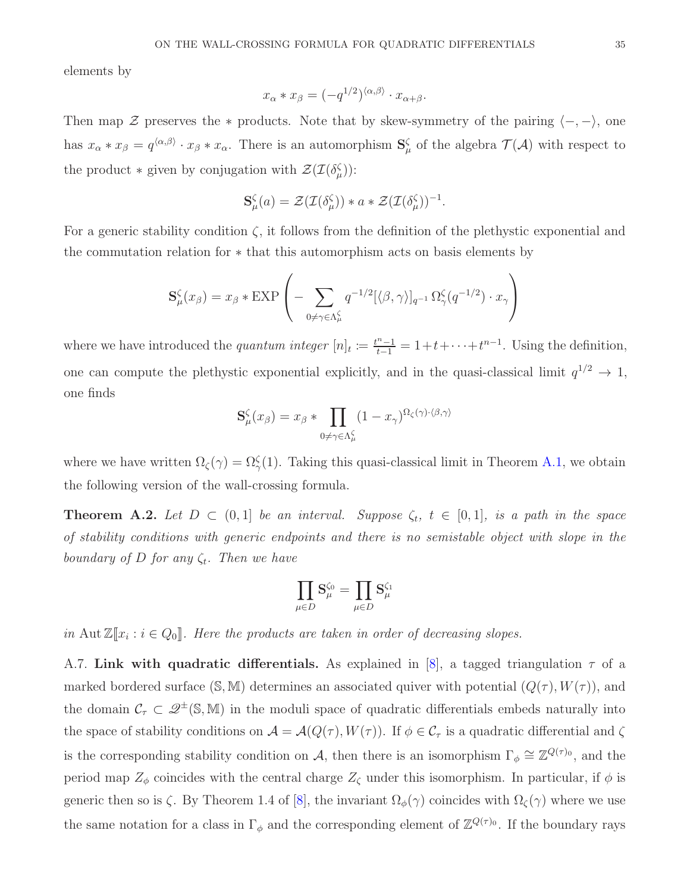elements by

$$x_\alpha * x_\beta = (-q^{1/2})^{\langle \alpha,\beta\rangle} \cdot x_{\alpha+\beta}.$$

Then map $\mathcal{Z}$ preserves the $*$ products. Note that by skew-symmetry of the pairing $\langle -,-\rangle$, one has $x_\alpha * x_\beta = q^{\langle \alpha,\beta\rangle} \cdot x_\beta * x_\alpha$. There is an automorphism $\mathbf{S}_\mu^\zeta$ of the algebra $\mathcal{T}(\mathcal{A})$ with respect to the product $*$ given by conjugation with $\mathcal{Z}(\mathcal{I}(\delta_\mu^\zeta))$:

$$\mathbf{S}_\mu^\zeta(a) = \mathcal{Z}(\mathcal{I}(\delta_\mu^\zeta)) * a * \mathcal{Z}(\mathcal{I}(\delta_\mu^\zeta))^{-1}.$$

For a generic stability condition $\zeta$, it follows from the definition of the plethystic exponential and the commutation relation for $*$ that this automorphism acts on basis elements by

$$\mathbf{S}_\mu^\zeta(x_\beta) = x_\beta * \operatorname{EXP}\left(-\sum_{0\neq\gamma\in\Lambda_\mu^\zeta} q^{-1/2}[\langle\beta,\gamma\rangle]_{q^{-1}}\, \Omega_\gamma^\zeta(q^{-1/2})\cdot x_\gamma\right)$$

where we have introduced the *quantum integer* $[n]_t := \frac{t^n-1}{t-1} = 1+t+\dots+t^{n-1}$. Using the definition, one can compute the plethystic exponential explicitly, and in the quasi-classical limit $q^{1/2}\to 1$, one finds

$$\mathbf{S}_\mu^\zeta(x_\beta) = x_\beta * \prod_{0\neq\gamma\in\Lambda_\mu^\zeta} (1-x_\gamma)^{\Omega_\zeta(\gamma)\cdot\langle\beta,\gamma\rangle}$$

where we have written $\Omega_\zeta(\gamma) = \Omega_\gamma^\zeta(1)$. Taking this quasi-classical limit in Theorem A.1, we obtain the following version of the wall-crossing formula.

**Theorem A.2.** *Let $D\subset(0,1]$ be an interval. Suppose $\zeta_t$, $t\in[0,1]$, is a path in the space of stability conditions with generic endpoints and there is no semistable object with slope in the boundary of $D$ for any $\zeta_t$. Then we have*

$$\prod_{\mu\in D}\mathbf{S}_\mu^{\zeta_0} = \prod_{\mu\in D}\mathbf{S}_\mu^{\zeta_1}$$

*in* $\operatorname{Aut}\mathbb{Z}[\![x_i : i\in Q_0]\!]$. *Here the products are taken in order of decreasing slopes.*

A.7. **Link with quadratic differentials.** As explained in [8], a tagged triangulation $\tau$ of a marked bordered surface $(\mathbb{S},\mathbb{M})$ determines an associated quiver with potential $(Q(\tau),W(\tau))$, and the domain $\mathcal{C}_\tau\subset\mathscr{Q}^\pm(\mathbb{S},\mathbb{M})$ in the moduli space of quadratic differentials embeds naturally into the space of stability conditions on $\mathcal{A}=\mathcal{A}(Q(\tau),W(\tau))$. If $\phi\in\mathcal{C}_\tau$ is a quadratic differential and $\zeta$ is the corresponding stability condition on $\mathcal{A}$, then there is an isomorphism $\Gamma_\phi\cong\mathbb{Z}^{Q(\tau)_0}$, and the period map $Z_\phi$ coincides with the central charge $Z_\zeta$ under this isomorphism. In particular, if $\phi$ is generic then so is $\zeta$. By Theorem 1.4 of [8], the invariant $\Omega_\phi(\gamma)$ coincides with $\Omega_\zeta(\gamma)$ where we use the same notation for a class in $\Gamma_\phi$ and the corresponding element of $\mathbb{Z}^{Q(\tau)_0}$. If the boundary rays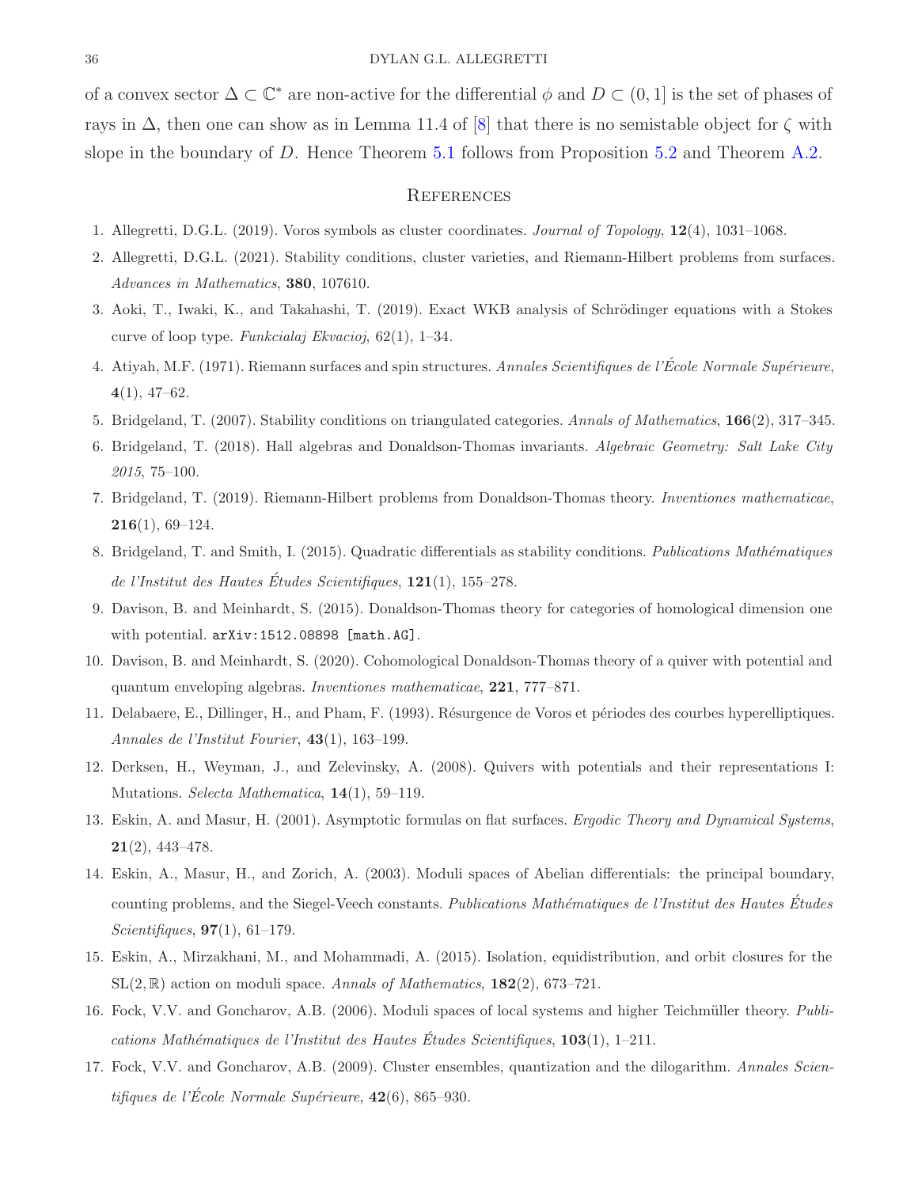of a convex sector $\Delta \subset \mathbb{C}^*$ are non-active for the differential $\phi$ and $D \subset (0, 1]$ is the set of phases of rays in $\Delta$, then one can show as in Lemma 11.4 of [8] that there is no semistable object for $\zeta$ with slope in the boundary of $D$. Hence Theorem 5.1 follows from Proposition 5.2 and Theorem A.2.

## References

1. Allegretti, D.G.L. (2019). Voros symbols as cluster coordinates. *Journal of Topology*, **12**(4), 1031–1068.
2. Allegretti, D.G.L. (2021). Stability conditions, cluster varieties, and Riemann-Hilbert problems from surfaces. *Advances in Mathematics*, **380**, 107610.
3. Aoki, T., Iwaki, K., and Takahashi, T. (2019). Exact WKB analysis of Schrödinger equations with a Stokes curve of loop type. *Funkcialaj Ekvacioj*, 62(1), 1–34.
4. Atiyah, M.F. (1971). Riemann surfaces and spin structures. *Annales Scientifiques de l'École Normale Supérieure*, **4**(1), 47–62.
5. Bridgeland, T. (2007). Stability conditions on triangulated categories. *Annals of Mathematics*, **166**(2), 317–345.
6. Bridgeland, T. (2018). Hall algebras and Donaldson-Thomas invariants. *Algebraic Geometry: Salt Lake City 2015*, 75–100.
7. Bridgeland, T. (2019). Riemann-Hilbert problems from Donaldson-Thomas theory. *Inventiones mathematicae*, **216**(1), 69–124.
8. Bridgeland, T. and Smith, I. (2015). Quadratic differentials as stability conditions. *Publications Mathématiques de l'Institut des Hautes Études Scientifiques*, **121**(1), 155–278.
9. Davison, B. and Meinhardt, S. (2015). Donaldson-Thomas theory for categories of homological dimension one with potential. `arXiv:1512.08898 [math.AG]`.
10. Davison, B. and Meinhardt, S. (2020). Cohomological Donaldson-Thomas theory of a quiver with potential and quantum enveloping algebras. *Inventiones mathematicae*, **221**, 777–871.
11. Delabaere, E., Dillinger, H., and Pham, F. (1993). Résurgence de Voros et périodes des courbes hyperelliptiques. *Annales de l'Institut Fourier*, **43**(1), 163–199.
12. Derksen, H., Weyman, J., and Zelevinsky, A. (2008). Quivers with potentials and their representations I: Mutations. *Selecta Mathematica*, **14**(1), 59–119.
13. Eskin, A. and Masur, H. (2001). Asymptotic formulas on flat surfaces. *Ergodic Theory and Dynamical Systems*, **21**(2), 443–478.
14. Eskin, A., Masur, H., and Zorich, A. (2003). Moduli spaces of Abelian differentials: the principal boundary, counting problems, and the Siegel-Veech constants. *Publications Mathématiques de l'Institut des Hautes Études Scientifiques*, **97**(1), 61–179.
15. Eskin, A., Mirzakhani, M., and Mohammadi, A. (2015). Isolation, equidistribution, and orbit closures for the $\mathrm{SL}(2, \mathbb{R})$ action on moduli space. *Annals of Mathematics*, **182**(2), 673–721.
16. Fock, V.V. and Goncharov, A.B. (2006). Moduli spaces of local systems and higher Teichmüller theory. *Publications Mathématiques de l'Institut des Hautes Études Scientifiques*, **103**(1), 1–211.
17. Fock, V.V. and Goncharov, A.B. (2009). Cluster ensembles, quantization and the dilogarithm. *Annales Scientifiques de l'École Normale Supérieure*, **42**(6), 865–930.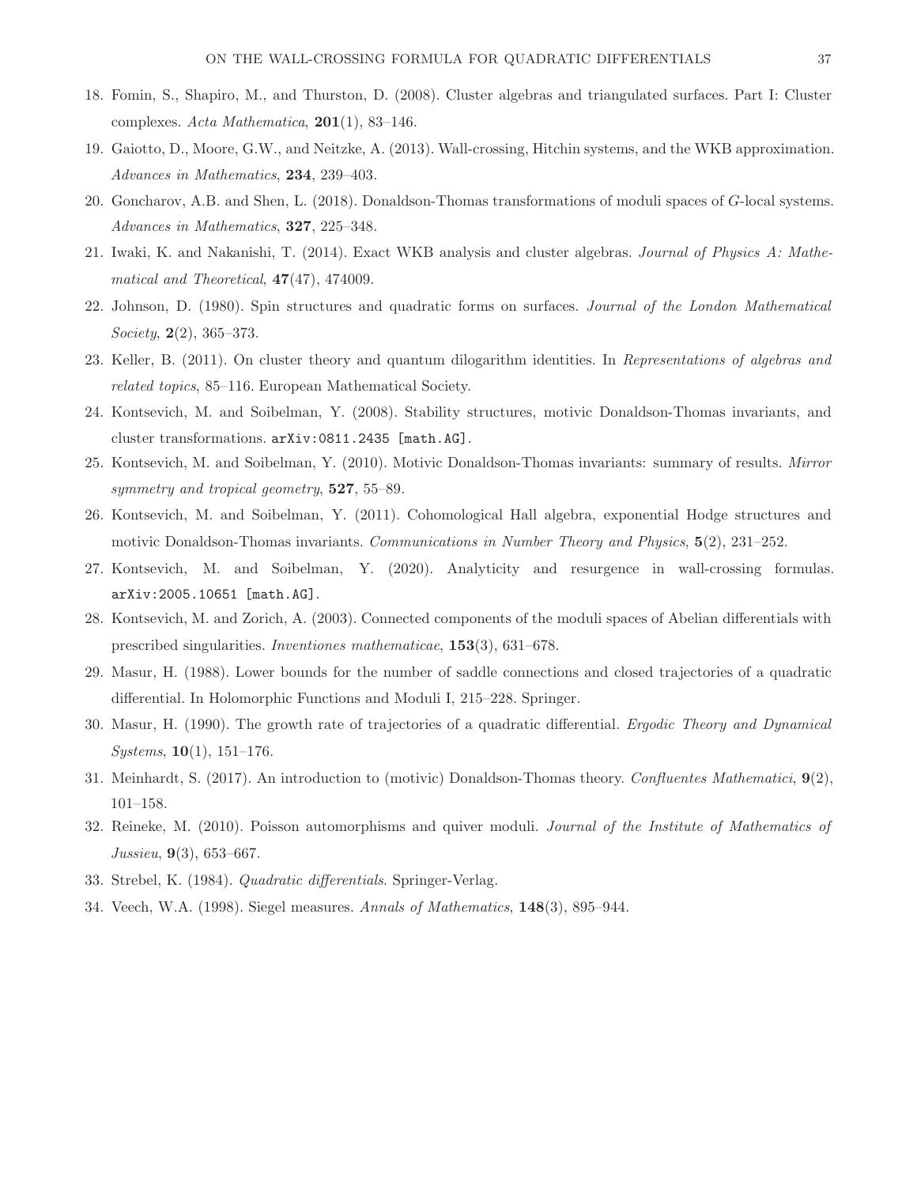18. Fomin, S., Shapiro, M., and Thurston, D. (2008). Cluster algebras and triangulated surfaces. Part I: Cluster complexes. *Acta Mathematica*, **201**(1), 83–146.
19. Gaiotto, D., Moore, G.W., and Neitzke, A. (2013). Wall-crossing, Hitchin systems, and the WKB approximation. *Advances in Mathematics*, **234**, 239–403.
20. Goncharov, A.B. and Shen, L. (2018). Donaldson-Thomas transformations of moduli spaces of $G$-local systems. *Advances in Mathematics*, **327**, 225–348.
21. Iwaki, K. and Nakanishi, T. (2014). Exact WKB analysis and cluster algebras. *Journal of Physics A: Mathematical and Theoretical*, **47**(47), 474009.
22. Johnson, D. (1980). Spin structures and quadratic forms on surfaces. *Journal of the London Mathematical Society*, **2**(2), 365–373.
23. Keller, B. (2011). On cluster theory and quantum dilogarithm identities. In *Representations of algebras and related topics*, 85–116. European Mathematical Society.
24. Kontsevich, M. and Soibelman, Y. (2008). Stability structures, motivic Donaldson-Thomas invariants, and cluster transformations. `arXiv:0811.2435 [math.AG]`.
25. Kontsevich, M. and Soibelman, Y. (2010). Motivic Donaldson-Thomas invariants: summary of results. *Mirror symmetry and tropical geometry*, **527**, 55–89.
26. Kontsevich, M. and Soibelman, Y. (2011). Cohomological Hall algebra, exponential Hodge structures and motivic Donaldson-Thomas invariants. *Communications in Number Theory and Physics*, **5**(2), 231–252.
27. Kontsevich, M. and Soibelman, Y. (2020). Analyticity and resurgence in wall-crossing formulas. `arXiv:2005.10651 [math.AG]`.
28. Kontsevich, M. and Zorich, A. (2003). Connected components of the moduli spaces of Abelian differentials with prescribed singularities. *Inventiones mathematicae*, **153**(3), 631–678.
29. Masur, H. (1988). Lower bounds for the number of saddle connections and closed trajectories of a quadratic differential. In Holomorphic Functions and Moduli I, 215–228. Springer.
30. Masur, H. (1990). The growth rate of trajectories of a quadratic differential. *Ergodic Theory and Dynamical Systems*, **10**(1), 151–176.
31. Meinhardt, S. (2017). An introduction to (motivic) Donaldson-Thomas theory. *Confluentes Mathematici*, **9**(2), 101–158.
32. Reineke, M. (2010). Poisson automorphisms and quiver moduli. *Journal of the Institute of Mathematics of Jussieu*, **9**(3), 653–667.
33. Strebel, K. (1984). *Quadratic differentials*. Springer-Verlag.
34. Veech, W.A. (1998). Siegel measures. *Annals of Mathematics*, **148**(3), 895–944.